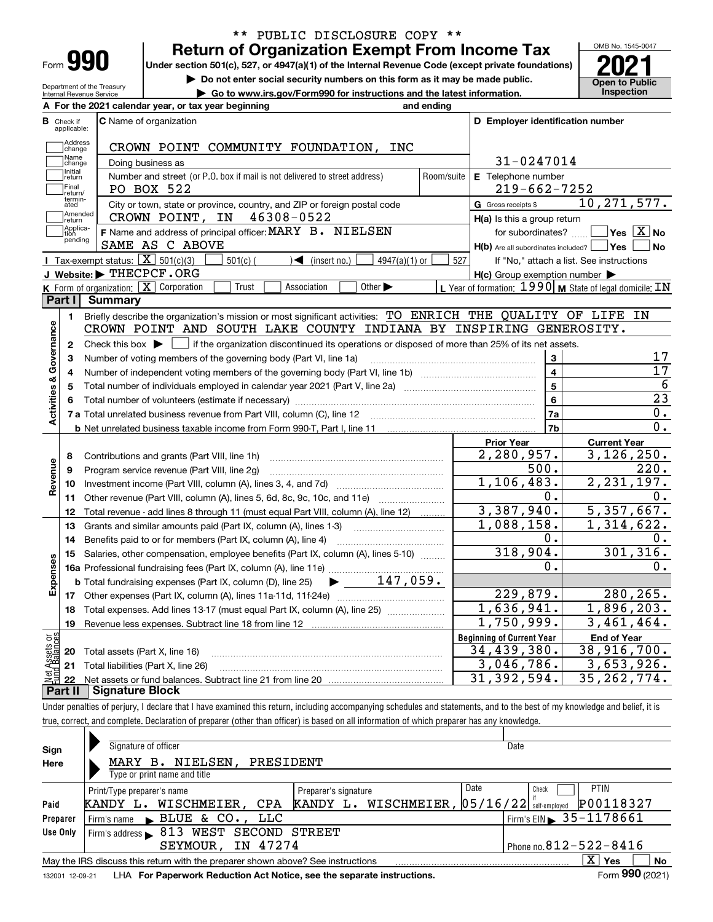** PUBLIC DISCLOSURE COPY **

Form **990**

# Return of Organization Exempt From Income Tax

**Under section 501(c), 527, or 4947(a)(1) of the Internal Revenue Code (except private foundations)**

▶ Do not enter social security numbers on this form as it may be made public.

▶ Go to www.irs.gov/Form990 for instructions and the latest information.

OMB No. 1545-0047

**2021**

**Open to Public Inspection**

Department of the Treasury
Internal Revenue Service

**A** For the 2021 calendar year, or tax year beginning and ending

**B** Check if applicable: Address change, Name change, Initial return, Final return/terminated, Amended return, Application pending

**C** Name of organization: CROWN POINT COMMUNITY FOUNDATION, INC

Doing business as

Number and street (or P.O. box if mail is not delivered to street address): PO BOX 522 | Room/suite

City or town, state or province, country, and ZIP or foreign postal code: CROWN POINT, IN 46308-0522

**D** Employer identification number: 31-0247014

**E** Telephone number: 219-662-7252

**G** Gross receipts $ 10,271,577.

**F** Name and address of principal officer: MARY B. NIELSEN
SAME AS C ABOVE

**H(a)** Is this a group return for subordinates? ☐ Yes ☒ No

**H(b)** Are all subordinates included? ☐ Yes ☐ No
If "No," attach a list. See instructions

**H(c)** Group exemption number ▶

**I** Tax-exempt status: ☒ 501(c)(3) ☐ 501(c) ( ) ◀ (insert no.) ☐ 4947(a)(1) or ☐ 527

**J** Website: ▶ THECPCF.ORG

**K** Form of organization: ☒ Corporation ☐ Trust ☐ Association ☐ Other ▶

**L** Year of formation: 1990 **M** State of legal domicile: IN

## Part I Summary

**Activities & Governance**

1 Briefly describe the organization's mission or most significant activities: TO ENRICH THE QUALITY OF LIFE IN CROWN POINT AND SOUTH LAKE COUNTY INDIANA BY INSPIRING GENEROSITY.

2 Check this box ▶ ☐ if the organization discontinued its operations or disposed of more than 25% of its net assets.

| | | | |
|---|---|---|---|
| 3 | Number of voting members of the governing body (Part VI, line 1a) | 3 | 17 |
| 4 | Number of independent voting members of the governing body (Part VI, line 1b) | 4 | 17 |
| 5 | Total number of individuals employed in calendar year 2021 (Part V, line 2a) | 5 | 6 |
| 6 | Total number of volunteers (estimate if necessary) | 6 | 23 |
| 7a | Total unrelated business revenue from Part VIII, column (C), line 12 | 7a | 0. |
| b | Net unrelated business taxable income from Form 990-T, Part I, line 11 | 7b | 0. |

| | | Prior Year | Current Year |
|---|---|---|---|
| **Revenue** | | | |
| 8 | Contributions and grants (Part VIII, line 1h) | 2,280,957. | 3,126,250. |
| 9 | Program service revenue (Part VIII, line 2g) | 500. | 220. |
| 10 | Investment income (Part VIII, column (A), lines 3, 4, and 7d) | 1,106,483. | 2,231,197. |
| 11 | Other revenue (Part VIII, column (A), lines 5, 6d, 8c, 9c, 10c, and 11e) | 0. | 0. |
| 12 | Total revenue - add lines 8 through 11 (must equal Part VIII, column (A), line 12) | 3,387,940. | 5,357,667. |
| **Expenses** | | | |
| 13 | Grants and similar amounts paid (Part IX, column (A), lines 1-3) | 1,088,158. | 1,314,622. |
| 14 | Benefits paid to or for members (Part IX, column (A), line 4) | 0. | 0. |
| 15 | Salaries, other compensation, employee benefits (Part IX, column (A), lines 5-10) | 318,904. | 301,316. |
| 16a | Professional fundraising fees (Part IX, column (A), line 11e) | 0. | 0. |
| b | Total fundraising expenses (Part IX, column (D), line 25) ▶ 147,059. | | |
| 17 | Other expenses (Part IX, column (A), lines 11a-11d, 11f-24e) | 229,879. | 280,265. |
| 18 | Total expenses. Add lines 13-17 (must equal Part IX, column (A), line 25) | 1,636,941. | 1,896,203. |
| 19 | Revenue less expenses. Subtract line 18 from line 12 | 1,750,999. | 3,461,464. |

| **Net Assets or Fund Balances** | | Beginning of Current Year | End of Year |
|---|---|---|---|
| 20 | Total assets (Part X, line 16) | 34,439,380. | 38,916,700. |
| 21 | Total liabilities (Part X, line 26) | 3,046,786. | 3,653,926. |
| 22 | Net assets or fund balances. Subtract line 21 from line 20 | 31,392,594. | 35,262,774. |

## Part II Signature Block

Under penalties of perjury, I declare that I have examined this return, including accompanying schedules and statements, and to the best of my knowledge and belief, it is true, correct, and complete. Declaration of preparer (other than officer) is based on all information of which preparer has any knowledge.

**Sign Here**

Signature of officer | Date

MARY B. NIELSEN, PRESIDENT
Type or print name and title

**Paid Preparer Use Only**

| Print/Type preparer's name | Preparer's signature | Date | Check if self-employed | PTIN |
|---|---|---|---|---|
| KANDY L. WISCHMEIER, CPA | KANDY L. WISCHMEIER, | 05/16/22 | ☐ | P00118327 |

Firm's name ▶ BLUE & CO., LLC | Firm's EIN ▶ 35-1178661

Firm's address ▶ 813 WEST SECOND STREET, SEYMOUR, IN 47274 | Phone no. 812-522-8416

May the IRS discuss this return with the preparer shown above? See instructions ☒ Yes ☐ No

132001 12-09-21 LHA For Paperwork Reduction Act Notice, see the separate instructions. Form **990** (2021)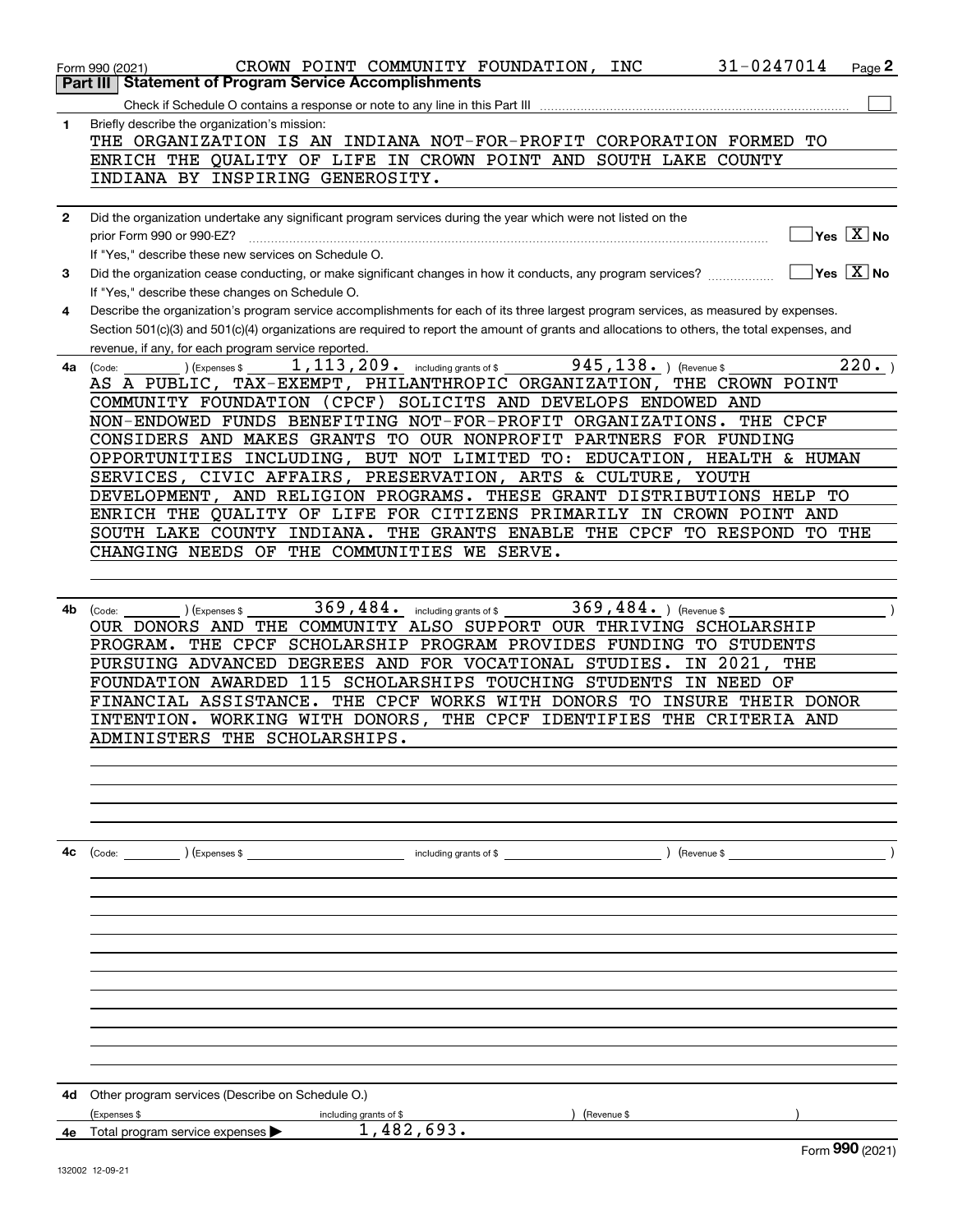Form 990 (2021) CROWN POINT COMMUNITY FOUNDATION, INC 31-0247014

## Part III Statement of Program Service Accomplishments

Check if Schedule O contains a response or note to any line in this Part III ☐

**1** Briefly describe the organization's mission:

THE ORGANIZATION IS AN INDIANA NOT-FOR-PROFIT CORPORATION FORMED TO ENRICH THE QUALITY OF LIFE IN CROWN POINT AND SOUTH LAKE COUNTY INDIANA BY INSPIRING GENEROSITY.

**2** Did the organization undertake any significant program services during the year which were not listed on the prior Form 990 or 990-EZ? ☐ Yes ☒ No

If "Yes," describe these new services on Schedule O.

**3** Did the organization cease conducting, or make significant changes in how it conducts, any program services? ☐ Yes ☒ No

If "Yes," describe these changes on Schedule O.

**4** Describe the organization's program service accomplishments for each of its three largest program services, as measured by expenses. Section 501(c)(3) and 501(c)(4) organizations are required to report the amount of grants and allocations to others, the total expenses, and revenue, if any, for each program service reported.

**4a** (Code: ) (Expenses $ 1,113,209. including grants of $ 945,138. ) (Revenue $ 220. )

AS A PUBLIC, TAX-EXEMPT, PHILANTHROPIC ORGANIZATION, THE CROWN POINT COMMUNITY FOUNDATION (CPCF) SOLICITS AND DEVELOPS ENDOWED AND NON-ENDOWED FUNDS BENEFITING NOT-FOR-PROFIT ORGANIZATIONS. THE CPCF CONSIDERS AND MAKES GRANTS TO OUR NONPROFIT PARTNERS FOR FUNDING OPPORTUNITIES INCLUDING, BUT NOT LIMITED TO: EDUCATION, HEALTH & HUMAN SERVICES, CIVIC AFFAIRS, PRESERVATION, ARTS & CULTURE, YOUTH DEVELOPMENT, AND RELIGION PROGRAMS. THESE GRANT DISTRIBUTIONS HELP TO ENRICH THE QUALITY OF LIFE FOR CITIZENS PRIMARILY IN CROWN POINT AND SOUTH LAKE COUNTY INDIANA. THE GRANTS ENABLE THE CPCF TO RESPOND TO THE CHANGING NEEDS OF THE COMMUNITIES WE SERVE.

**4b** (Code: ) (Expenses $ 369,484. including grants of $ 369,484. ) (Revenue $ )

OUR DONORS AND THE COMMUNITY ALSO SUPPORT OUR THRIVING SCHOLARSHIP PROGRAM. THE CPCF SCHOLARSHIP PROGRAM PROVIDES FUNDING TO STUDENTS PURSUING ADVANCED DEGREES AND FOR VOCATIONAL STUDIES. IN 2021, THE FOUNDATION AWARDED 115 SCHOLARSHIPS TOUCHING STUDENTS IN NEED OF FINANCIAL ASSISTANCE. THE CPCF WORKS WITH DONORS TO INSURE THEIR DONOR INTENTION. WORKING WITH DONORS, THE CPCF IDENTIFIES THE CRITERIA AND ADMINISTERS THE SCHOLARSHIPS.

**4c** (Code: ) (Expenses $ including grants of $ ) (Revenue $ )

**4d** Other program services (Describe on Schedule O.)

(Expenses $ including grants of $ ) (Revenue $ )

**4e** Total program service expenses ▶ 1,482,693.

Form **990** (2021)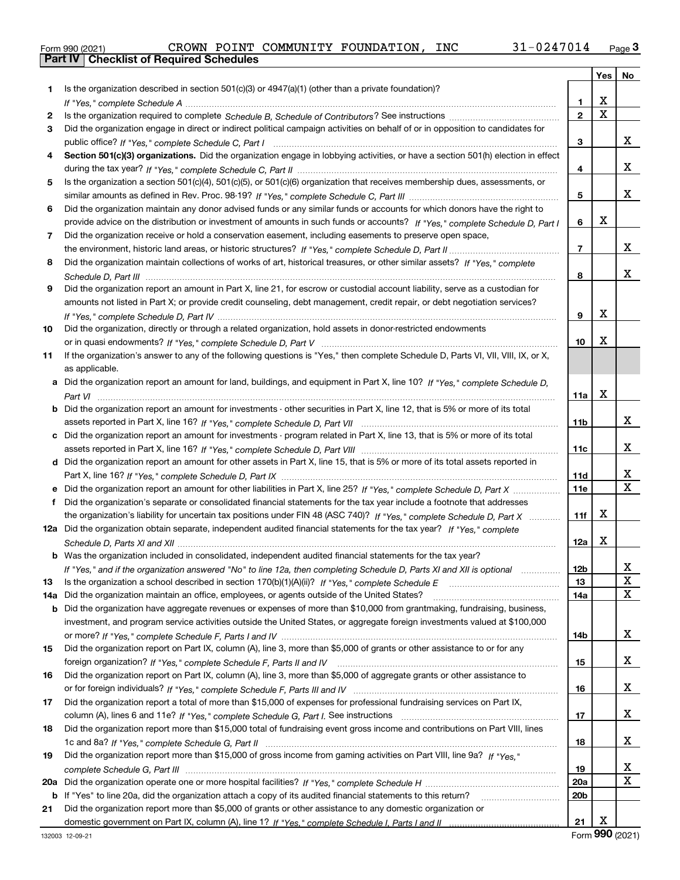Form 990 (2021) CROWN POINT COMMUNITY FOUNDATION, INC 31-0247014

## Part IV | Checklist of Required Schedules

| | | | Yes | No |
|---|---|---|---|---|
| 1 | Is the organization described in section 501(c)(3) or 4947(a)(1) (other than a private foundation)? *If "Yes," complete Schedule A* | 1 | X | |
| 2 | Is the organization required to complete *Schedule B, Schedule of Contributors*? See instructions | 2 | X | |
| 3 | Did the organization engage in direct or indirect political campaign activities on behalf of or in opposition to candidates for public office? *If "Yes," complete Schedule C, Part I* | 3 | | X |
| 4 | **Section 501(c)(3) organizations.** Did the organization engage in lobbying activities, or have a section 501(h) election in effect during the tax year? *If "Yes," complete Schedule C, Part II* | 4 | | X |
| 5 | Is the organization a section 501(c)(4), 501(c)(5), or 501(c)(6) organization that receives membership dues, assessments, or similar amounts as defined in Rev. Proc. 98-19? *If "Yes," complete Schedule C, Part III* | 5 | | X |
| 6 | Did the organization maintain any donor advised funds or any similar funds or accounts for which donors have the right to provide advice on the distribution or investment of amounts in such funds or accounts? *If "Yes," complete Schedule D, Part I* | 6 | X | |
| 7 | Did the organization receive or hold a conservation easement, including easements to preserve open space, the environment, historic land areas, or historic structures? *If "Yes," complete Schedule D, Part II* | 7 | | X |
| 8 | Did the organization maintain collections of works of art, historical treasures, or other similar assets? *If "Yes," complete Schedule D, Part III* | 8 | | X |
| 9 | Did the organization report an amount in Part X, line 21, for escrow or custodial account liability, serve as a custodian for amounts not listed in Part X; or provide credit counseling, debt management, credit repair, or debt negotiation services? *If "Yes," complete Schedule D, Part IV* | 9 | X | |
| 10 | Did the organization, directly or through a related organization, hold assets in donor-restricted endowments or in quasi endowments? *If "Yes," complete Schedule D, Part V* | 10 | X | |
| 11 | If the organization's answer to any of the following questions is "Yes," then complete Schedule D, Parts VI, VII, VIII, IX, or X, as applicable. | | | |
| a | Did the organization report an amount for land, buildings, and equipment in Part X, line 10? *If "Yes," complete Schedule D, Part VI* | 11a | X | |
| b | Did the organization report an amount for investments - other securities in Part X, line 12, that is 5% or more of its total assets reported in Part X, line 16? *If "Yes," complete Schedule D, Part VII* | 11b | | X |
| c | Did the organization report an amount for investments - program related in Part X, line 13, that is 5% or more of its total assets reported in Part X, line 16? *If "Yes," complete Schedule D, Part VIII* | 11c | | X |
| d | Did the organization report an amount for other assets in Part X, line 15, that is 5% or more of its total assets reported in Part X, line 16? *If "Yes," complete Schedule D, Part IX* | 11d | | X |
| e | Did the organization report an amount for other liabilities in Part X, line 25? *If "Yes," complete Schedule D, Part X* | 11e | | X |
| f | Did the organization's separate or consolidated financial statements for the tax year include a footnote that addresses the organization's liability for uncertain tax positions under FIN 48 (ASC 740)? *If "Yes," complete Schedule D, Part X* | 11f | X | |
| 12a | Did the organization obtain separate, independent audited financial statements for the tax year? *If "Yes," complete Schedule D, Parts XI and XII* | 12a | X | |
| b | Was the organization included in consolidated, independent audited financial statements for the tax year? *If "Yes," and if the organization answered "No" to line 12a, then completing Schedule D, Parts XI and XII is optional* | 12b | | X |
| 13 | Is the organization a school described in section 170(b)(1)(A)(ii)? *If "Yes," complete Schedule E* | 13 | | X |
| 14a | Did the organization maintain an office, employees, or agents outside of the United States? | 14a | | X |
| b | Did the organization have aggregate revenues or expenses of more than $10,000 from grantmaking, fundraising, business, investment, and program service activities outside the United States, or aggregate foreign investments valued at $100,000 or more? *If "Yes," complete Schedule F, Parts I and IV* | 14b | | X |
| 15 | Did the organization report on Part IX, column (A), line 3, more than $5,000 of grants or other assistance to or for any foreign organization? *If "Yes," complete Schedule F, Parts II and IV* | 15 | | X |
| 16 | Did the organization report on Part IX, column (A), line 3, more than $5,000 of aggregate grants or other assistance to or for foreign individuals? *If "Yes," complete Schedule F, Parts III and IV* | 16 | | X |
| 17 | Did the organization report a total of more than $15,000 of expenses for professional fundraising services on Part IX, column (A), lines 6 and 11e? *If "Yes," complete Schedule G, Part I.* See instructions | 17 | | X |
| 18 | Did the organization report more than $15,000 total of fundraising event gross income and contributions on Part VIII, lines 1c and 8a? *If "Yes," complete Schedule G, Part II* | 18 | | X |
| 19 | Did the organization report more than $15,000 of gross income from gaming activities on Part VIII, line 9a? *If "Yes," complete Schedule G, Part III* | 19 | | X |
| 20a | Did the organization operate one or more hospital facilities? *If "Yes," complete Schedule H* | 20a | | X |
| b | If "Yes" to line 20a, did the organization attach a copy of its audited financial statements to this return? | 20b | | |
| 21 | Did the organization report more than $5,000 of grants or other assistance to any domestic organization or domestic government on Part IX, column (A), line 1? *If "Yes," complete Schedule I, Parts I and II* | 21 | X | |

132003 12-09-21 Form 990 (2021)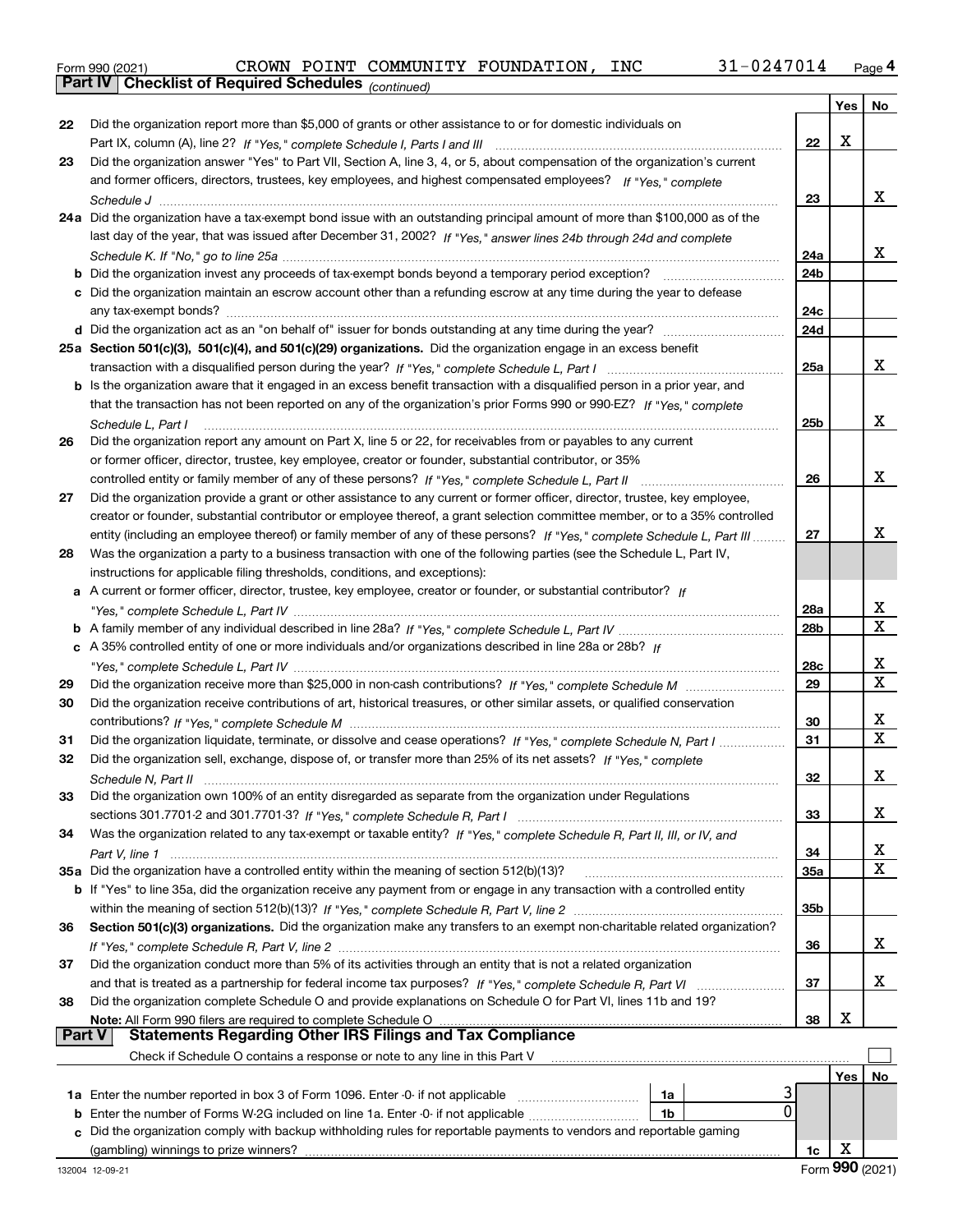Form 990 (2021) CROWN POINT COMMUNITY FOUNDATION, INC 31-0247014 Page **4**

## Part IV Checklist of Required Schedules *(continued)*

| | | | Yes | No |
|---|---|---|---|---|
| 22 | Did the organization report more than $5,000 of grants or other assistance to or for domestic individuals on Part IX, column (A), line 2? *If "Yes," complete Schedule I, Parts I and III* | 22 | X | |
| 23 | Did the organization answer "Yes" to Part VII, Section A, line 3, 4, or 5, about compensation of the organization's current and former officers, directors, trustees, key employees, and highest compensated employees? *If "Yes," complete Schedule J* | 23 | | X |
| 24a | Did the organization have a tax-exempt bond issue with an outstanding principal amount of more than $100,000 as of the last day of the year, that was issued after December 31, 2002? *If "Yes," answer lines 24b through 24d and complete Schedule K. If "No," go to line 25a* | 24a | | X |
| b | Did the organization invest any proceeds of tax-exempt bonds beyond a temporary period exception? | 24b | | |
| c | Did the organization maintain an escrow account other than a refunding escrow at any time during the year to defease any tax-exempt bonds? | 24c | | |
| d | Did the organization act as an "on behalf of" issuer for bonds outstanding at any time during the year? | 24d | | |
| 25a | **Section 501(c)(3), 501(c)(4), and 501(c)(29) organizations.** Did the organization engage in an excess benefit transaction with a disqualified person during the year? *If "Yes," complete Schedule L, Part I* | 25a | | X |
| b | Is the organization aware that it engaged in an excess benefit transaction with a disqualified person in a prior year, and that the transaction has not been reported on any of the organization's prior Forms 990 or 990-EZ? *If "Yes," complete Schedule L, Part I* | 25b | | X |
| 26 | Did the organization report any amount on Part X, line 5 or 22, for receivables from or payables to any current or former officer, director, trustee, key employee, creator or founder, substantial contributor, or 35% controlled entity or family member of any of these persons? *If "Yes," complete Schedule L, Part II* | 26 | | X |
| 27 | Did the organization provide a grant or other assistance to any current or former officer, director, trustee, key employee, creator or founder, substantial contributor or employee thereof, a grant selection committee member, or to a 35% controlled entity (including an employee thereof) or family member of any of these persons? *If "Yes," complete Schedule L, Part III* | 27 | | X |
| 28 | Was the organization a party to a business transaction with one of the following parties (see the Schedule L, Part IV, instructions for applicable filing thresholds, conditions, and exceptions): | | | |
| a | A current or former officer, director, trustee, key employee, creator or founder, or substantial contributor? *If "Yes," complete Schedule L, Part IV* | 28a | | X |
| b | A family member of any individual described in line 28a? *If "Yes," complete Schedule L, Part IV* | 28b | | X |
| c | A 35% controlled entity of one or more individuals and/or organizations described in line 28a or 28b? *If "Yes," complete Schedule L, Part IV* | 28c | | X |
| 29 | Did the organization receive more than $25,000 in non-cash contributions? *If "Yes," complete Schedule M* | 29 | | X |
| 30 | Did the organization receive contributions of art, historical treasures, or other similar assets, or qualified conservation contributions? *If "Yes," complete Schedule M* | 30 | | X |
| 31 | Did the organization liquidate, terminate, or dissolve and cease operations? *If "Yes," complete Schedule N, Part I* | 31 | | X |
| 32 | Did the organization sell, exchange, dispose of, or transfer more than 25% of its net assets? *If "Yes," complete Schedule N, Part II* | 32 | | X |
| 33 | Did the organization own 100% of an entity disregarded as separate from the organization under Regulations sections 301.7701-2 and 301.7701-3? *If "Yes," complete Schedule R, Part I* | 33 | | X |
| 34 | Was the organization related to any tax-exempt or taxable entity? *If "Yes," complete Schedule R, Part II, III, or IV, and Part V, line 1* | 34 | | X |
| 35a | Did the organization have a controlled entity within the meaning of section 512(b)(13)? | 35a | | X |
| b | If "Yes" to line 35a, did the organization receive any payment from or engage in any transaction with a controlled entity within the meaning of section 512(b)(13)? *If "Yes," complete Schedule R, Part V, line 2* | 35b | | |
| 36 | **Section 501(c)(3) organizations.** Did the organization make any transfers to an exempt non-charitable related organization? *If "Yes," complete Schedule R, Part V, line 2* | 36 | | X |
| 37 | Did the organization conduct more than 5% of its activities through an entity that is not a related organization and that is treated as a partnership for federal income tax purposes? *If "Yes," complete Schedule R, Part VI* | 37 | | X |
| 38 | Did the organization complete Schedule O and provide explanations on Schedule O for Part VI, lines 11b and 19? **Note:** All Form 990 filers are required to complete Schedule O | 38 | X | |

## Part V Statements Regarding Other IRS Filings and Tax Compliance

Check if Schedule O contains a response or note to any line in this Part V ☐

| | | | | | Yes | No |
|---|---|---|---|---|---|---|
| 1a | Enter the number reported in box 3 of Form 1096. Enter -0- if not applicable | 1a | 3 | | | |
| b | Enter the number of Forms W-2G included on line 1a. Enter -0- if not applicable | 1b | 0 | | | |
| c | Did the organization comply with backup withholding rules for reportable payments to vendors and reportable gaming (gambling) winnings to prize winners? | | | 1c | X | |

132004 12-09-21 Form **990** (2021)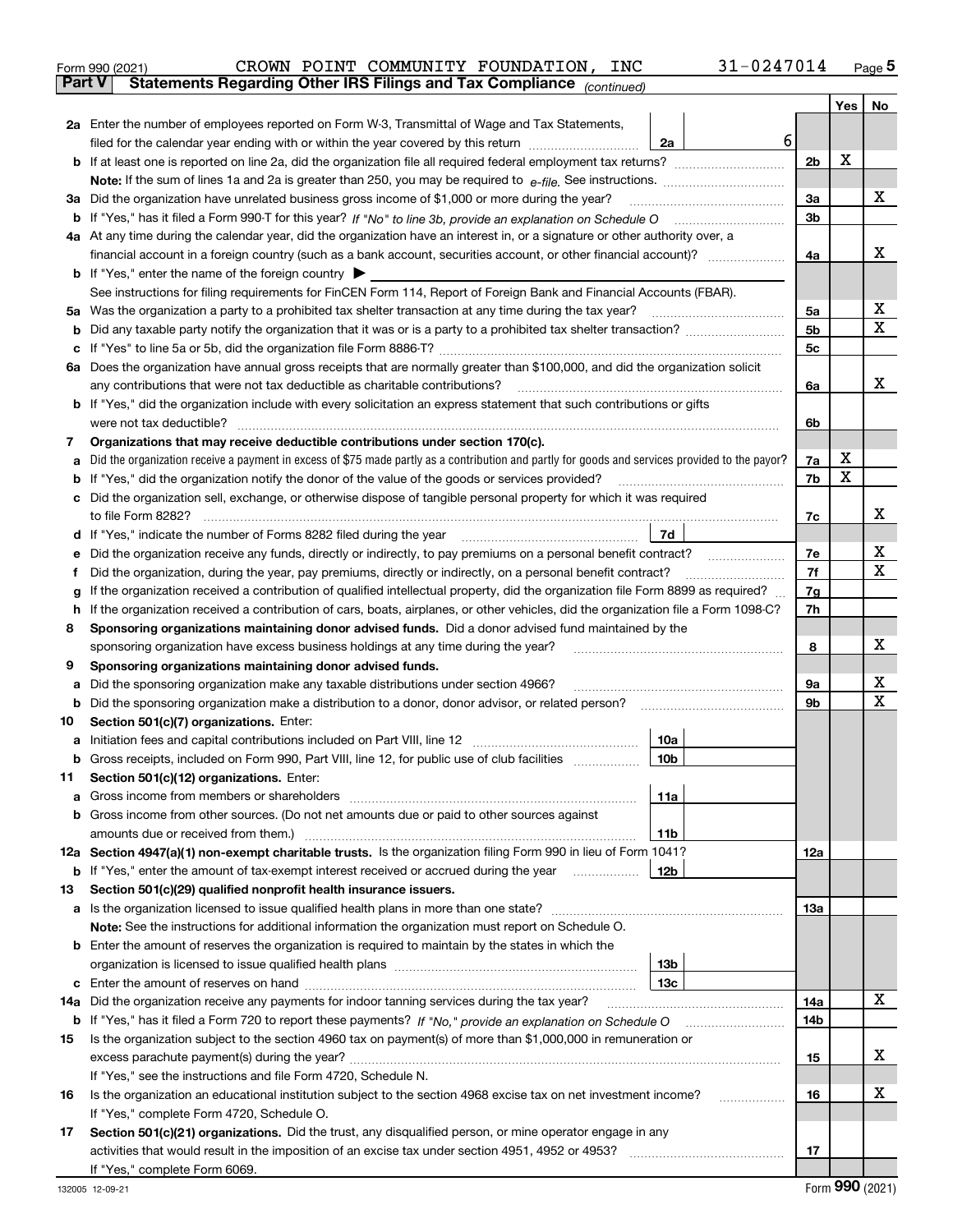Form 990 (2021) CROWN POINT COMMUNITY FOUNDATION, INC 31-0247014

**Part V Statements Regarding Other IRS Filings and Tax Compliance** *(continued)*

| | | | | Yes | No |
|---|---|---|---|---|---|
| **2a** | Enter the number of employees reported on Form W-3, Transmittal of Wage and Tax Statements, filed for the calendar year ending with or within the year covered by this return | 2a | 6 | | |
| **b** | If at least one is reported on line 2a, did the organization file all required federal employment tax returns? | | 2b | X | |
| | **Note:** If the sum of lines 1a and 2a is greater than 250, you may be required to *e-file*. See instructions. | | | | |
| **3a** | Did the organization have unrelated business gross income of $1,000 or more during the year? | | 3a | | X |
| **b** | If "Yes," has it filed a Form 990-T for this year? *If "No" to line 3b, provide an explanation on Schedule O* | | 3b | | |
| **4a** | At any time during the calendar year, did the organization have an interest in, or a signature or other authority over, a financial account in a foreign country (such as a bank account, securities account, or other financial account)? | | 4a | | X |
| **b** | If "Yes," enter the name of the foreign country ▶ | | | | |
| | See instructions for filing requirements for FinCEN Form 114, Report of Foreign Bank and Financial Accounts (FBAR). | | | | |
| **5a** | Was the organization a party to a prohibited tax shelter transaction at any time during the tax year? | | 5a | | X |
| **b** | Did any taxable party notify the organization that it was or is a party to a prohibited tax shelter transaction? | | 5b | | X |
| **c** | If "Yes" to line 5a or 5b, did the organization file Form 8886-T? | | 5c | | |
| **6a** | Does the organization have annual gross receipts that are normally greater than $100,000, and did the organization solicit any contributions that were not tax deductible as charitable contributions? | | 6a | | X |
| **b** | If "Yes," did the organization include with every solicitation an express statement that such contributions or gifts were not tax deductible? | | 6b | | |
| **7** | **Organizations that may receive deductible contributions under section 170(c).** | | | | |
| **a** | Did the organization receive a payment in excess of $75 made partly as a contribution and partly for goods and services provided to the payor? | | 7a | X | |
| **b** | If "Yes," did the organization notify the donor of the value of the goods or services provided? | | 7b | X | |
| **c** | Did the organization sell, exchange, or otherwise dispose of tangible personal property for which it was required to file Form 8282? | | 7c | | X |
| **d** | If "Yes," indicate the number of Forms 8282 filed during the year | 7d | | | |
| **e** | Did the organization receive any funds, directly or indirectly, to pay premiums on a personal benefit contract? | | 7e | | X |
| **f** | Did the organization, during the year, pay premiums, directly or indirectly, on a personal benefit contract? | | 7f | | X |
| **g** | If the organization received a contribution of qualified intellectual property, did the organization file Form 8899 as required? | | 7g | | |
| **h** | If the organization received a contribution of cars, boats, airplanes, or other vehicles, did the organization file a Form 1098-C? | | 7h | | |
| **8** | **Sponsoring organizations maintaining donor advised funds.** Did a donor advised fund maintained by the sponsoring organization have excess business holdings at any time during the year? | | 8 | | X |
| **9** | **Sponsoring organizations maintaining donor advised funds.** | | | | |
| **a** | Did the sponsoring organization make any taxable distributions under section 4966? | | 9a | | X |
| **b** | Did the sponsoring organization make a distribution to a donor, donor advisor, or related person? | | 9b | | X |
| **10** | **Section 501(c)(7) organizations.** Enter: | | | | |
| **a** | Initiation fees and capital contributions included on Part VIII, line 12 | 10a | | | |
| **b** | Gross receipts, included on Form 990, Part VIII, line 12, for public use of club facilities | 10b | | | |
| **11** | **Section 501(c)(12) organizations.** Enter: | | | | |
| **a** | Gross income from members or shareholders | 11a | | | |
| **b** | Gross income from other sources. (Do not net amounts due or paid to other sources against amounts due or received from them.) | 11b | | | |
| **12a** | **Section 4947(a)(1) non-exempt charitable trusts.** Is the organization filing Form 990 in lieu of Form 1041? | | 12a | | |
| **b** | If "Yes," enter the amount of tax-exempt interest received or accrued during the year | 12b | | | |
| **13** | **Section 501(c)(29) qualified nonprofit health insurance issuers.** | | | | |
| **a** | Is the organization licensed to issue qualified health plans in more than one state? | | 13a | | |
| | **Note:** See the instructions for additional information the organization must report on Schedule O. | | | | |
| **b** | Enter the amount of reserves the organization is required to maintain by the states in which the organization is licensed to issue qualified health plans | 13b | | | |
| **c** | Enter the amount of reserves on hand | 13c | | | |
| **14a** | Did the organization receive any payments for indoor tanning services during the tax year? | | 14a | | X |
| **b** | If "Yes," has it filed a Form 720 to report these payments? *If "No," provide an explanation on Schedule O* | | 14b | | |
| **15** | Is the organization subject to the section 4960 tax on payment(s) of more than $1,000,000 in remuneration or excess parachute payment(s) during the year? | | 15 | | X |
| | If "Yes," see the instructions and file Form 4720, Schedule N. | | | | |
| **16** | Is the organization an educational institution subject to the section 4968 excise tax on net investment income? | | 16 | | X |
| | If "Yes," complete Form 4720, Schedule O. | | | | |
| **17** | **Section 501(c)(21) organizations.** Did the trust, any disqualified person, or mine operator engage in any activities that would result in the imposition of an excise tax under section 4951, 4952 or 4953? | | 17 | | |
| | If "Yes," complete Form 6069. | | | | |

Form **990** (2021)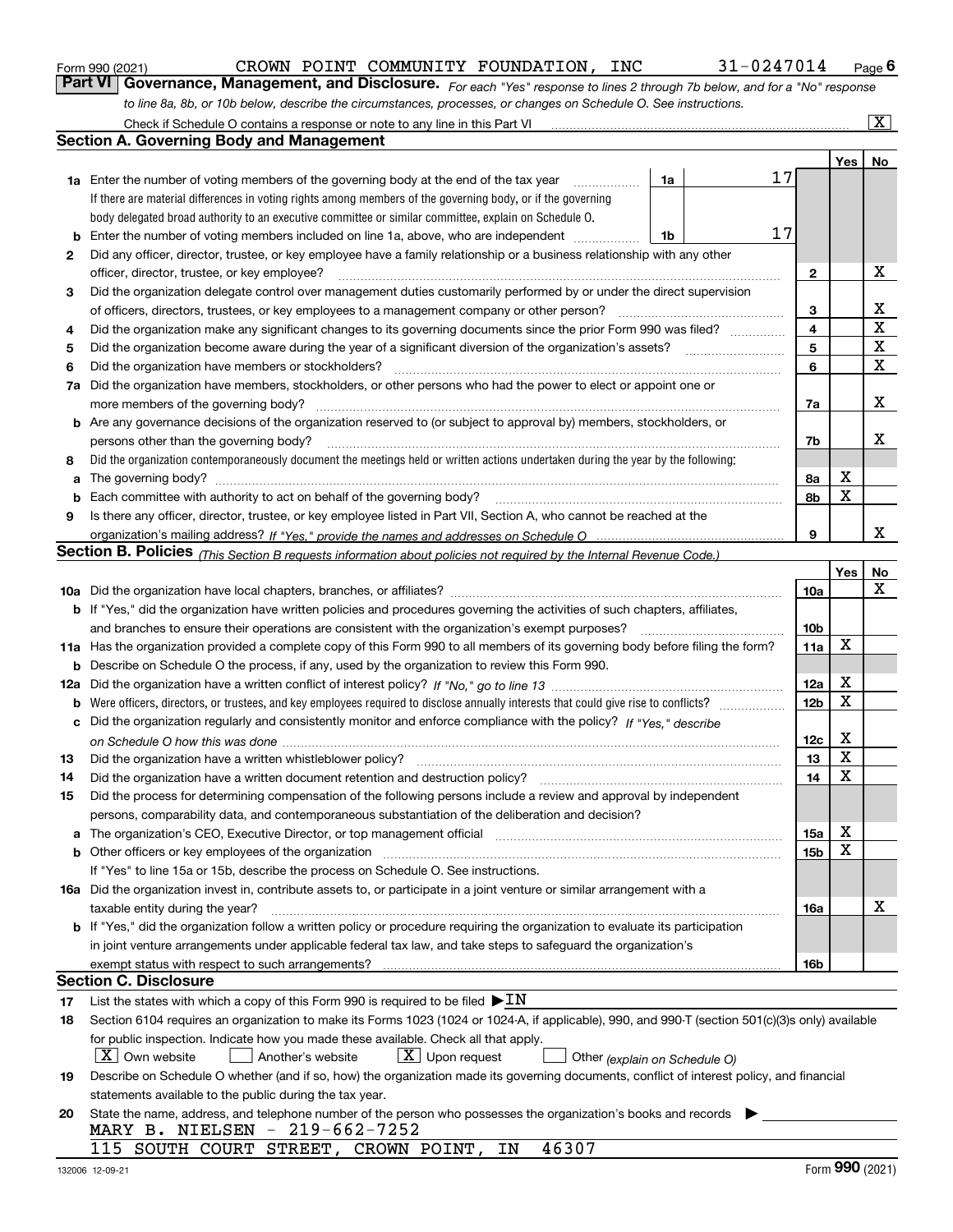Form 990 (2021) CROWN POINT COMMUNITY FOUNDATION, INC 31-0247014 Page **6**

## Part VI Governance, Management, and Disclosure.

*For each "Yes" response to lines 2 through 7b below, and for a "No" response to line 8a, 8b, or 10b below, describe the circumstances, processes, or changes on Schedule O. See instructions.*

Check if Schedule O contains a response or note to any line in this Part VI ..... [X]

### Section A. Governing Body and Management

| | | | | Yes | No |
|---|---|---|---|---|---|
| **1a** | Enter the number of voting members of the governing body at the end of the tax year ..... If there are material differences in voting rights among members of the governing body, or if the governing body delegated broad authority to an executive committee or similar committee, explain on Schedule O. | 1a 17 | | | |
| **b** | Enter the number of voting members included on line 1a, above, who are independent ..... | 1b 17 | | | |
| **2** | Did any officer, director, trustee, or key employee have a family relationship or a business relationship with any other officer, director, trustee, or key employee? ..... | | 2 | | X |
| **3** | Did the organization delegate control over management duties customarily performed by or under the direct supervision of officers, directors, trustees, or key employees to a management company or other person? ..... | | 3 | | X |
| **4** | Did the organization make any significant changes to its governing documents since the prior Form 990 was filed? ..... | | 4 | | X |
| **5** | Did the organization become aware during the year of a significant diversion of the organization's assets? ..... | | 5 | | X |
| **6** | Did the organization have members or stockholders? ..... | | 6 | | X |
| **7a** | Did the organization have members, stockholders, or other persons who had the power to elect or appoint one or more members of the governing body? ..... | | 7a | | X |
| **b** | Are any governance decisions of the organization reserved to (or subject to approval by) members, stockholders, or persons other than the governing body? ..... | | 7b | | X |
| **8** | Did the organization contemporaneously document the meetings held or written actions undertaken during the year by the following: | | | | |
| **a** | The governing body? ..... | | 8a | X | |
| **b** | Each committee with authority to act on behalf of the governing body? ..... | | 8b | X | |
| **9** | Is there any officer, director, trustee, or key employee listed in Part VII, Section A, who cannot be reached at the organization's mailing address? *If "Yes," provide the names and addresses on Schedule O* ..... | | 9 | | X |

### Section B. Policies *(This Section B requests information about policies not required by the Internal Revenue Code.)*

| | | | Yes | No |
|---|---|---|---|---|
| **10a** | Did the organization have local chapters, branches, or affiliates? ..... | 10a | | X |
| **b** | If "Yes," did the organization have written policies and procedures governing the activities of such chapters, affiliates, and branches to ensure their operations are consistent with the organization's exempt purposes? ..... | 10b | | |
| **11a** | Has the organization provided a complete copy of this Form 990 to all members of its governing body before filing the form? | 11a | X | |
| **b** | Describe on Schedule O the process, if any, used by the organization to review this Form 990. | | | |
| **12a** | Did the organization have a written conflict of interest policy? *If "No," go to line 13* ..... | 12a | X | |
| **b** | Were officers, directors, or trustees, and key employees required to disclose annually interests that could give rise to conflicts? ..... | 12b | X | |
| **c** | Did the organization regularly and consistently monitor and enforce compliance with the policy? *If "Yes," describe on Schedule O how this was done* ..... | 12c | X | |
| **13** | Did the organization have a written whistleblower policy? ..... | 13 | X | |
| **14** | Did the organization have a written document retention and destruction policy? ..... | 14 | X | |
| **15** | Did the process for determining compensation of the following persons include a review and approval by independent persons, comparability data, and contemporaneous substantiation of the deliberation and decision? | | | |
| **a** | The organization's CEO, Executive Director, or top management official ..... | 15a | X | |
| **b** | Other officers or key employees of the organization ..... | 15b | X | |
| | If "Yes" to line 15a or 15b, describe the process on Schedule O. See instructions. | | | |
| **16a** | Did the organization invest in, contribute assets to, or participate in a joint venture or similar arrangement with a taxable entity during the year? ..... | 16a | | X |
| **b** | If "Yes," did the organization follow a written policy or procedure requiring the organization to evaluate its participation in joint venture arrangements under applicable federal tax law, and take steps to safeguard the organization's exempt status with respect to such arrangements? ..... | 16b | | |

### Section C. Disclosure

**17** List the states with which a copy of this Form 990 is required to be filed ▶IN

**18** Section 6104 requires an organization to make its Forms 1023 (1024 or 1024-A, if applicable), 990, and 990-T (section 501(c)(3)s only) available for public inspection. Indicate how you made these available. Check all that apply.

[X] Own website  [ ] Another's website  [X] Upon request  [ ] Other *(explain on Schedule O)*

**19** Describe on Schedule O whether (and if so, how) the organization made its governing documents, conflict of interest policy, and financial statements available to the public during the tax year.

**20** State the name, address, and telephone number of the person who possesses the organization's books and records ▶

MARY B. NIELSEN - 219-662-7252
115 SOUTH COURT STREET, CROWN POINT, IN 46307

132006 12-09-21 Form **990** (2021)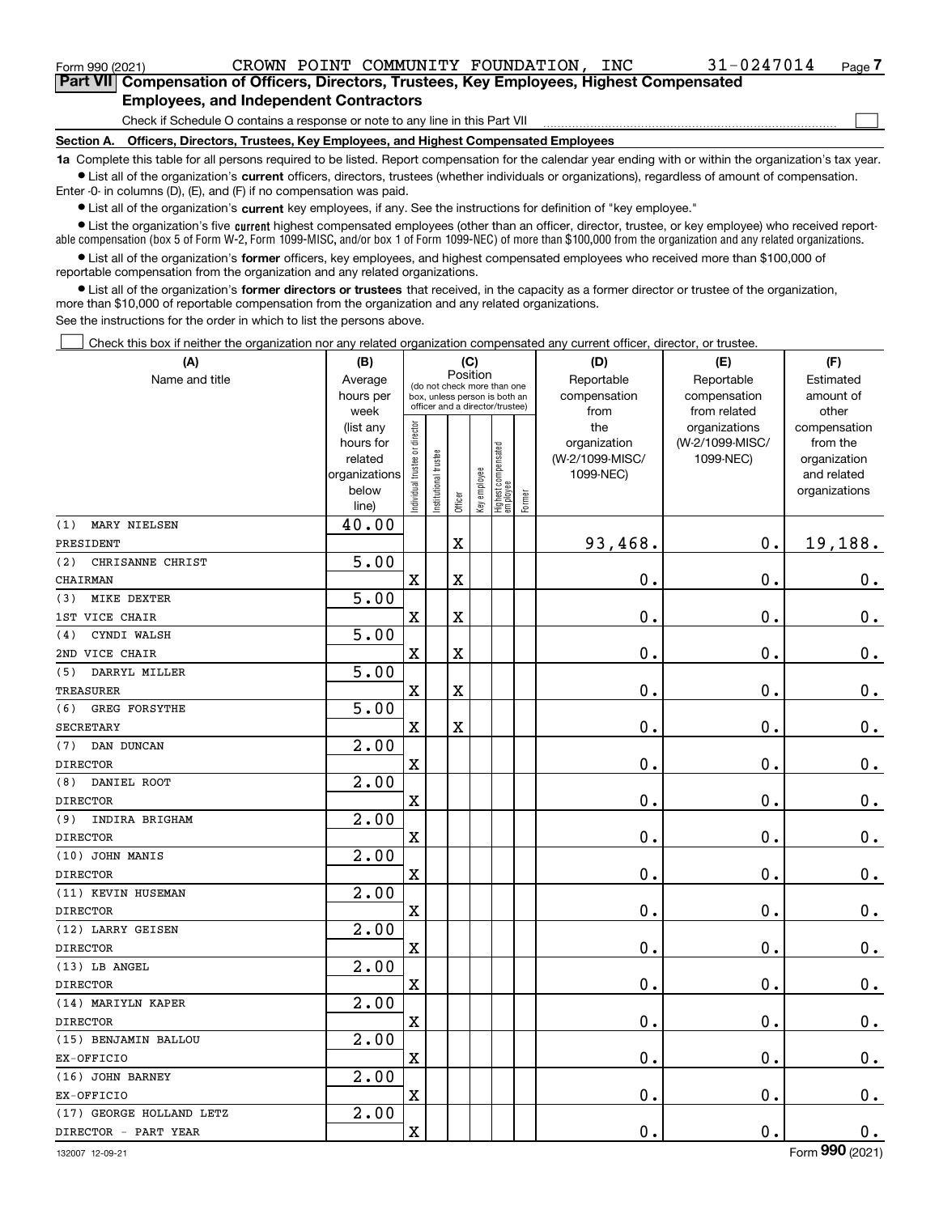Form 990 (2021) CROWN POINT COMMUNITY FOUNDATION, INC 31-0247014 Page 7

## Part VII Compensation of Officers, Directors, Trustees, Key Employees, Highest Compensated Employees, and Independent Contractors

Check if Schedule O contains a response or note to any line in this Part VII ☐

### Section A. Officers, Directors, Trustees, Key Employees, and Highest Compensated Employees

**1a** Complete this table for all persons required to be listed. Report compensation for the calendar year ending with or within the organization's tax year.

- List all of the organization's **current** officers, directors, trustees (whether individuals or organizations), regardless of amount of compensation. Enter -0- in columns (D), (E), and (F) if no compensation was paid.
- List all of the organization's **current** key employees, if any. See the instructions for definition of "key employee."
- List the organization's five **current** highest compensated employees (other than an officer, director, trustee, or key employee) who received reportable compensation (box 5 of Form W-2, Form 1099-MISC, and/or box 1 of Form 1099-NEC) of more than $100,000 from the organization and any related organizations.
- List all of the organization's **former** officers, key employees, and highest compensated employees who received more than $100,000 of reportable compensation from the organization and any related organizations.
- List all of the organization's **former directors or trustees** that received, in the capacity as a former director or trustee of the organization, more than $10,000 of reportable compensation from the organization and any related organizations.

See the instructions for the order in which to list the persons above.

☐ Check this box if neither the organization nor any related organization compensated any current officer, director, or trustee.

| (A) Name and title | (B) Average hours per week (list any hours for related organizations below line) | (C) Position: Individual trustee or director | Institutional trustee | Officer | Key employee | Highest compensated employee | Former | (D) Reportable compensation from the organization (W-2/1099-MISC/1099-NEC) | (E) Reportable compensation from related organizations (W-2/1099-MISC/1099-NEC) | (F) Estimated amount of other compensation from the organization and related organizations |
|---|---|---|---|---|---|---|---|---|---|---|
| (1) MARY NIELSEN<br>PRESIDENT | 40.00 | | | X | | | | 93,468. | 0. | 19,188. |
| (2) CHRISANNE CHRIST<br>CHAIRMAN | 5.00 | X | | X | | | | 0. | 0. | 0. |
| (3) MIKE DEXTER<br>1ST VICE CHAIR | 5.00 | X | | X | | | | 0. | 0. | 0. |
| (4) CYNDI WALSH<br>2ND VICE CHAIR | 5.00 | X | | X | | | | 0. | 0. | 0. |
| (5) DARRYL MILLER<br>TREASURER | 5.00 | X | | X | | | | 0. | 0. | 0. |
| (6) GREG FORSYTHE<br>SECRETARY | 5.00 | X | | X | | | | 0. | 0. | 0. |
| (7) DAN DUNCAN<br>DIRECTOR | 2.00 | X | | | | | | 0. | 0. | 0. |
| (8) DANIEL ROOT<br>DIRECTOR | 2.00 | X | | | | | | 0. | 0. | 0. |
| (9) INDIRA BRIGHAM<br>DIRECTOR | 2.00 | X | | | | | | 0. | 0. | 0. |
| (10) JOHN MANIS<br>DIRECTOR | 2.00 | X | | | | | | 0. | 0. | 0. |
| (11) KEVIN HUSEMAN<br>DIRECTOR | 2.00 | X | | | | | | 0. | 0. | 0. |
| (12) LARRY GEISEN<br>DIRECTOR | 2.00 | X | | | | | | 0. | 0. | 0. |
| (13) LB ANGEL<br>DIRECTOR | 2.00 | X | | | | | | 0. | 0. | 0. |
| (14) MARIYLN KAPER<br>DIRECTOR | 2.00 | X | | | | | | 0. | 0. | 0. |
| (15) BENJAMIN BALLOU<br>EX-OFFICIO | 2.00 | X | | | | | | 0. | 0. | 0. |
| (16) JOHN BARNEY<br>EX-OFFICIO | 2.00 | X | | | | | | 0. | 0. | 0. |
| (17) GEORGE HOLLAND LETZ<br>DIRECTOR - PART YEAR | 2.00 | X | | | | | | 0. | 0. | 0. |

132007 12-09-21 Form 990 (2021)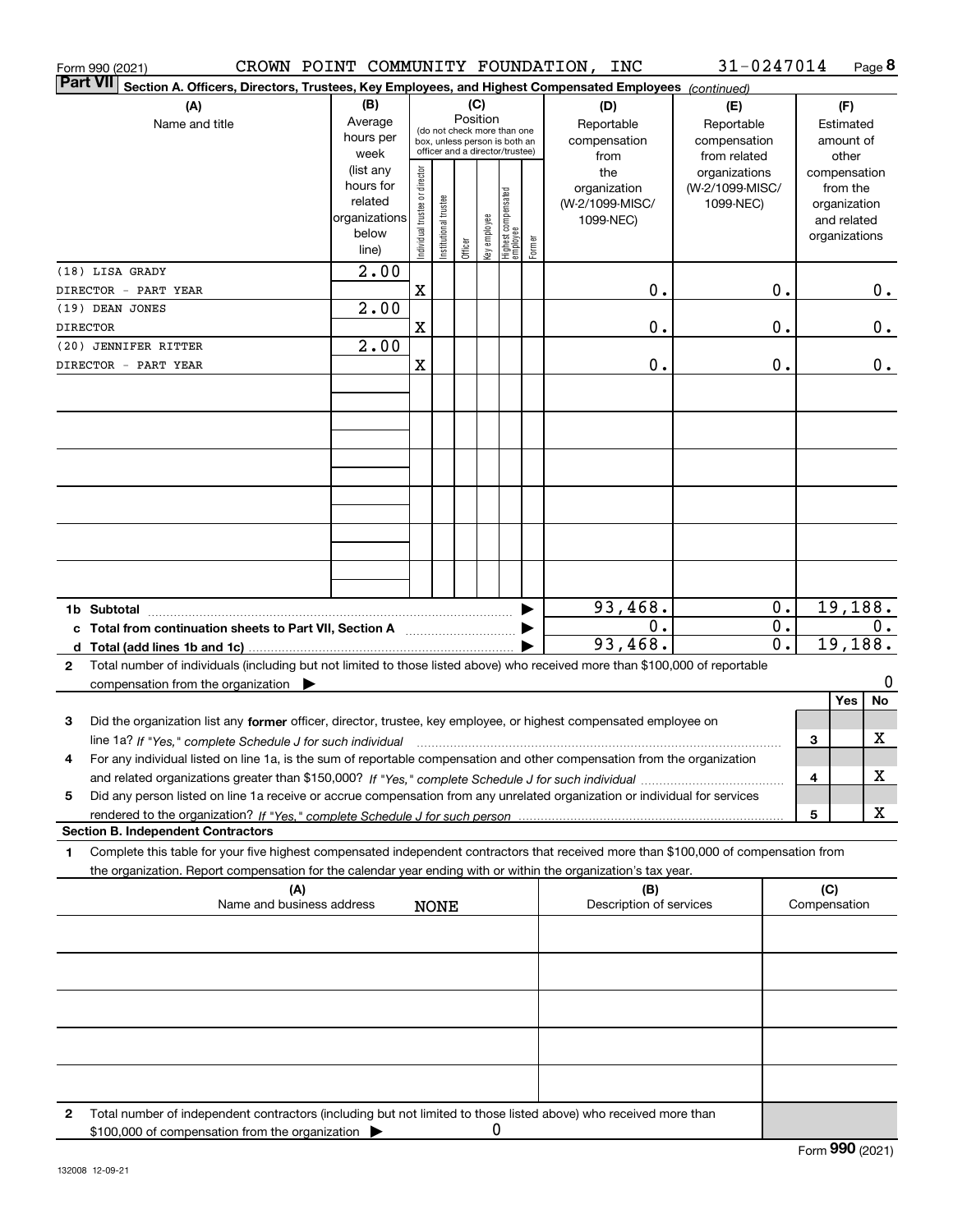Form 990 (2021) CROWN POINT COMMUNITY FOUNDATION, INC 31-0247014

**Part VII** Section A. Officers, Directors, Trustees, Key Employees, and Highest Compensated Employees *(continued)*

| (A) Name and title | (B) Average hours per week (list any hours for related organizations below line) | (C) Position: Individual trustee or director | Institutional trustee | Officer | Key employee | Highest compensated employee | Former | (D) Reportable compensation from the organization (W-2/1099-MISC/1099-NEC) | (E) Reportable compensation from related organizations (W-2/1099-MISC/1099-NEC) | (F) Estimated amount of other compensation from the organization and related organizations |
|---|---|---|---|---|---|---|---|---|---|---|
| (18) LISA GRADY DIRECTOR - PART YEAR | 2.00 | X | | | | | | 0. | 0. | 0. |
| (19) DEAN JONES DIRECTOR | 2.00 | X | | | | | | 0. | 0. | 0. |
| (20) JENNIFER RITTER DIRECTOR - PART YEAR | 2.00 | X | | | | | | 0. | 0. | 0. |
| 1b Subtotal | | | | | | | | 93,468. | 0. | 19,188. |
| c Total from continuation sheets to Part VII, Section A | | | | | | | | 0. | 0. | 0. |
| d Total (add lines 1b and 1c) | | | | | | | | 93,468. | 0. | 19,188. |

2 Total number of individuals (including but not limited to those listed above) who received more than $100,000 of reportable compensation from the organization ▶ 0

| | | Yes | No |
|---|---|---|---|
| 3 Did the organization list any **former** officer, director, trustee, key employee, or highest compensated employee on line 1a? *If "Yes," complete Schedule J for such individual* | 3 | | X |
| 4 For any individual listed on line 1a, is the sum of reportable compensation and other compensation from the organization and related organizations greater than $150,000? *If "Yes," complete Schedule J for such individual* | 4 | | X |
| 5 Did any person listed on line 1a receive or accrue compensation from any unrelated organization or individual for services rendered to the organization? *If "Yes," complete Schedule J for such person* | 5 | | X |

**Section B. Independent Contractors**

1 Complete this table for your five highest compensated independent contractors that received more than $100,000 of compensation from the organization. Report compensation for the calendar year ending with or within the organization's tax year.

| (A) Name and business address | (B) Description of services | (C) Compensation |
|---|---|---|
| NONE | | |

2 Total number of independent contractors (including but not limited to those listed above) who received more than $100,000 of compensation from the organization ▶ 0

Form **990** (2021)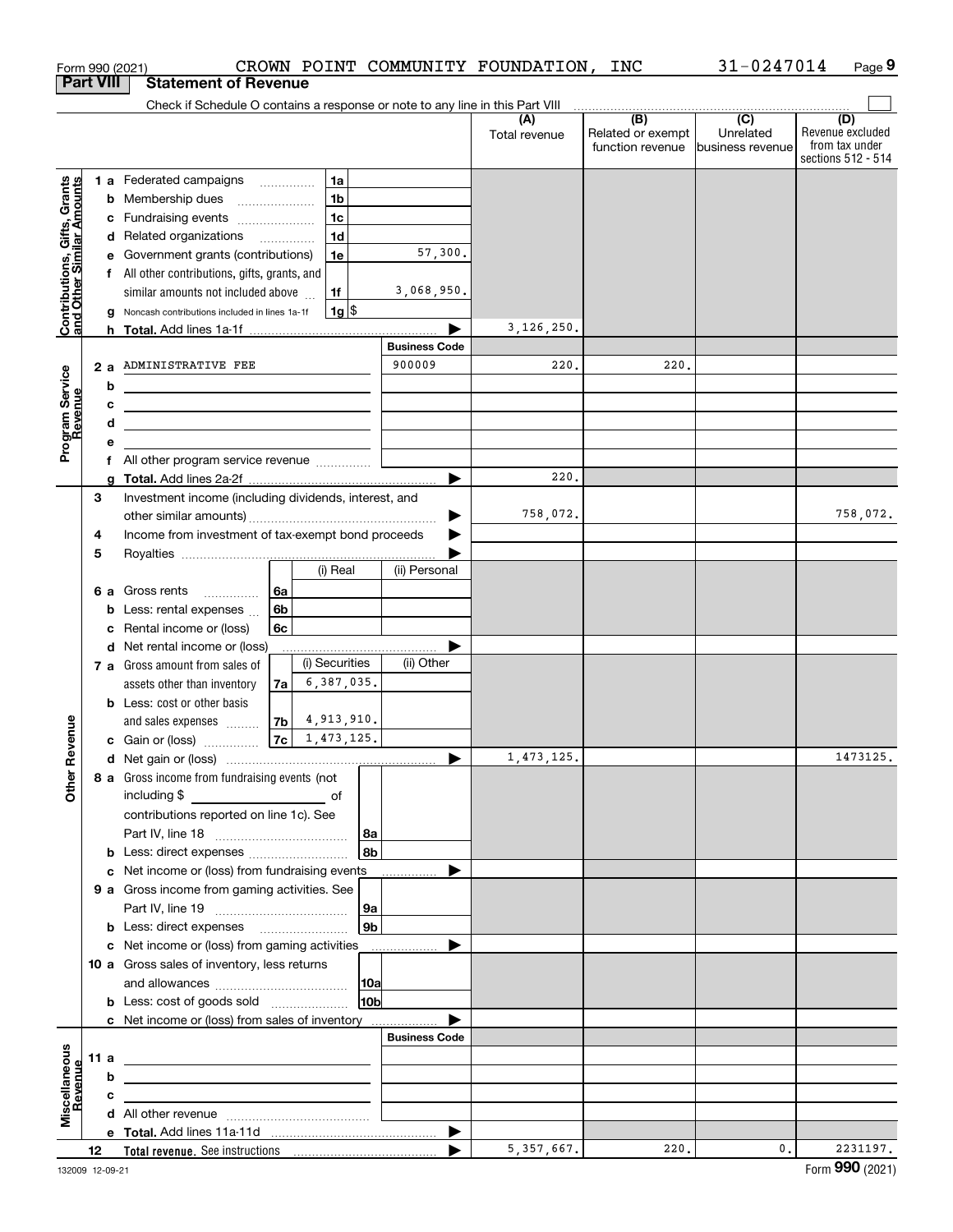Form 990 (2021) CROWN POINT COMMUNITY FOUNDATION, INC 31-0247014

## Part VIII Statement of Revenue

Check if Schedule O contains a response or note to any line in this Part VIII

| | | | (A) Total revenue | (B) Related or exempt function revenue | (C) Unrelated business revenue | (D) Revenue excluded from tax under sections 512 - 514 |
|---|---|---|---|---|---|---|
| **Contributions, Gifts, Grants and Other Similar Amounts** | 1a Federated campaigns (1a) | | | | | |
| | b Membership dues (1b) | | | | | |
| | c Fundraising events (1c) | | | | | |
| | d Related organizations (1d) | | | | | |
| | e Government grants (contributions) (1e) | 57,300. | | | | |
| | f All other contributions, gifts, grants, and similar amounts not included above (1f) | 3,068,950. | | | | |
| | g Noncash contributions included in lines 1a-1f (1g) $ | | | | | |
| | h Total. Add lines 1a-1f | | 3,126,250. | | | |
| **Program Service Revenue** | | Business Code | | | | |
| | 2a ADMINISTRATIVE FEE | 900009 | 220. | 220. | | |
| | b | | | | | |
| | c | | | | | |
| | d | | | | | |
| | e | | | | | |
| | f All other program service revenue | | | | | |
| | g Total. Add lines 2a-2f | | 220. | | | |
| **Other Revenue** | 3 Investment income (including dividends, interest, and other similar amounts) | | 758,072. | | | 758,072. |
| | 4 Income from investment of tax-exempt bond proceeds | | | | | |
| | 5 Royalties | | | | | |
| | 6a Gross rents (6a) — (i) Real / (ii) Personal | | | | | |
| | b Less: rental expenses (6b) | | | | | |
| | c Rental income or (loss) (6c) | | | | | |
| | d Net rental income or (loss) | | | | | |
| | 7a Gross amount from sales of assets other than inventory (7a) — (i) Securities: 6,387,035. (ii) Other | | | | | |
| | b Less: cost or other basis and sales expenses (7b) — (i) Securities: 4,913,910. | | | | | |
| | c Gain or (loss) (7c) — (i) Securities: 1,473,125. | | | | | |
| | d Net gain or (loss) | | 1,473,125. | | | 1473125. |
| | 8a Gross income from fundraising events (not including $ ____ of contributions reported on line 1c). See Part IV, line 18 (8a) | | | | | |
| | b Less: direct expenses (8b) | | | | | |
| | c Net income or (loss) from fundraising events | | | | | |
| | 9a Gross income from gaming activities. See Part IV, line 19 (9a) | | | | | |
| | b Less: direct expenses (9b) | | | | | |
| | c Net income or (loss) from gaming activities | | | | | |
| | 10a Gross sales of inventory, less returns and allowances (10a) | | | | | |
| | b Less: cost of goods sold (10b) | | | | | |
| | c Net income or (loss) from sales of inventory | | | | | |
| **Miscellaneous Revenue** | | Business Code | | | | |
| | 11a | | | | | |
| | b | | | | | |
| | c | | | | | |
| | d All other revenue | | | | | |
| | e Total. Add lines 11a-11d | | | | | |
| | 12 Total revenue. See instructions | | 5,357,667. | 220. | 0. | 2231197. |

132009 12-09-21 Form 990 (2021)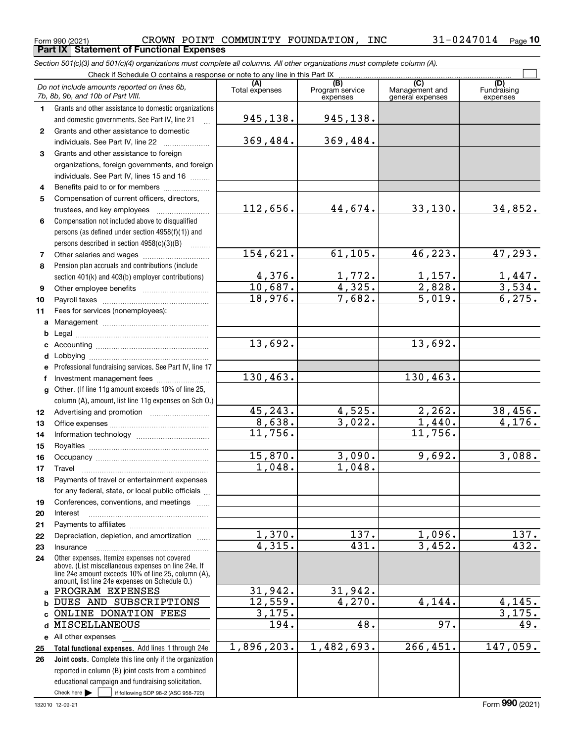Form 990 (2021) CROWN POINT COMMUNITY FOUNDATION, INC 31-0247014

## Part IX Statement of Functional Expenses

*Section 501(c)(3) and 501(c)(4) organizations must complete all columns. All other organizations must complete column (A).*

Check if Schedule O contains a response or note to any line in this Part IX

| | *Do not include amounts reported on lines 6b, 7b, 8b, 9b, and 10b of Part VIII.* | (A) Total expenses | (B) Program service expenses | (C) Management and general expenses | (D) Fundraising expenses |
|---|---|---|---|---|---|
| 1 | Grants and other assistance to domestic organizations and domestic governments. See Part IV, line 21 | 945,138. | 945,138. | | |
| 2 | Grants and other assistance to domestic individuals. See Part IV, line 22 | 369,484. | 369,484. | | |
| 3 | Grants and other assistance to foreign organizations, foreign governments, and foreign individuals. See Part IV, lines 15 and 16 | | | | |
| 4 | Benefits paid to or for members | | | | |
| 5 | Compensation of current officers, directors, trustees, and key employees | 112,656. | 44,674. | 33,130. | 34,852. |
| 6 | Compensation not included above to disqualified persons (as defined under section 4958(f)(1)) and persons described in section 4958(c)(3)(B) | | | | |
| 7 | Other salaries and wages | 154,621. | 61,105. | 46,223. | 47,293. |
| 8 | Pension plan accruals and contributions (include section 401(k) and 403(b) employer contributions) | 4,376. | 1,772. | 1,157. | 1,447. |
| 9 | Other employee benefits | 10,687. | 4,325. | 2,828. | 3,534. |
| 10 | Payroll taxes | 18,976. | 7,682. | 5,019. | 6,275. |
| 11 | Fees for services (nonemployees): | | | | |
| a | Management | | | | |
| b | Legal | | | | |
| c | Accounting | 13,692. | | 13,692. | |
| d | Lobbying | | | | |
| e | Professional fundraising services. See Part IV, line 17 | | | | |
| f | Investment management fees | 130,463. | | 130,463. | |
| g | Other. (If line 11g amount exceeds 10% of line 25, column (A), amount, list line 11g expenses on Sch O.) | | | | |
| 12 | Advertising and promotion | 45,243. | 4,525. | 2,262. | 38,456. |
| 13 | Office expenses | 8,638. | 3,022. | 1,440. | 4,176. |
| 14 | Information technology | 11,756. | | 11,756. | |
| 15 | Royalties | | | | |
| 16 | Occupancy | 15,870. | 3,090. | 9,692. | 3,088. |
| 17 | Travel | 1,048. | 1,048. | | |
| 18 | Payments of travel or entertainment expenses for any federal, state, or local public officials | | | | |
| 19 | Conferences, conventions, and meetings | | | | |
| 20 | Interest | | | | |
| 21 | Payments to affiliates | | | | |
| 22 | Depreciation, depletion, and amortization | 1,370. | 137. | 1,096. | 137. |
| 23 | Insurance | 4,315. | 431. | 3,452. | 432. |
| 24 | Other expenses. Itemize expenses not covered above. (List miscellaneous expenses on line 24e. If line 24e amount exceeds 10% of line 25, column (A), amount, list line 24e expenses on Schedule O.) | | | | |
| a | PROGRAM EXPENSES | 31,942. | 31,942. | | |
| b | DUES AND SUBSCRIPTIONS | 12,559. | 4,270. | 4,144. | 4,145. |
| c | ONLINE DONATION FEES | 3,175. | | | 3,175. |
| d | MISCELLANEOUS | 194. | 48. | 97. | 49. |
| e | All other expenses | | | | |
| 25 | **Total functional expenses.** Add lines 1 through 24e | 1,896,203. | 1,482,693. | 266,451. | 147,059. |
| 26 | **Joint costs.** Complete this line only if the organization reported in column (B) joint costs from a combined educational campaign and fundraising solicitation. Check here ☐ if following SOP 98-2 (ASC 958-720) | | | | |

132010 12-09-21 Form **990** (2021)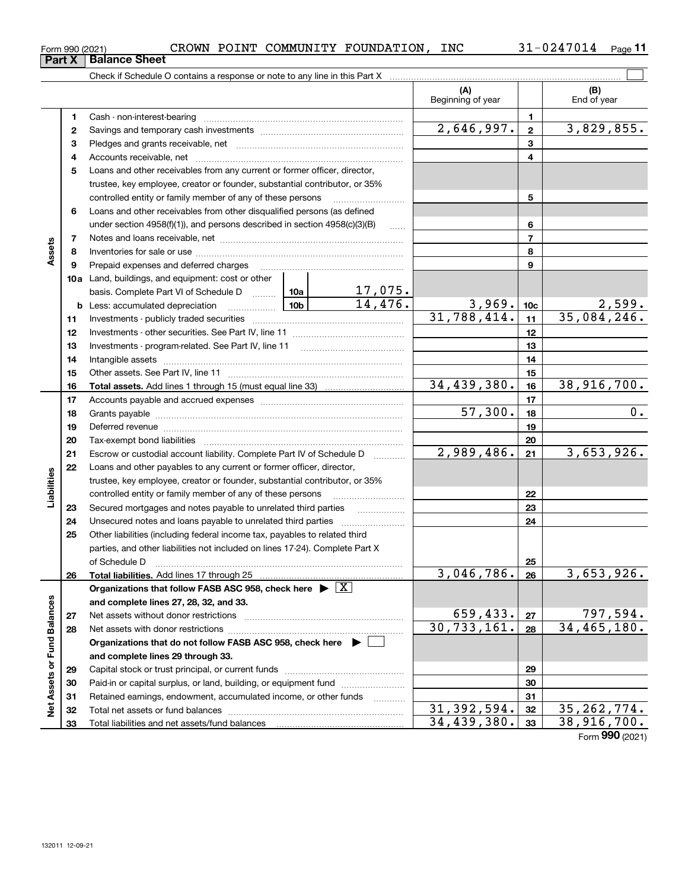Form 990 (2021) CROWN POINT COMMUNITY FOUNDATION, INC 31-0247014

## Part X Balance Sheet

Check if Schedule O contains a response or note to any line in this Part X ☐

| | | | | | (A) Beginning of year | | (B) End of year |
|---|---|---|---|---|---|---|---|
| Assets | 1 | Cash - non-interest-bearing | | | | 1 | |
| | 2 | Savings and temporary cash investments | | | 2,646,997. | 2 | 3,829,855. |
| | 3 | Pledges and grants receivable, net | | | | 3 | |
| | 4 | Accounts receivable, net | | | | 4 | |
| | 5 | Loans and other receivables from any current or former officer, director, trustee, key employee, creator or founder, substantial contributor, or 35% controlled entity or family member of any of these persons | | | | 5 | |
| | 6 | Loans and other receivables from other disqualified persons (as defined under section 4958(f)(1)), and persons described in section 4958(c)(3)(B) | | | | 6 | |
| | 7 | Notes and loans receivable, net | | | | 7 | |
| | 8 | Inventories for sale or use | | | | 8 | |
| | 9 | Prepaid expenses and deferred charges | | | | 9 | |
| | 10a | Land, buildings, and equipment: cost or other basis. Complete Part VI of Schedule D | 10a | 17,075. | | | |
| | b | Less: accumulated depreciation | 10b | 14,476. | 3,969. | 10c | 2,599. |
| | 11 | Investments - publicly traded securities | | | 31,788,414. | 11 | 35,084,246. |
| | 12 | Investments - other securities. See Part IV, line 11 | | | | 12 | |
| | 13 | Investments - program-related. See Part IV, line 11 | | | | 13 | |
| | 14 | Intangible assets | | | | 14 | |
| | 15 | Other assets. See Part IV, line 11 | | | | 15 | |
| | 16 | **Total assets.** Add lines 1 through 15 (must equal line 33) | | | 34,439,380. | 16 | 38,916,700. |
| Liabilities | 17 | Accounts payable and accrued expenses | | | | 17 | |
| | 18 | Grants payable | | | 57,300. | 18 | 0. |
| | 19 | Deferred revenue | | | | 19 | |
| | 20 | Tax-exempt bond liabilities | | | | 20 | |
| | 21 | Escrow or custodial account liability. Complete Part IV of Schedule D | | | 2,989,486. | 21 | 3,653,926. |
| | 22 | Loans and other payables to any current or former officer, director, trustee, key employee, creator or founder, substantial contributor, or 35% controlled entity or family member of any of these persons | | | | 22 | |
| | 23 | Secured mortgages and notes payable to unrelated third parties | | | | 23 | |
| | 24 | Unsecured notes and loans payable to unrelated third parties | | | | 24 | |
| | 25 | Other liabilities (including federal income tax, payables to related third parties, and other liabilities not included on lines 17-24). Complete Part X of Schedule D | | | | 25 | |
| | 26 | **Total liabilities.** Add lines 17 through 25 | | | 3,046,786. | 26 | 3,653,926. |
| Net Assets or Fund Balances | | **Organizations that follow FASB ASC 958, check here ▶ ☒ and complete lines 27, 28, 32, and 33.** | | | | | |
| | 27 | Net assets without donor restrictions | | | 659,433. | 27 | 797,594. |
| | 28 | Net assets with donor restrictions | | | 30,733,161. | 28 | 34,465,180. |
| | | **Organizations that do not follow FASB ASC 958, check here ▶ ☐ and complete lines 29 through 33.** | | | | | |
| | 29 | Capital stock or trust principal, or current funds | | | | 29 | |
| | 30 | Paid-in or capital surplus, or land, building, or equipment fund | | | | 30 | |
| | 31 | Retained earnings, endowment, accumulated income, or other funds | | | | 31 | |
| | 32 | Total net assets or fund balances | | | 31,392,594. | 32 | 35,262,774. |
| | 33 | Total liabilities and net assets/fund balances | | | 34,439,380. | 33 | 38,916,700. |

Form **990** (2021)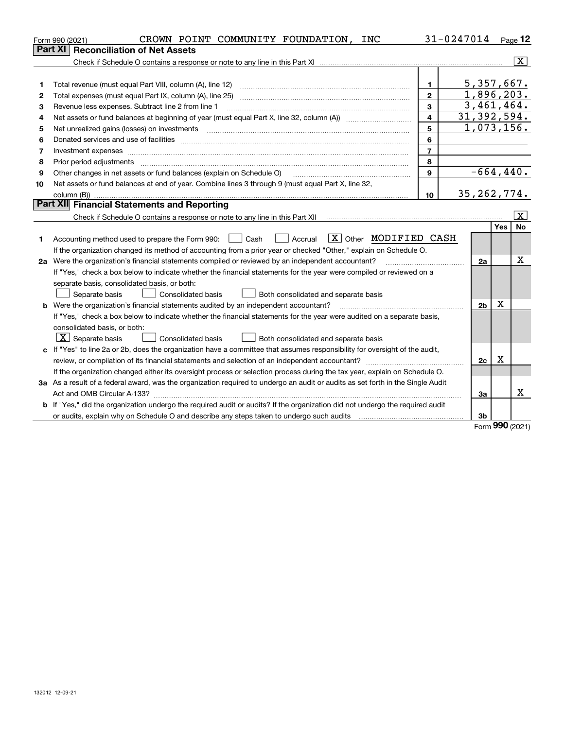Form 990 (2021) CROWN POINT COMMUNITY FOUNDATION, INC 31-0247014

## Part XI Reconciliation of Net Assets

Check if Schedule O contains a response or note to any line in this Part XI .......... [X]

| | | | |
|---|---|---|---|
| 1 | Total revenue (must equal Part VIII, column (A), line 12) | 1 | 5,357,667. |
| 2 | Total expenses (must equal Part IX, column (A), line 25) | 2 | 1,896,203. |
| 3 | Revenue less expenses. Subtract line 2 from line 1 | 3 | 3,461,464. |
| 4 | Net assets or fund balances at beginning of year (must equal Part X, line 32, column (A)) | 4 | 31,392,594. |
| 5 | Net unrealized gains (losses) on investments | 5 | 1,073,156. |
| 6 | Donated services and use of facilities | 6 | |
| 7 | Investment expenses | 7 | |
| 8 | Prior period adjustments | 8 | |
| 9 | Other changes in net assets or fund balances (explain on Schedule O) | 9 | -664,440. |
| 10 | Net assets or fund balances at end of year. Combine lines 3 through 9 (must equal Part X, line 32, column (B)) | 10 | 35,262,774. |

## Part XII Financial Statements and Reporting

Check if Schedule O contains a response or note to any line in this Part XII .......... [X]

| | | | Yes | No |
|---|---|---|---|---|
| 1 | Accounting method used to prepare the Form 990: [ ] Cash [ ] Accrual [X] Other MODIFIED CASH<br>If the organization changed its method of accounting from a prior year or checked "Other," explain on Schedule O. | | | |
| 2a | Were the organization's financial statements compiled or reviewed by an independent accountant?<br>If "Yes," check a box below to indicate whether the financial statements for the year were compiled or reviewed on a separate basis, consolidated basis, or both:<br>[ ] Separate basis [ ] Consolidated basis [ ] Both consolidated and separate basis | 2a | | X |
| b | Were the organization's financial statements audited by an independent accountant?<br>If "Yes," check a box below to indicate whether the financial statements for the year were audited on a separate basis, consolidated basis, or both:<br>[X] Separate basis [ ] Consolidated basis [ ] Both consolidated and separate basis | 2b | X | |
| c | If "Yes" to line 2a or 2b, does the organization have a committee that assumes responsibility for oversight of the audit, review, or compilation of its financial statements and selection of an independent accountant?<br>If the organization changed either its oversight process or selection process during the tax year, explain on Schedule O. | 2c | X | |
| 3a | As a result of a federal award, was the organization required to undergo an audit or audits as set forth in the Single Audit Act and OMB Circular A-133? | 3a | | X |
| b | If "Yes," did the organization undergo the required audit or audits? If the organization did not undergo the required audit or audits, explain why on Schedule O and describe any steps taken to undergo such audits | 3b | | |

Form 990 (2021)

132012 12-09-21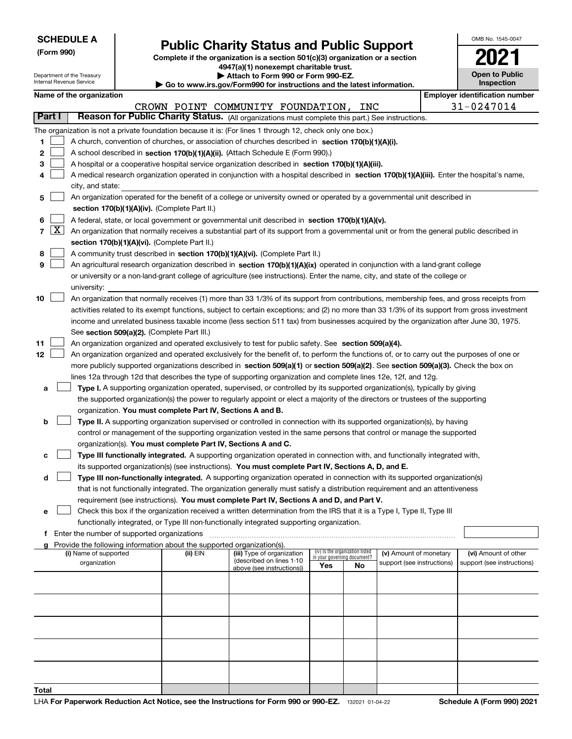**SCHEDULE A**
**(Form 990)**

Department of the Treasury
Internal Revenue Service

# Public Charity Status and Public Support

**Complete if the organization is a section 501(c)(3) organization or a section 4947(a)(1) nonexempt charitable trust.**
**▶ Attach to Form 990 or Form 990-EZ.**
**▶ Go to www.irs.gov/Form990 for instructions and the latest information.**

OMB No. 1545-0047

**2021**

**Open to Public Inspection**

**Name of the organization:** CROWN POINT COMMUNITY FOUNDATION, INC

**Employer identification number:** 31-0247014

**Part I — Reason for Public Charity Status.** (All organizations must complete this part.) See instructions.

The organization is not a private foundation because it is: (For lines 1 through 12, check only one box.)

1. [ ] A church, convention of churches, or association of churches described in **section 170(b)(1)(A)(i).**
2. [ ] A school described in **section 170(b)(1)(A)(ii).** (Attach Schedule E (Form 990).)
3. [ ] A hospital or a cooperative hospital service organization described in **section 170(b)(1)(A)(iii).**
4. [ ] A medical research organization operated in conjunction with a hospital described in **section 170(b)(1)(A)(iii).** Enter the hospital's name, city, and state:
5. [ ] An organization operated for the benefit of a college or university owned or operated by a governmental unit described in **section 170(b)(1)(A)(iv).** (Complete Part II.)
6. [ ] A federal, state, or local government or governmental unit described in **section 170(b)(1)(A)(v).**
7. [X] An organization that normally receives a substantial part of its support from a governmental unit or from the general public described in **section 170(b)(1)(A)(vi).** (Complete Part II.)
8. [ ] A community trust described in **section 170(b)(1)(A)(vi).** (Complete Part II.)
9. [ ] An agricultural research organization described in **section 170(b)(1)(A)(ix)** operated in conjunction with a land-grant college or university or a non-land-grant college of agriculture (see instructions). Enter the name, city, and state of the college or university:
10. [ ] An organization that normally receives (1) more than 33 1/3% of its support from contributions, membership fees, and gross receipts from activities related to its exempt functions, subject to certain exceptions; and (2) no more than 33 1/3% of its support from gross investment income and unrelated business taxable income (less section 511 tax) from businesses acquired by the organization after June 30, 1975. See **section 509(a)(2).** (Complete Part III.)
11. [ ] An organization organized and operated exclusively to test for public safety. See **section 509(a)(4).**
12. [ ] An organization organized and operated exclusively for the benefit of, to perform the functions of, or to carry out the purposes of one or more publicly supported organizations described in **section 509(a)(1)** or **section 509(a)(2)**. See **section 509(a)(3).** Check the box on lines 12a through 12d that describes the type of supporting organization and complete lines 12e, 12f, and 12g.
   - **a** [ ] **Type I.** A supporting organization operated, supervised, or controlled by its supported organization(s), typically by giving the supported organization(s) the power to regularly appoint or elect a majority of the directors or trustees of the supporting organization. **You must complete Part IV, Sections A and B.**
   - **b** [ ] **Type II.** A supporting organization supervised or controlled in connection with its supported organization(s), by having control or management of the supporting organization vested in the same persons that control or manage the supported organization(s). **You must complete Part IV, Sections A and C.**
   - **c** [ ] **Type III functionally integrated.** A supporting organization operated in connection with, and functionally integrated with, its supported organization(s) (see instructions). **You must complete Part IV, Sections A, D, and E.**
   - **d** [ ] **Type III non-functionally integrated.** A supporting organization operated in connection with its supported organization(s) that is not functionally integrated. The organization generally must satisfy a distribution requirement and an attentiveness requirement (see instructions). **You must complete Part IV, Sections A and D, and Part V.**
   - **e** [ ] Check this box if the organization received a written determination from the IRS that it is a Type I, Type II, Type III functionally integrated, or Type III non-functionally integrated supporting organization.
   - **f** Enter the number of supported organizations
   - **g** Provide the following information about the supported organization(s).

| (i) Name of supported organization | (ii) EIN | (iii) Type of organization (described on lines 1-10 above (see instructions)) | (iv) Is the organization listed in your governing document? Yes | No | (v) Amount of monetary support (see instructions) | (vi) Amount of other support (see instructions) |
|---|---|---|---|---|---|---|
| | | | | | | |
| | | | | | | |
| | | | | | | |
| | | | | | | |
| | | | | | | |
| **Total** | | | | | | |

LHA **For Paperwork Reduction Act Notice, see the Instructions for Form 990 or 990-EZ.** 132021 01-04-22 **Schedule A (Form 990) 2021**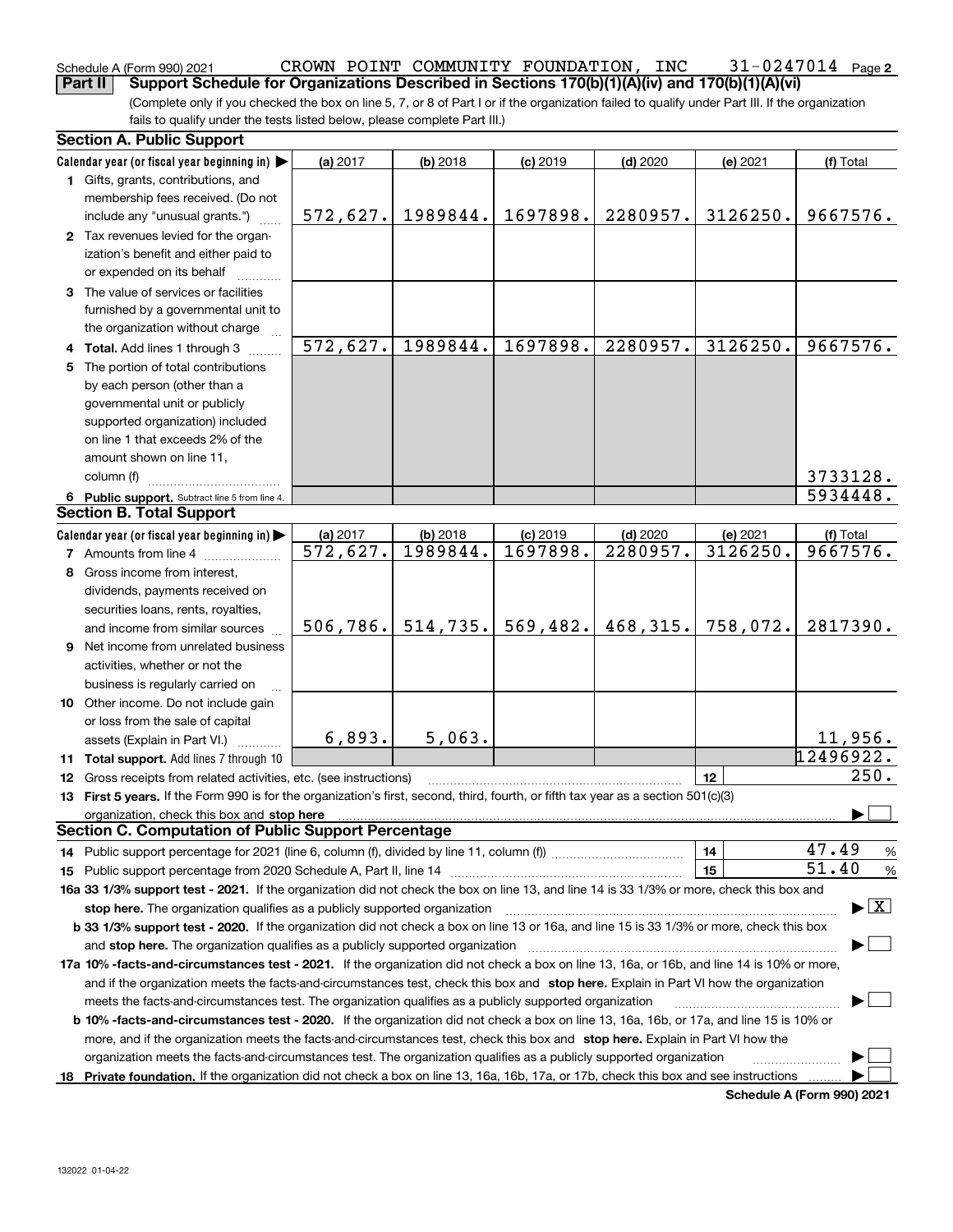Schedule A (Form 990) 2021 CROWN POINT COMMUNITY FOUNDATION, INC 31-0247014 Page **2**

**Part II** **Support Schedule for Organizations Described in Sections 170(b)(1)(A)(iv) and 170(b)(1)(A)(vi)**

(Complete only if you checked the box on line 5, 7, or 8 of Part I or if the organization failed to qualify under Part III. If the organization fails to qualify under the tests listed below, please complete Part III.)

**Section A. Public Support**

| Calendar year (or fiscal year beginning in) ▶ | (a) 2017 | (b) 2018 | (c) 2019 | (d) 2020 | (e) 2021 | (f) Total |
|---|---|---|---|---|---|---|
| **1** Gifts, grants, contributions, and membership fees received. (Do not include any "unusual grants.") | 572,627. | 1989844. | 1697898. | 2280957. | 3126250. | 9667576. |
| **2** Tax revenues levied for the organization's benefit and either paid to or expended on its behalf | | | | | | |
| **3** The value of services or facilities furnished by a governmental unit to the organization without charge | | | | | | |
| **4 Total.** Add lines 1 through 3 | 572,627. | 1989844. | 1697898. | 2280957. | 3126250. | 9667576. |
| **5** The portion of total contributions by each person (other than a governmental unit or publicly supported organization) included on line 1 that exceeds 2% of the amount shown on line 11, column (f) | | | | | | 3733128. |
| **6 Public support.** Subtract line 5 from line 4. | | | | | | 5934448. |

**Section B. Total Support**

| Calendar year (or fiscal year beginning in) ▶ | (a) 2017 | (b) 2018 | (c) 2019 | (d) 2020 | (e) 2021 | (f) Total |
|---|---|---|---|---|---|---|
| **7** Amounts from line 4 | 572,627. | 1989844. | 1697898. | 2280957. | 3126250. | 9667576. |
| **8** Gross income from interest, dividends, payments received on securities loans, rents, royalties, and income from similar sources | 506,786. | 514,735. | 569,482. | 468,315. | 758,072. | 2817390. |
| **9** Net income from unrelated business activities, whether or not the business is regularly carried on | | | | | | |
| **10** Other income. Do not include gain or loss from the sale of capital assets (Explain in Part VI.) | 6,893. | 5,063. | | | | 11,956. |
| **11 Total support.** Add lines 7 through 10 | | | | | | 12496922. |

**12** Gross receipts from related activities, etc. (see instructions) | **12** | 250.

**13 First 5 years.** If the Form 990 is for the organization's first, second, third, fourth, or fifth tax year as a section 501(c)(3) organization, check this box and **stop here** ▶ ☐

**Section C. Computation of Public Support Percentage**

**14** Public support percentage for 2021 (line 6, column (f), divided by line 11, column (f)) | **14** | 47.49 %

**15** Public support percentage from 2020 Schedule A, Part II, line 14 | **15** | 51.40 %

**16a 33 1/3% support test - 2021.** If the organization did not check the box on line 13, and line 14 is 33 1/3% or more, check this box and **stop here.** The organization qualifies as a publicly supported organization ▶ ☒

**b 33 1/3% support test - 2020.** If the organization did not check a box on line 13 or 16a, and line 15 is 33 1/3% or more, check this box and **stop here.** The organization qualifies as a publicly supported organization ▶ ☐

**17a 10% -facts-and-circumstances test - 2021.** If the organization did not check a box on line 13, 16a, or 16b, and line 14 is 10% or more, and if the organization meets the facts-and-circumstances test, check this box and **stop here.** Explain in Part VI how the organization meets the facts-and-circumstances test. The organization qualifies as a publicly supported organization ▶ ☐

**b 10% -facts-and-circumstances test - 2020.** If the organization did not check a box on line 13, 16a, 16b, or 17a, and line 15 is 10% or more, and if the organization meets the facts-and-circumstances test, check this box and **stop here.** Explain in Part VI how the organization meets the facts-and-circumstances test. The organization qualifies as a publicly supported organization ▶ ☐

**18 Private foundation.** If the organization did not check a box on line 13, 16a, 16b, 17a, or 17b, check this box and see instructions ▶ ☐

**Schedule A (Form 990) 2021**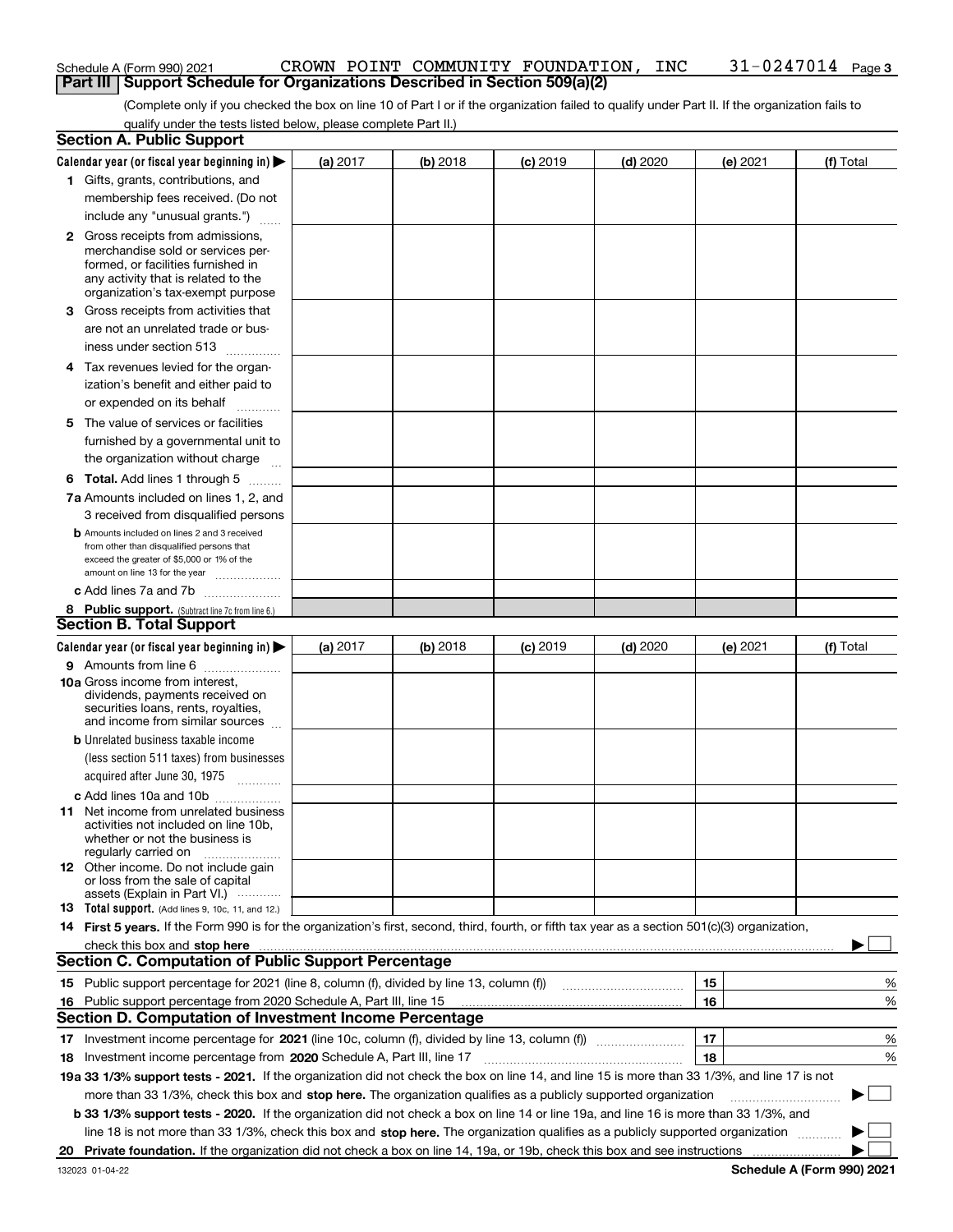Schedule A (Form 990) 2021 CROWN POINT COMMUNITY FOUNDATION, INC 31-0247014 Page 3

## Part III Support Schedule for Organizations Described in Section 509(a)(2)

(Complete only if you checked the box on line 10 of Part I or if the organization failed to qualify under Part II. If the organization fails to qualify under the tests listed below, please complete Part II.)

### Section A. Public Support

| Calendar year (or fiscal year beginning in) ▶ | (a) 2017 | (b) 2018 | (c) 2019 | (d) 2020 | (e) 2021 | (f) Total |
|---|---|---|---|---|---|---|
| **1** Gifts, grants, contributions, and membership fees received. (Do not include any "unusual grants.") | | | | | | |
| **2** Gross receipts from admissions, merchandise sold or services performed, or facilities furnished in any activity that is related to the organization's tax-exempt purpose | | | | | | |
| **3** Gross receipts from activities that are not an unrelated trade or business under section 513 | | | | | | |
| **4** Tax revenues levied for the organization's benefit and either paid to or expended on its behalf | | | | | | |
| **5** The value of services or facilities furnished by a governmental unit to the organization without charge | | | | | | |
| **6 Total.** Add lines 1 through 5 | | | | | | |
| **7a** Amounts included on lines 1, 2, and 3 received from disqualified persons | | | | | | |
| **b** Amounts included on lines 2 and 3 received from other than disqualified persons that exceed the greater of $5,000 or 1% of the amount on line 13 for the year | | | | | | |
| **c** Add lines 7a and 7b | | | | | | |
| **8 Public support.** (Subtract line 7c from line 6.) | | | | | | |

### Section B. Total Support

| Calendar year (or fiscal year beginning in) ▶ | (a) 2017 | (b) 2018 | (c) 2019 | (d) 2020 | (e) 2021 | (f) Total |
|---|---|---|---|---|---|---|
| **9** Amounts from line 6 | | | | | | |
| **10a** Gross income from interest, dividends, payments received on securities loans, rents, royalties, and income from similar sources | | | | | | |
| **b** Unrelated business taxable income (less section 511 taxes) from businesses acquired after June 30, 1975 | | | | | | |
| **c** Add lines 10a and 10b | | | | | | |
| **11** Net income from unrelated business activities not included on line 10b, whether or not the business is regularly carried on | | | | | | |
| **12** Other income. Do not include gain or loss from the sale of capital assets (Explain in Part VI.) | | | | | | |
| **13 Total support.** (Add lines 9, 10c, 11, and 12.) | | | | | | |

**14 First 5 years.** If the Form 990 is for the organization's first, second, third, fourth, or fifth tax year as a section 501(c)(3) organization, check this box and **stop here** ▶ ☐

### Section C. Computation of Public Support Percentage

| | | | |
|---|---|---|---|
| **15** Public support percentage for 2021 (line 8, column (f), divided by line 13, column (f)) | 15 | | % |
| **16** Public support percentage from 2020 Schedule A, Part III, line 15 | 16 | | % |

### Section D. Computation of Investment Income Percentage

| | | | |
|---|---|---|---|
| **17** Investment income percentage for **2021** (line 10c, column (f), divided by line 13, column (f)) | 17 | | % |
| **18** Investment income percentage from **2020** Schedule A, Part III, line 17 | 18 | | % |

**19a 33 1/3% support tests - 2021.** If the organization did not check the box on line 14, and line 15 is more than 33 1/3%, and line 17 is not more than 33 1/3%, check this box and **stop here.** The organization qualifies as a publicly supported organization ▶ ☐

**b 33 1/3% support tests - 2020.** If the organization did not check a box on line 14 or line 19a, and line 16 is more than 33 1/3%, and line 18 is not more than 33 1/3%, check this box and **stop here.** The organization qualifies as a publicly supported organization ▶ ☐

**20 Private foundation.** If the organization did not check a box on line 14, 19a, or 19b, check this box and see instructions ▶ ☐

132023 01-04-22 **Schedule A (Form 990) 2021**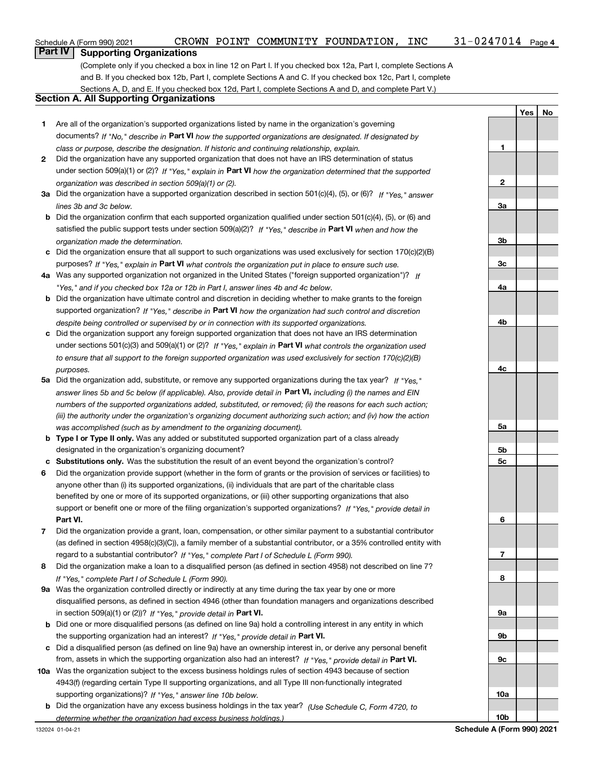Schedule A (Form 990) 2021 CROWN POINT COMMUNITY FOUNDATION, INC 31-0247014 Page 4

## Part IV Supporting Organizations

(Complete only if you checked a box in line 12 on Part I. If you checked box 12a, Part I, complete Sections A and B. If you checked box 12b, Part I, complete Sections A and C. If you checked box 12c, Part I, complete Sections A, D, and E. If you checked box 12d, Part I, complete Sections A and D, and complete Part V.)

### Section A. All Supporting Organizations

| | | | Yes | No |
|---|---|---|---|---|
| **1** | Are all of the organization's supported organizations listed by name in the organization's governing documents? *If "No," describe in* **Part VI** *how the supported organizations are designated. If designated by class or purpose, describe the designation. If historic and continuing relationship, explain.* | **1** | | |
| **2** | Did the organization have any supported organization that does not have an IRS determination of status under section 509(a)(1) or (2)? *If "Yes," explain in* **Part VI** *how the organization determined that the supported organization was described in section 509(a)(1) or (2).* | **2** | | |
| **3a** | Did the organization have a supported organization described in section 501(c)(4), (5), or (6)? *If "Yes," answer lines 3b and 3c below.* | **3a** | | |
| **b** | Did the organization confirm that each supported organization qualified under section 501(c)(4), (5), or (6) and satisfied the public support tests under section 509(a)(2)? *If "Yes," describe in* **Part VI** *when and how the organization made the determination.* | **3b** | | |
| **c** | Did the organization ensure that all support to such organizations was used exclusively for section 170(c)(2)(B) purposes? *If "Yes," explain in* **Part VI** *what controls the organization put in place to ensure such use.* | **3c** | | |
| **4a** | Was any supported organization not organized in the United States ("foreign supported organization")? *If "Yes," and if you checked box 12a or 12b in Part I, answer lines 4b and 4c below.* | **4a** | | |
| **b** | Did the organization have ultimate control and discretion in deciding whether to make grants to the foreign supported organization? *If "Yes," describe in* **Part VI** *how the organization had such control and discretion despite being controlled or supervised by or in connection with its supported organizations.* | **4b** | | |
| **c** | Did the organization support any foreign supported organization that does not have an IRS determination under sections 501(c)(3) and 509(a)(1) or (2)? *If "Yes," explain in* **Part VI** *what controls the organization used to ensure that all support to the foreign supported organization was used exclusively for section 170(c)(2)(B) purposes.* | **4c** | | |
| **5a** | Did the organization add, substitute, or remove any supported organizations during the tax year? *If "Yes," answer lines 5b and 5c below (if applicable). Also, provide detail in* **Part VI,** *including (i) the names and EIN numbers of the supported organizations added, substituted, or removed; (ii) the reasons for each such action; (iii) the authority under the organization's organizing document authorizing such action; and (iv) how the action was accomplished (such as by amendment to the organizing document).* | **5a** | | |
| **b** | **Type I or Type II only.** Was any added or substituted supported organization part of a class already designated in the organization's organizing document? | **5b** | | |
| **c** | **Substitutions only.** Was the substitution the result of an event beyond the organization's control? | **5c** | | |
| **6** | Did the organization provide support (whether in the form of grants or the provision of services or facilities) to anyone other than (i) its supported organizations, (ii) individuals that are part of the charitable class benefited by one or more of its supported organizations, or (iii) other supporting organizations that also support or benefit one or more of the filing organization's supported organizations? *If "Yes," provide detail in* **Part VI.** | **6** | | |
| **7** | Did the organization provide a grant, loan, compensation, or other similar payment to a substantial contributor (as defined in section 4958(c)(3)(C)), a family member of a substantial contributor, or a 35% controlled entity with regard to a substantial contributor? *If "Yes," complete Part I of Schedule L (Form 990).* | **7** | | |
| **8** | Did the organization make a loan to a disqualified person (as defined in section 4958) not described on line 7? *If "Yes," complete Part I of Schedule L (Form 990).* | **8** | | |
| **9a** | Was the organization controlled directly or indirectly at any time during the tax year by one or more disqualified persons, as defined in section 4946 (other than foundation managers and organizations described in section 509(a)(1) or (2))? *If "Yes," provide detail in* **Part VI.** | **9a** | | |
| **b** | Did one or more disqualified persons (as defined on line 9a) hold a controlling interest in any entity in which the supporting organization had an interest? *If "Yes," provide detail in* **Part VI.** | **9b** | | |
| **c** | Did a disqualified person (as defined on line 9a) have an ownership interest in, or derive any personal benefit from, assets in which the supporting organization also had an interest? *If "Yes," provide detail in* **Part VI.** | **9c** | | |
| **10a** | Was the organization subject to the excess business holdings rules of section 4943 because of section 4943(f) (regarding certain Type II supporting organizations, and all Type III non-functionally integrated supporting organizations)? *If "Yes," answer line 10b below.* | **10a** | | |
| **b** | Did the organization have any excess business holdings in the tax year? *(Use Schedule C, Form 4720, to determine whether the organization had excess business holdings.)* | **10b** | | |

132024 01-04-21 **Schedule A (Form 990) 2021**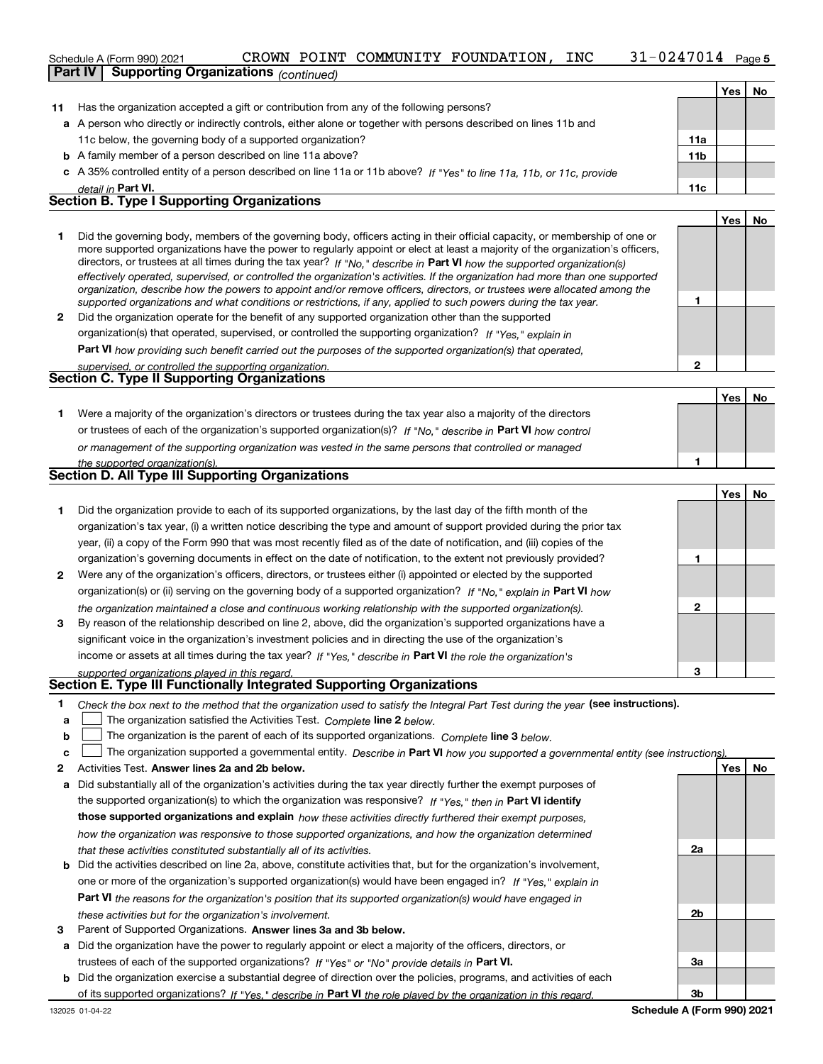Schedule A (Form 990) 2021 CROWN POINT COMMUNITY FOUNDATION, INC 31-0247014

## Part IV Supporting Organizations *(continued)*

| | | | Yes | No |
|---|---|---|---|---|
| **11** | Has the organization accepted a gift or contribution from any of the following persons? | | | |
| **a** | A person who directly or indirectly controls, either alone or together with persons described on lines 11b and 11c below, the governing body of a supported organization? | **11a** | | |
| **b** | A family member of a person described on line 11a above? | **11b** | | |
| **c** | A 35% controlled entity of a person described on line 11a or 11b above? *If "Yes" to line 11a, 11b, or 11c, provide detail in* **Part VI.** | **11c** | | |

### Section B. Type I Supporting Organizations

| | | | Yes | No |
|---|---|---|---|---|
| **1** | Did the governing body, members of the governing body, officers acting in their official capacity, or membership of one or more supported organizations have the power to regularly appoint or elect at least a majority of the organization's officers, directors, or trustees at all times during the tax year? *If "No," describe in* **Part VI** *how the supported organization(s) effectively operated, supervised, or controlled the organization's activities. If the organization had more than one supported organization, describe how the powers to appoint and/or remove officers, directors, or trustees were allocated among the supported organizations and what conditions or restrictions, if any, applied to such powers during the tax year.* | **1** | | |
| **2** | Did the organization operate for the benefit of any supported organization other than the supported organization(s) that operated, supervised, or controlled the supporting organization? *If "Yes," explain in* **Part VI** *how providing such benefit carried out the purposes of the supported organization(s) that operated, supervised, or controlled the supporting organization.* | **2** | | |

### Section C. Type II Supporting Organizations

| | | | Yes | No |
|---|---|---|---|---|
| **1** | Were a majority of the organization's directors or trustees during the tax year also a majority of the directors or trustees of each of the organization's supported organization(s)? *If "No," describe in* **Part VI** *how control or management of the supporting organization was vested in the same persons that controlled or managed the supported organization(s).* | **1** | | |

### Section D. All Type III Supporting Organizations

| | | | Yes | No |
|---|---|---|---|---|
| **1** | Did the organization provide to each of its supported organizations, by the last day of the fifth month of the organization's tax year, (i) a written notice describing the type and amount of support provided during the prior tax year, (ii) a copy of the Form 990 that was most recently filed as of the date of notification, and (iii) copies of the organization's governing documents in effect on the date of notification, to the extent not previously provided? | **1** | | |
| **2** | Were any of the organization's officers, directors, or trustees either (i) appointed or elected by the supported organization(s) or (ii) serving on the governing body of a supported organization? *If "No," explain in* **Part VI** *how the organization maintained a close and continuous working relationship with the supported organization(s).* | **2** | | |
| **3** | By reason of the relationship described on line 2, above, did the organization's supported organizations have a significant voice in the organization's investment policies and in directing the use of the organization's income or assets at all times during the tax year? *If "Yes," describe in* **Part VI** *the role the organization's supported organizations played in this regard.* | **3** | | |

### Section E. Type III Functionally Integrated Supporting Organizations

**1** *Check the box next to the method that the organization used to satisfy the Integral Part Test during the year* **(see instructions).**

- **a** ☐ The organization satisfied the Activities Test. *Complete* **line 2** *below.*
- **b** ☐ The organization is the parent of each of its supported organizations. *Complete* **line 3** *below.*
- **c** ☐ The organization supported a governmental entity. *Describe in* **Part VI** *how you supported a governmental entity (see instructions).*

| | | | Yes | No |
|---|---|---|---|---|
| **2** | Activities Test. **Answer lines 2a and 2b below.** | | | |
| **a** | Did substantially all of the organization's activities during the tax year directly further the exempt purposes of the supported organization(s) to which the organization was responsive? *If "Yes," then in* **Part VI identify those supported organizations and explain** *how these activities directly furthered their exempt purposes, how the organization was responsive to those supported organizations, and how the organization determined that these activities constituted substantially all of its activities.* | **2a** | | |
| **b** | Did the activities described on line 2a, above, constitute activities that, but for the organization's involvement, one or more of the organization's supported organization(s) would have been engaged in? *If "Yes," explain in* **Part VI** *the reasons for the organization's position that its supported organization(s) would have engaged in these activities but for the organization's involvement.* | **2b** | | |
| **3** | Parent of Supported Organizations. **Answer lines 3a and 3b below.** | | | |
| **a** | Did the organization have the power to regularly appoint or elect a majority of the officers, directors, or trustees of each of the supported organizations? *If "Yes" or "No" provide details in* **Part VI.** | **3a** | | |
| **b** | Did the organization exercise a substantial degree of direction over the policies, programs, and activities of each of its supported organizations? *If "Yes," describe in* **Part VI** *the role played by the organization in this regard.* | **3b** | | |

132025 01-04-22 **Schedule A (Form 990) 2021**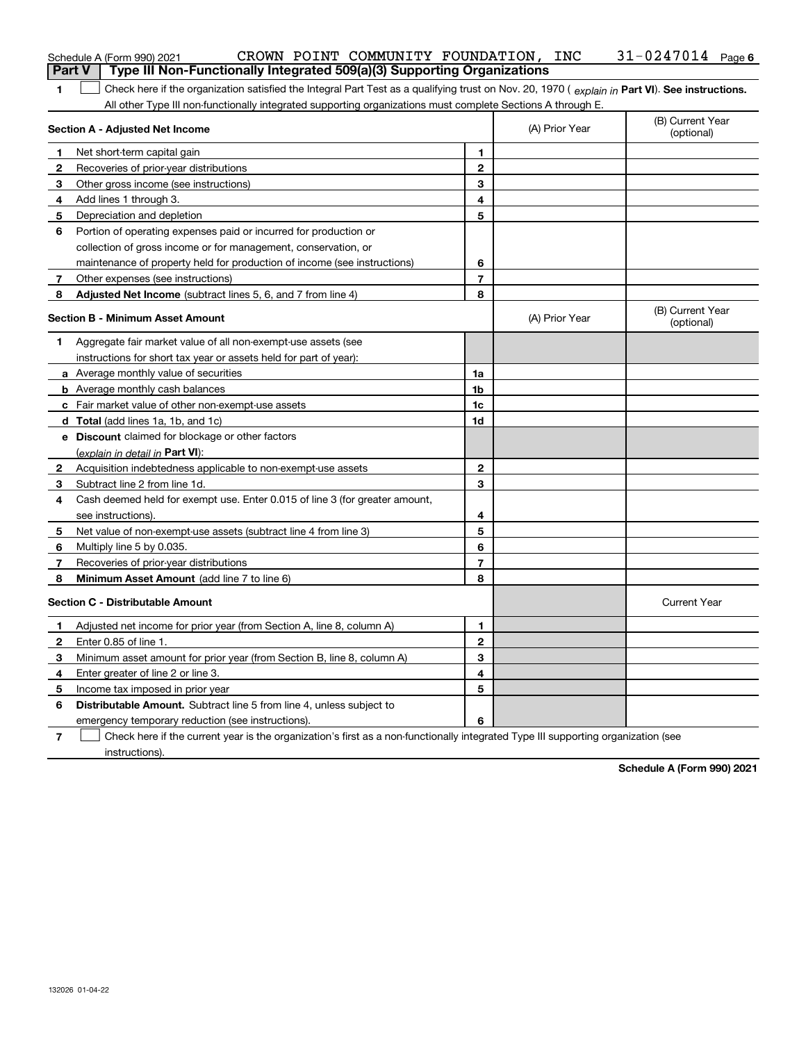Schedule A (Form 990) 2021 CROWN POINT COMMUNITY FOUNDATION, INC 31-0247014 Page 6

## Part V Type III Non-Functionally Integrated 509(a)(3) Supporting Organizations

**1** ☐ Check here if the organization satisfied the Integral Part Test as a qualifying trust on Nov. 20, 1970 ( *explain in* **Part VI**). **See instructions.** All other Type III non-functionally integrated supporting organizations must complete Sections A through E.

| **Section A - Adjusted Net Income** | | | (A) Prior Year | (B) Current Year (optional) |
|---|---|---|---|---|
| **1** | Net short-term capital gain | **1** | | |
| **2** | Recoveries of prior-year distributions | **2** | | |
| **3** | Other gross income (see instructions) | **3** | | |
| **4** | Add lines 1 through 3. | **4** | | |
| **5** | Depreciation and depletion | **5** | | |
| **6** | Portion of operating expenses paid or incurred for production or collection of gross income or for management, conservation, or maintenance of property held for production of income (see instructions) | **6** | | |
| **7** | Other expenses (see instructions) | **7** | | |
| **8** | **Adjusted Net Income** (subtract lines 5, 6, and 7 from line 4) | **8** | | |

| **Section B - Minimum Asset Amount** | | | (A) Prior Year | (B) Current Year (optional) |
|---|---|---|---|---|
| **1** | Aggregate fair market value of all non-exempt-use assets (see instructions for short tax year or assets held for part of year): | | | |
| **a** | Average monthly value of securities | **1a** | | |
| **b** | Average monthly cash balances | **1b** | | |
| **c** | Fair market value of other non-exempt-use assets | **1c** | | |
| **d** | **Total** (add lines 1a, 1b, and 1c) | **1d** | | |
| **e** | **Discount** claimed for blockage or other factors (*explain in detail in* **Part VI**): | | | |
| **2** | Acquisition indebtedness applicable to non-exempt-use assets | **2** | | |
| **3** | Subtract line 2 from line 1d. | **3** | | |
| **4** | Cash deemed held for exempt use. Enter 0.015 of line 3 (for greater amount, see instructions). | **4** | | |
| **5** | Net value of non-exempt-use assets (subtract line 4 from line 3) | **5** | | |
| **6** | Multiply line 5 by 0.035. | **6** | | |
| **7** | Recoveries of prior-year distributions | **7** | | |
| **8** | **Minimum Asset Amount** (add line 7 to line 6) | **8** | | |

| **Section C - Distributable Amount** | | | | Current Year |
|---|---|---|---|---|
| **1** | Adjusted net income for prior year (from Section A, line 8, column A) | **1** | | |
| **2** | Enter 0.85 of line 1. | **2** | | |
| **3** | Minimum asset amount for prior year (from Section B, line 8, column A) | **3** | | |
| **4** | Enter greater of line 2 or line 3. | **4** | | |
| **5** | Income tax imposed in prior year | **5** | | |
| **6** | **Distributable Amount.** Subtract line 5 from line 4, unless subject to emergency temporary reduction (see instructions). | **6** | | |

**7** ☐ Check here if the current year is the organization's first as a non-functionally integrated Type III supporting organization (see instructions).

**Schedule A (Form 990) 2021**

132026 01-04-22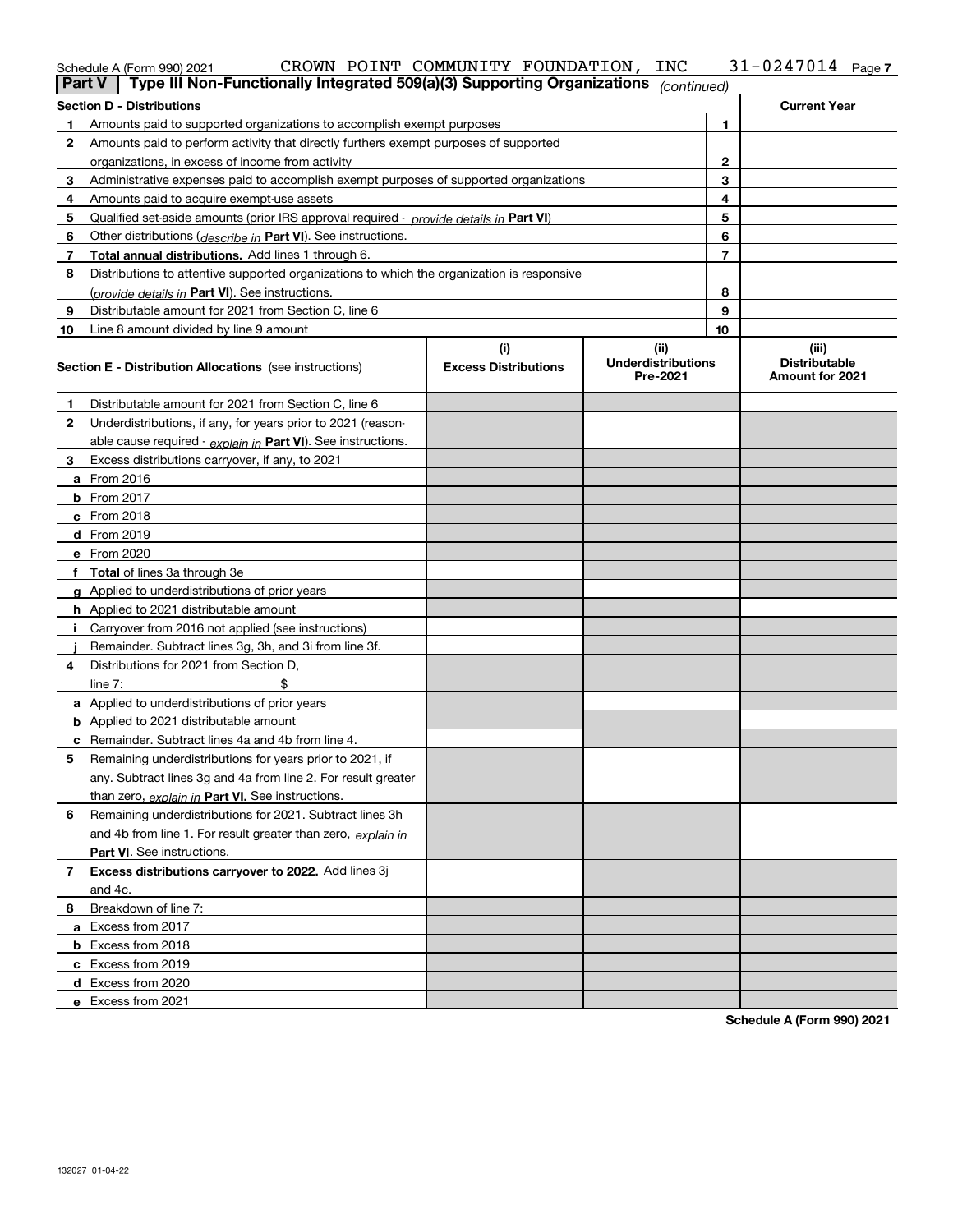Schedule A (Form 990) 2021 CROWN POINT COMMUNITY FOUNDATION, INC 31-0247014 Page 7

**Part V | Type III Non-Functionally Integrated 509(a)(3) Supporting Organizations** *(continued)*

| **Section D - Distributions** | | | **Current Year** |
|---|---|---|---|
| 1 | Amounts paid to supported organizations to accomplish exempt purposes | 1 | |
| 2 | Amounts paid to perform activity that directly furthers exempt purposes of supported organizations, in excess of income from activity | 2 | |
| 3 | Administrative expenses paid to accomplish exempt purposes of supported organizations | 3 | |
| 4 | Amounts paid to acquire exempt-use assets | 4 | |
| 5 | Qualified set-aside amounts (prior IRS approval required - *provide details in* **Part VI**) | 5 | |
| 6 | Other distributions (*describe in* **Part VI**). See instructions. | 6 | |
| 7 | **Total annual distributions.** Add lines 1 through 6. | 7 | |
| 8 | Distributions to attentive supported organizations to which the organization is responsive (*provide details in* **Part VI**). See instructions. | 8 | |
| 9 | Distributable amount for 2021 from Section C, line 6 | 9 | |
| 10 | Line 8 amount divided by line 9 amount | 10 | |

| **Section E - Distribution Allocations** (see instructions) | (i) **Excess Distributions** | (ii) **Underdistributions Pre-2021** | (iii) **Distributable Amount for 2021** |
|---|---|---|---|
| **1** Distributable amount for 2021 from Section C, line 6 | | | |
| **2** Underdistributions, if any, for years prior to 2021 (reasonable cause required - *explain in* **Part VI**). See instructions. | | | |
| **3** Excess distributions carryover, if any, to 2021 | | | |
| **a** From 2016 | | | |
| **b** From 2017 | | | |
| **c** From 2018 | | | |
| **d** From 2019 | | | |
| **e** From 2020 | | | |
| **f Total** of lines 3a through 3e | | | |
| **g** Applied to underdistributions of prior years | | | |
| **h** Applied to 2021 distributable amount | | | |
| **i** Carryover from 2016 not applied (see instructions) | | | |
| **j** Remainder. Subtract lines 3g, 3h, and 3i from line 3f. | | | |
| **4** Distributions for 2021 from Section D, line 7: $ | | | |
| **a** Applied to underdistributions of prior years | | | |
| **b** Applied to 2021 distributable amount | | | |
| **c** Remainder. Subtract lines 4a and 4b from line 4. | | | |
| **5** Remaining underdistributions for years prior to 2021, if any. Subtract lines 3g and 4a from line 2. For result greater than zero, *explain in* **Part VI.** See instructions. | | | |
| **6** Remaining underdistributions for 2021. Subtract lines 3h and 4b from line 1. For result greater than zero, *explain in* **Part VI**. See instructions. | | | |
| **7 Excess distributions carryover to 2022.** Add lines 3j and 4c. | | | |
| **8** Breakdown of line 7: | | | |
| **a** Excess from 2017 | | | |
| **b** Excess from 2018 | | | |
| **c** Excess from 2019 | | | |
| **d** Excess from 2020 | | | |
| **e** Excess from 2021 | | | |

**Schedule A (Form 990) 2021**

132027 01-04-22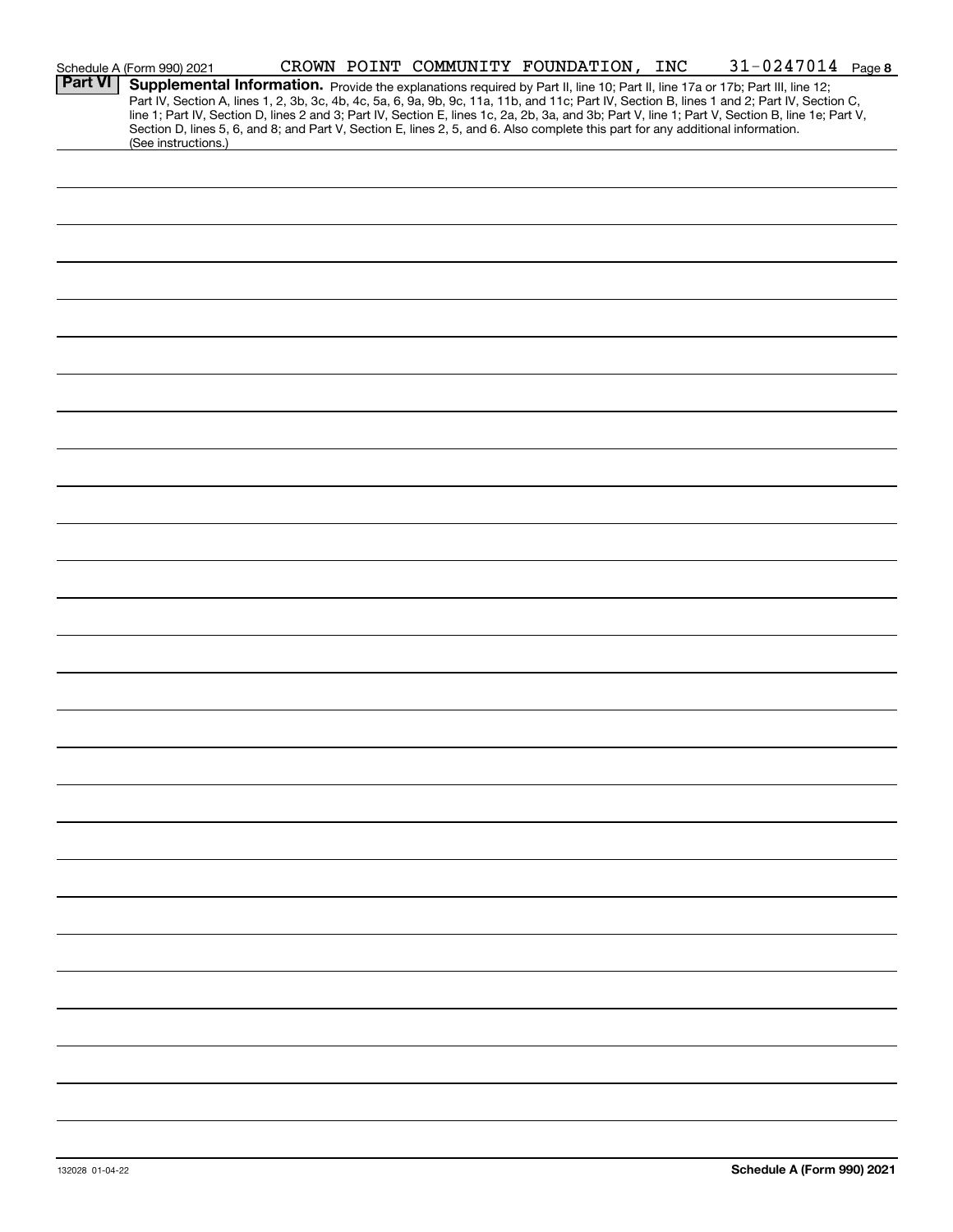Schedule A (Form 990) 2021 CROWN POINT COMMUNITY FOUNDATION, INC 31-0247014 Page 8

**Part VI** **Supplemental Information.** Provide the explanations required by Part II, line 10; Part II, line 17a or 17b; Part III, line 12; Part IV, Section A, lines 1, 2, 3b, 3c, 4b, 4c, 5a, 6, 9a, 9b, 9c, 11a, 11b, and 11c; Part IV, Section B, lines 1 and 2; Part IV, Section C, line 1; Part IV, Section D, lines 2 and 3; Part IV, Section E, lines 1c, 2a, 2b, 3a, and 3b; Part V, line 1; Part V, Section B, line 1e; Part V, Section D, lines 5, 6, and 8; and Part V, Section E, lines 2, 5, and 6. Also complete this part for any additional information. (See instructions.)

132028 01-04-22 **Schedule A (Form 990) 2021**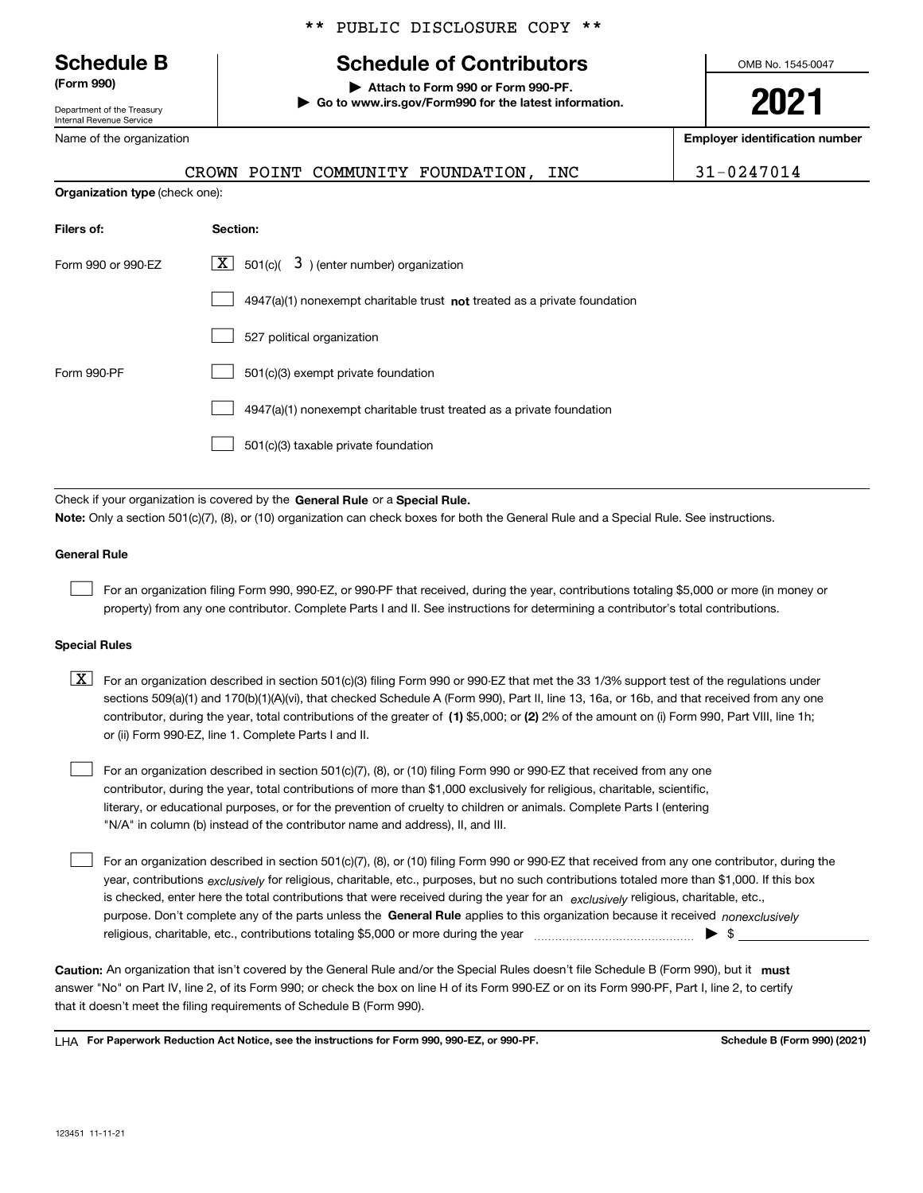** PUBLIC DISCLOSURE COPY **

# Schedule B
**(Form 990)**

Department of the Treasury
Internal Revenue Service

## Schedule of Contributors

▶ **Attach to Form 990 or Form 990-PF.**
▶ **Go to www.irs.gov/Form990 for the latest information.**

OMB No. 1545-0047

**2021**

| Name of the organization | Employer identification number |
|---|---|
| CROWN POINT COMMUNITY FOUNDATION, INC | 31-0247014 |

**Organization type** (check one):

| Filers of: | Section: |
|---|---|
| Form 990 or 990-EZ | [X] 501(c)( 3 ) (enter number) organization |
| | [ ] 4947(a)(1) nonexempt charitable trust **not** treated as a private foundation |
| | [ ] 527 political organization |
| Form 990-PF | [ ] 501(c)(3) exempt private foundation |
| | [ ] 4947(a)(1) nonexempt charitable trust treated as a private foundation |
| | [ ] 501(c)(3) taxable private foundation |

Check if your organization is covered by the **General Rule** or a **Special Rule.**

**Note:** Only a section 501(c)(7), (8), or (10) organization can check boxes for both the General Rule and a Special Rule. See instructions.

### General Rule

[ ] For an organization filing Form 990, 990-EZ, or 990-PF that received, during the year, contributions totaling $5,000 or more (in money or property) from any one contributor. Complete Parts I and II. See instructions for determining a contributor's total contributions.

### Special Rules

[X] For an organization described in section 501(c)(3) filing Form 990 or 990-EZ that met the 33 1/3% support test of the regulations under sections 509(a)(1) and 170(b)(1)(A)(vi), that checked Schedule A (Form 990), Part II, line 13, 16a, or 16b, and that received from any one contributor, during the year, total contributions of the greater of **(1)** $5,000; or **(2)** 2% of the amount on (i) Form 990, Part VIII, line 1h; or (ii) Form 990-EZ, line 1. Complete Parts I and II.

[ ] For an organization described in section 501(c)(7), (8), or (10) filing Form 990 or 990-EZ that received from any one contributor, during the year, total contributions of more than $1,000 exclusively for religious, charitable, scientific, literary, or educational purposes, or for the prevention of cruelty to children or animals. Complete Parts I (entering "N/A" in column (b) instead of the contributor name and address), II, and III.

[ ] For an organization described in section 501(c)(7), (8), or (10) filing Form 990 or 990-EZ that received from any one contributor, during the year, contributions *exclusively* for religious, charitable, etc., purposes, but no such contributions totaled more than $1,000. If this box is checked, enter here the total contributions that were received during the year for an *exclusively* religious, charitable, etc., purpose. Don't complete any of the parts unless the **General Rule** applies to this organization because it received *nonexclusively* religious, charitable, etc., contributions totaling $5,000 or more during the year ▶ $

**Caution:** An organization that isn't covered by the General Rule and/or the Special Rules doesn't file Schedule B (Form 990), but it **must** answer "No" on Part IV, line 2, of its Form 990; or check the box on line H of its Form 990-EZ or on its Form 990-PF, Part I, line 2, to certify that it doesn't meet the filing requirements of Schedule B (Form 990).

LHA **For Paperwork Reduction Act Notice, see the instructions for Form 990, 990-EZ, or 990-PF.** **Schedule B (Form 990) (2021)**

123451 11-11-21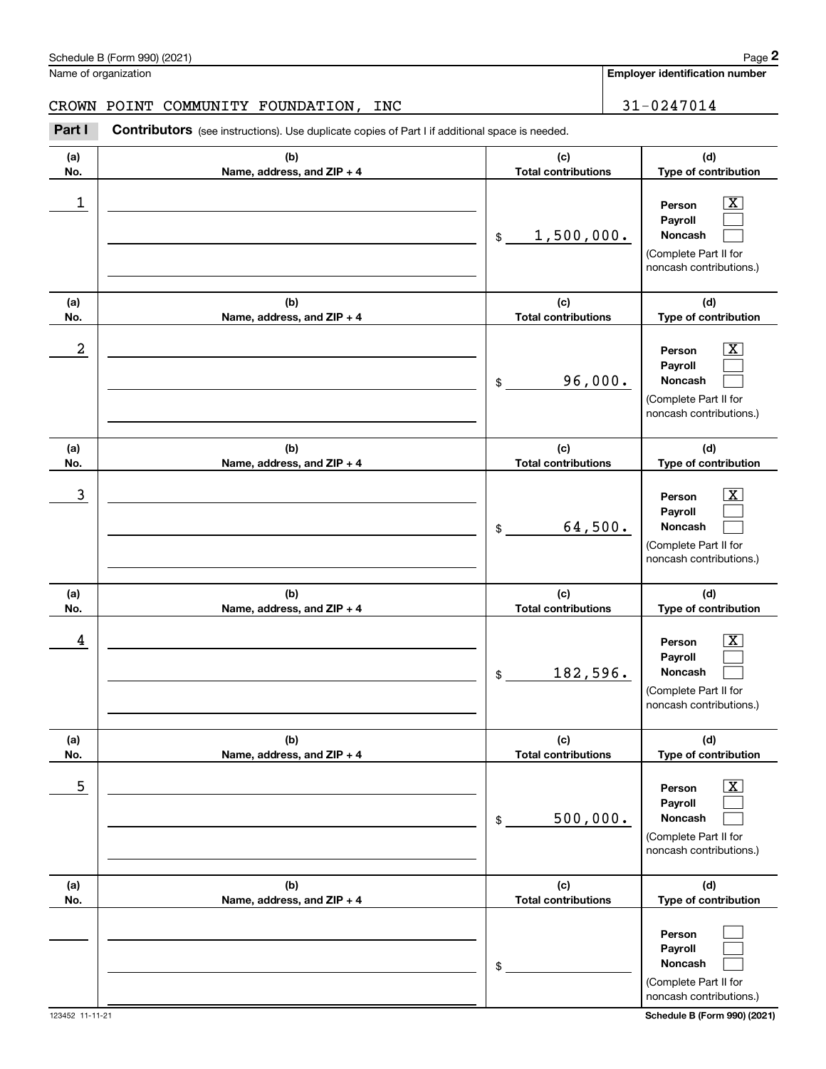Schedule B (Form 990) (2021)

Name of organization: CROWN POINT COMMUNITY FOUNDATION, INC

Employer identification number: 31-0247014

**Part I** **Contributors** (see instructions). Use duplicate copies of Part I if additional space is needed.

| (a) No. | (b) Name, address, and ZIP + 4 | (c) Total contributions | (d) Type of contribution |
|---|---|---|---|
| 1 | | $ 1,500,000. | Person [X] Payroll [ ] Noncash [ ] (Complete Part II for noncash contributions.) |
| 2 | | $ 96,000. | Person [X] Payroll [ ] Noncash [ ] (Complete Part II for noncash contributions.) |
| 3 | | $ 64,500. | Person [X] Payroll [ ] Noncash [ ] (Complete Part II for noncash contributions.) |
| 4 | | $ 182,596. | Person [X] Payroll [ ] Noncash [ ] (Complete Part II for noncash contributions.) |
| 5 | | $ 500,000. | Person [X] Payroll [ ] Noncash [ ] (Complete Part II for noncash contributions.) |
| | | $ | Person [ ] Payroll [ ] Noncash [ ] (Complete Part II for noncash contributions.) |

123452 11-11-21

Schedule B (Form 990) (2021)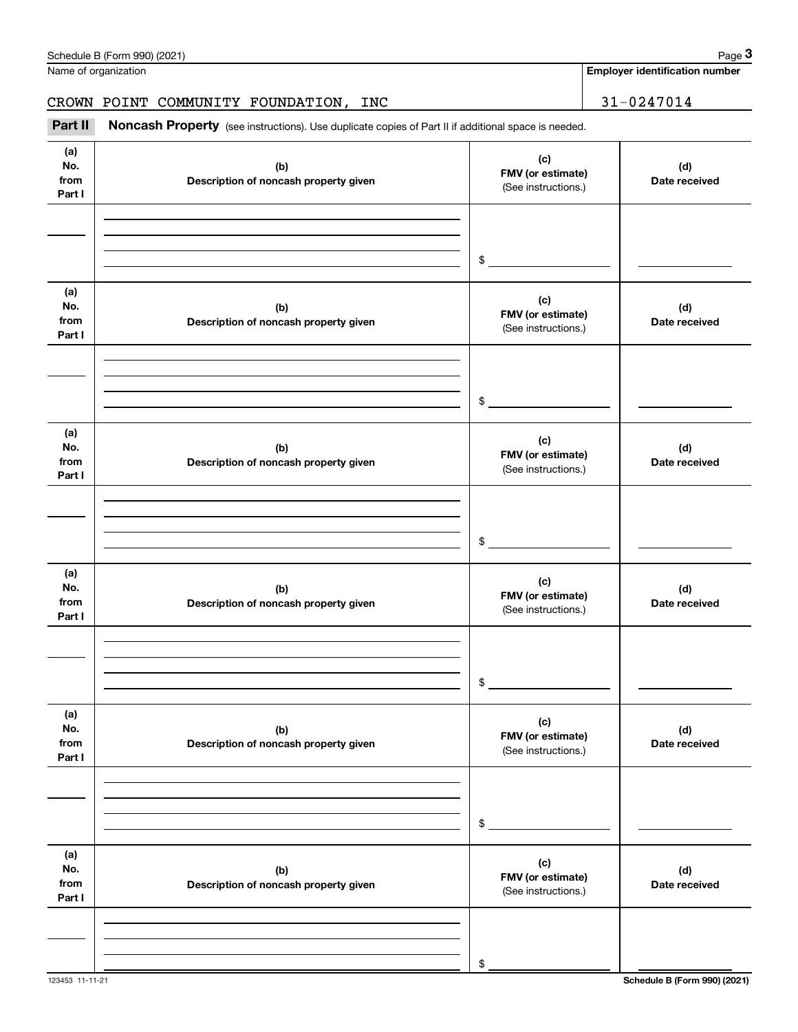Schedule B (Form 990) (2021) Page **3**

Name of organization

CROWN POINT COMMUNITY FOUNDATION, INC

**Employer identification number**

31-0247014

**Part II** **Noncash Property** (see instructions). Use duplicate copies of Part II if additional space is needed.

| (a) No. from Part I | (b) Description of noncash property given | (c) FMV (or estimate) (See instructions.) | (d) Date received |
|---|---|---|---|
| | | $ | |

| (a) No. from Part I | (b) Description of noncash property given | (c) FMV (or estimate) (See instructions.) | (d) Date received |
|---|---|---|---|
| | | $ | |

| (a) No. from Part I | (b) Description of noncash property given | (c) FMV (or estimate) (See instructions.) | (d) Date received |
|---|---|---|---|
| | | $ | |

| (a) No. from Part I | (b) Description of noncash property given | (c) FMV (or estimate) (See instructions.) | (d) Date received |
|---|---|---|---|
| | | $ | |

| (a) No. from Part I | (b) Description of noncash property given | (c) FMV (or estimate) (See instructions.) | (d) Date received |
|---|---|---|---|
| | | $ | |

| (a) No. from Part I | (b) Description of noncash property given | (c) FMV (or estimate) (See instructions.) | (d) Date received |
|---|---|---|---|
| | | $ | |

123453 11-11-21 **Schedule B (Form 990) (2021)**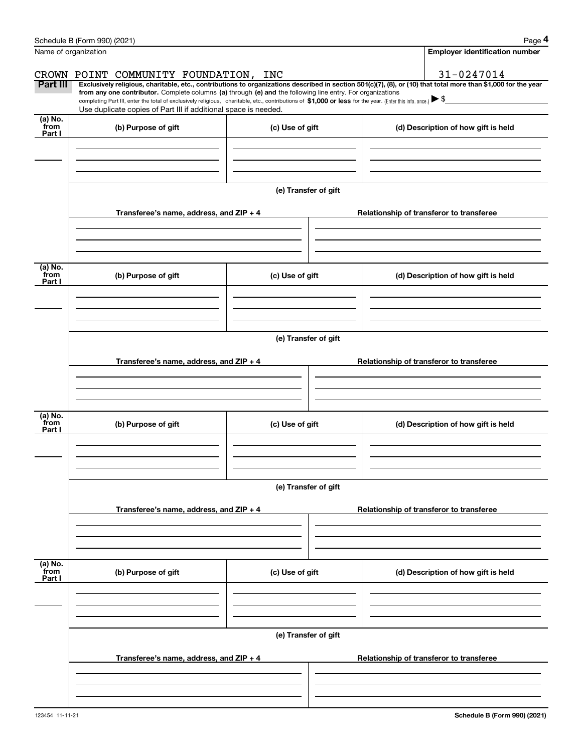Name of organization

**Employer identification number**

CROWN POINT COMMUNITY FOUNDATION, INC

31-0247014

**Part III** **Exclusively religious, charitable, etc., contributions to organizations described in section 501(c)(7), (8), or (10) that total more than $1,000 for the year from any one contributor.** Complete columns **(a)** through **(e) and** the following line entry. For organizations completing Part III, enter the total of exclusively religious, charitable, etc., contributions of **$1,000 or less** for the year. (Enter this info. once.) ▶ $

Use duplicate copies of Part III if additional space is needed.

| (a) No. from Part I | (b) Purpose of gift | (c) Use of gift | (d) Description of how gift is held |
|---|---|---|---|
| | | | |

**(e) Transfer of gift**

| Transferee's name, address, and ZIP + 4 | Relationship of transferor to transferee |
|---|---|
| | |

| (a) No. from Part I | (b) Purpose of gift | (c) Use of gift | (d) Description of how gift is held |
|---|---|---|---|
| | | | |

**(e) Transfer of gift**

| Transferee's name, address, and ZIP + 4 | Relationship of transferor to transferee |
|---|---|
| | |

| (a) No. from Part I | (b) Purpose of gift | (c) Use of gift | (d) Description of how gift is held |
|---|---|---|---|
| | | | |

**(e) Transfer of gift**

| Transferee's name, address, and ZIP + 4 | Relationship of transferor to transferee |
|---|---|
| | |

| (a) No. from Part I | (b) Purpose of gift | (c) Use of gift | (d) Description of how gift is held |
|---|---|---|---|
| | | | |

**(e) Transfer of gift**

| Transferee's name, address, and ZIP + 4 | Relationship of transferor to transferee |
|---|---|
| | |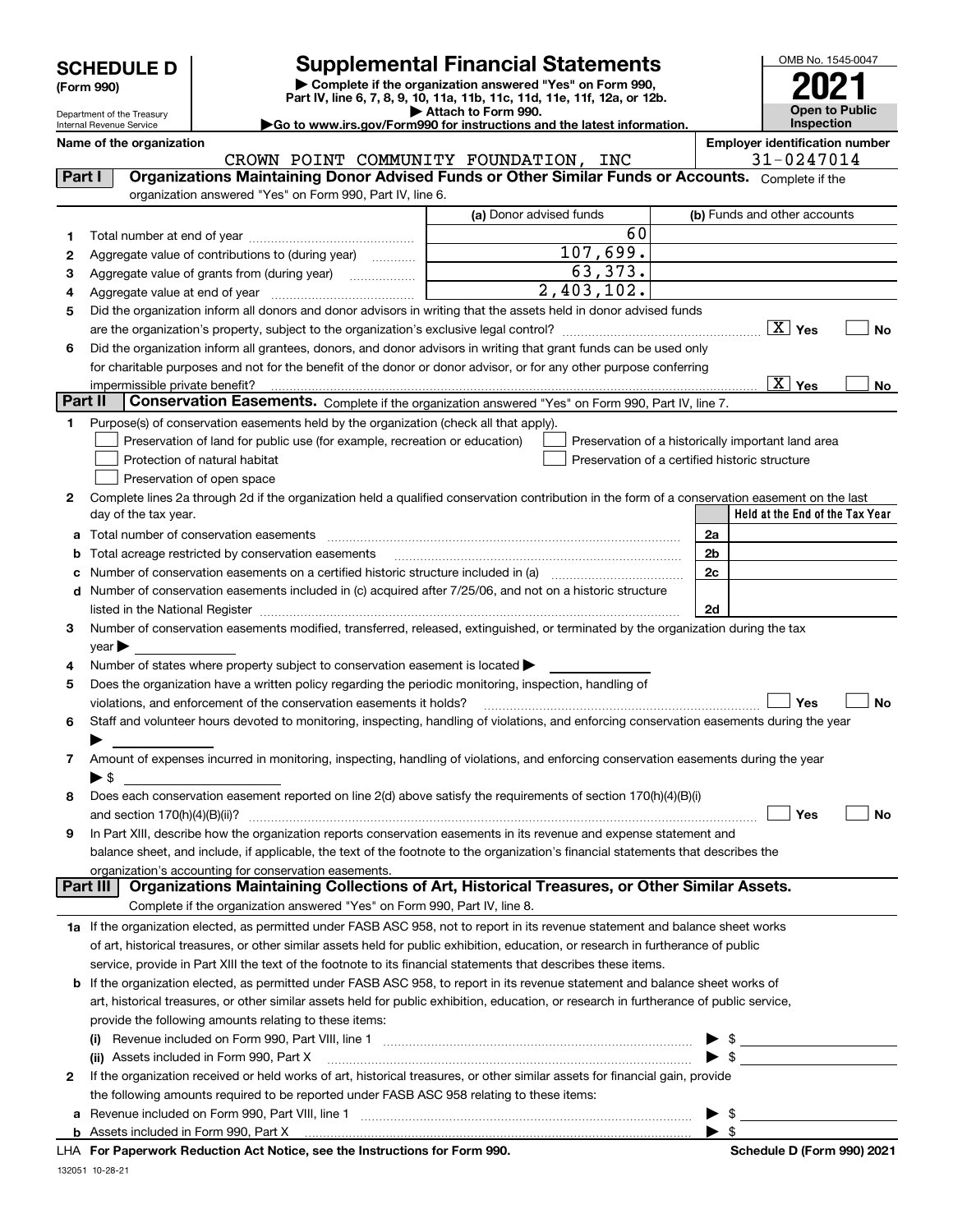# SCHEDULE D (Form 990)

Department of the Treasury
Internal Revenue Service

# Supplemental Financial Statements

▶ Complete if the organization answered "Yes" on Form 990, Part IV, line 6, 7, 8, 9, 10, 11a, 11b, 11c, 11d, 11e, 11f, 12a, or 12b.
▶ Attach to Form 990.
▶Go to www.irs.gov/Form990 for instructions and the latest information.

OMB No. 1545-0047

**2021**

**Open to Public Inspection**

**Name of the organization**
CROWN POINT COMMUNITY FOUNDATION, INC

**Employer identification number**
31-0247014

## Part I — Organizations Maintaining Donor Advised Funds or Other Similar Funds or Accounts.

Complete if the organization answered "Yes" on Form 990, Part IV, line 6.

| | | (a) Donor advised funds | (b) Funds and other accounts |
|---|---|---|---|
| 1 | Total number at end of year | 60 | |
| 2 | Aggregate value of contributions to (during year) | 107,699. | |
| 3 | Aggregate value of grants from (during year) | 63,373. | |
| 4 | Aggregate value at end of year | 2,403,102. | |

5 Did the organization inform all donors and donor advisors in writing that the assets held in donor advised funds are the organization's property, subject to the organization's exclusive legal control? [X] Yes [ ] No

6 Did the organization inform all grantees, donors, and donor advisors in writing that grant funds can be used only for charitable purposes and not for the benefit of the donor or donor advisor, or for any other purpose conferring impermissible private benefit? [X] Yes [ ] No

## Part II — Conservation Easements.

Complete if the organization answered "Yes" on Form 990, Part IV, line 7.

1 Purpose(s) of conservation easements held by the organization (check all that apply).

- [ ] Preservation of land for public use (for example, recreation or education)
- [ ] Protection of natural habitat
- [ ] Preservation of open space
- [ ] Preservation of a historically important land area
- [ ] Preservation of a certified historic structure

2 Complete lines 2a through 2d if the organization held a qualified conservation contribution in the form of a conservation easement on the last day of the tax year.

| | | | Held at the End of the Tax Year |
|---|---|---|---|
| a | Total number of conservation easements | 2a | |
| b | Total acreage restricted by conservation easements | 2b | |
| c | Number of conservation easements on a certified historic structure included in (a) | 2c | |
| d | Number of conservation easements included in (c) acquired after 7/25/06, and not on a historic structure listed in the National Register | 2d | |

3 Number of conservation easements modified, transferred, released, extinguished, or terminated by the organization during the tax year ▶

4 Number of states where property subject to conservation easement is located ▶

5 Does the organization have a written policy regarding the periodic monitoring, inspection, handling of violations, and enforcement of the conservation easements it holds? [ ] Yes [ ] No

6 Staff and volunteer hours devoted to monitoring, inspecting, handling of violations, and enforcing conservation easements during the year ▶

7 Amount of expenses incurred in monitoring, inspecting, handling of violations, and enforcing conservation easements during the year ▶ $

8 Does each conservation easement reported on line 2(d) above satisfy the requirements of section 170(h)(4)(B)(i) and section 170(h)(4)(B)(ii)? [ ] Yes [ ] No

9 In Part XIII, describe how the organization reports conservation easements in its revenue and expense statement and balance sheet, and include, if applicable, the text of the footnote to the organization's financial statements that describes the organization's accounting for conservation easements.

## Part III — Organizations Maintaining Collections of Art, Historical Treasures, or Other Similar Assets.

Complete if the organization answered "Yes" on Form 990, Part IV, line 8.

1a If the organization elected, as permitted under FASB ASC 958, not to report in its revenue statement and balance sheet works of art, historical treasures, or other similar assets held for public exhibition, education, or research in furtherance of public service, provide in Part XIII the text of the footnote to its financial statements that describes these items.

b If the organization elected, as permitted under FASB ASC 958, to report in its revenue statement and balance sheet works of art, historical treasures, or other similar assets held for public exhibition, education, or research in furtherance of public service, provide the following amounts relating to these items:

(i) Revenue included on Form 990, Part VIII, line 1 ▶ $

(ii) Assets included in Form 990, Part X ▶ $

2 If the organization received or held works of art, historical treasures, or other similar assets for financial gain, provide the following amounts required to be reported under FASB ASC 958 relating to these items:

a Revenue included on Form 990, Part VIII, line 1 ▶ $

b Assets included in Form 990, Part X ▶ $

LHA For Paperwork Reduction Act Notice, see the Instructions for Form 990.

132051 10-28-21

Schedule D (Form 990) 2021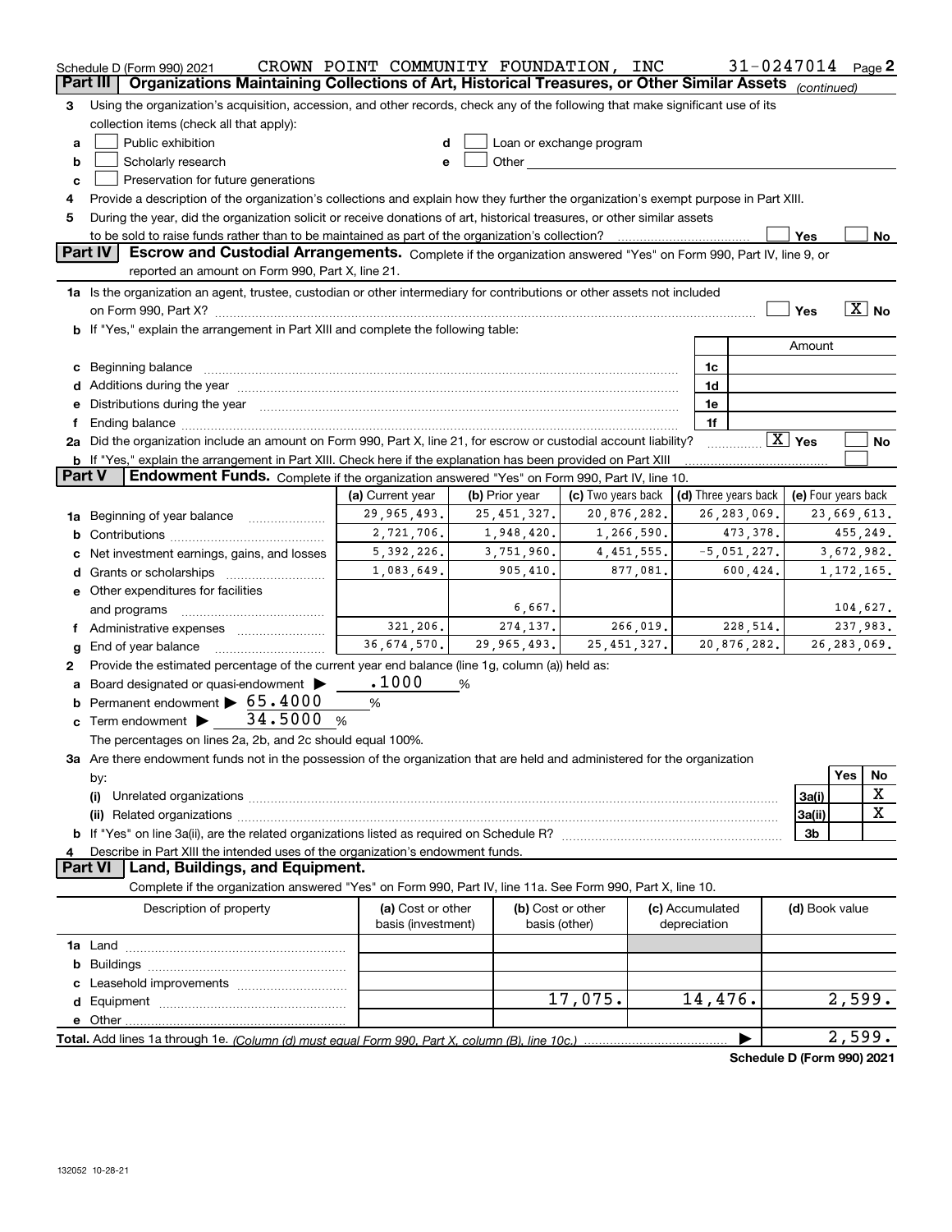Schedule D (Form 990) 2021 CROWN POINT COMMUNITY FOUNDATION, INC 31-0247014 Page 2

## Part III Organizations Maintaining Collections of Art, Historical Treasures, or Other Similar Assets *(continued)*

**3** Using the organization's acquisition, accession, and other records, check any of the following that make significant use of its collection items (check all that apply):

- **a** ☐ Public exhibition
- **b** ☐ Scholarly research
- **c** ☐ Preservation for future generations
- **d** ☐ Loan or exchange program
- **e** ☐ Other

**4** Provide a description of the organization's collections and explain how they further the organization's exempt purpose in Part XIII.

**5** During the year, did the organization solicit or receive donations of art, historical treasures, or other similar assets to be sold to raise funds rather than to be maintained as part of the organization's collection? ☐ Yes ☐ No

## Part IV Escrow and Custodial Arrangements.

Complete if the organization answered "Yes" on Form 990, Part IV, line 9, or reported an amount on Form 990, Part X, line 21.

**1a** Is the organization an agent, trustee, custodian or other intermediary for contributions or other assets not included on Form 990, Part X? ☐ Yes ☒ No

**b** If "Yes," explain the arrangement in Part XIII and complete the following table:

| | | Amount |
|---|---|---|
| **c** Beginning balance | 1c | |
| **d** Additions during the year | 1d | |
| **e** Distributions during the year | 1e | |
| **f** Ending balance | 1f | |

**2a** Did the organization include an amount on Form 990, Part X, line 21, for escrow or custodial account liability? ☒ Yes ☐ No

**b** If "Yes," explain the arrangement in Part XIII. Check here if the explanation has been provided on Part XIII ☐

## Part V Endowment Funds.

Complete if the organization answered "Yes" on Form 990, Part IV, line 10.

| | (a) Current year | (b) Prior year | (c) Two years back | (d) Three years back | (e) Four years back |
|---|---|---|---|---|---|
| **1a** Beginning of year balance | 29,965,493. | 25,451,327. | 20,876,282. | 26,283,069. | 23,669,613. |
| **b** Contributions | 2,721,706. | 1,948,420. | 1,266,590. | 473,378. | 455,249. |
| **c** Net investment earnings, gains, and losses | 5,392,226. | 3,751,960. | 4,451,555. | -5,051,227. | 3,672,982. |
| **d** Grants or scholarships | 1,083,649. | 905,410. | 877,081. | 600,424. | 1,172,165. |
| **e** Other expenditures for facilities and programs | | 6,667. | | | 104,627. |
| **f** Administrative expenses | 321,206. | 274,137. | 266,019. | 228,514. | 237,983. |
| **g** End of year balance | 36,674,570. | 29,965,493. | 25,451,327. | 20,876,282. | 26,283,069. |

**2** Provide the estimated percentage of the current year end balance (line 1g, column (a)) held as:

- **a** Board designated or quasi-endowment ▶ .1000 %
- **b** Permanent endowment ▶ 65.4000 %
- **c** Term endowment ▶ 34.5000 %

The percentages on lines 2a, 2b, and 2c should equal 100%.

**3a** Are there endowment funds not in the possession of the organization that are held and administered for the organization by:

| | | Yes | No |
|---|---|---|---|
| **(i)** Unrelated organizations | 3a(i) | | X |
| **(ii)** Related organizations | 3a(ii) | | X |
| **b** If "Yes" on line 3a(ii), are the related organizations listed as required on Schedule R? | 3b | | |

**4** Describe in Part XIII the intended uses of the organization's endowment funds.

## Part VI Land, Buildings, and Equipment.

Complete if the organization answered "Yes" on Form 990, Part IV, line 11a. See Form 990, Part X, line 10.

| Description of property | (a) Cost or other basis (investment) | (b) Cost or other basis (other) | (c) Accumulated depreciation | (d) Book value |
|---|---|---|---|---|
| **1a** Land | | | | |
| **b** Buildings | | | | |
| **c** Leasehold improvements | | | | |
| **d** Equipment | | 17,075. | 14,476. | 2,599. |
| **e** Other | | | | |
| **Total.** Add lines 1a through 1e. *(Column (d) must equal Form 990, Part X, column (B), line 10c.)* | | | ▶ | 2,599. |

Schedule D (Form 990) 2021

132052 10-28-21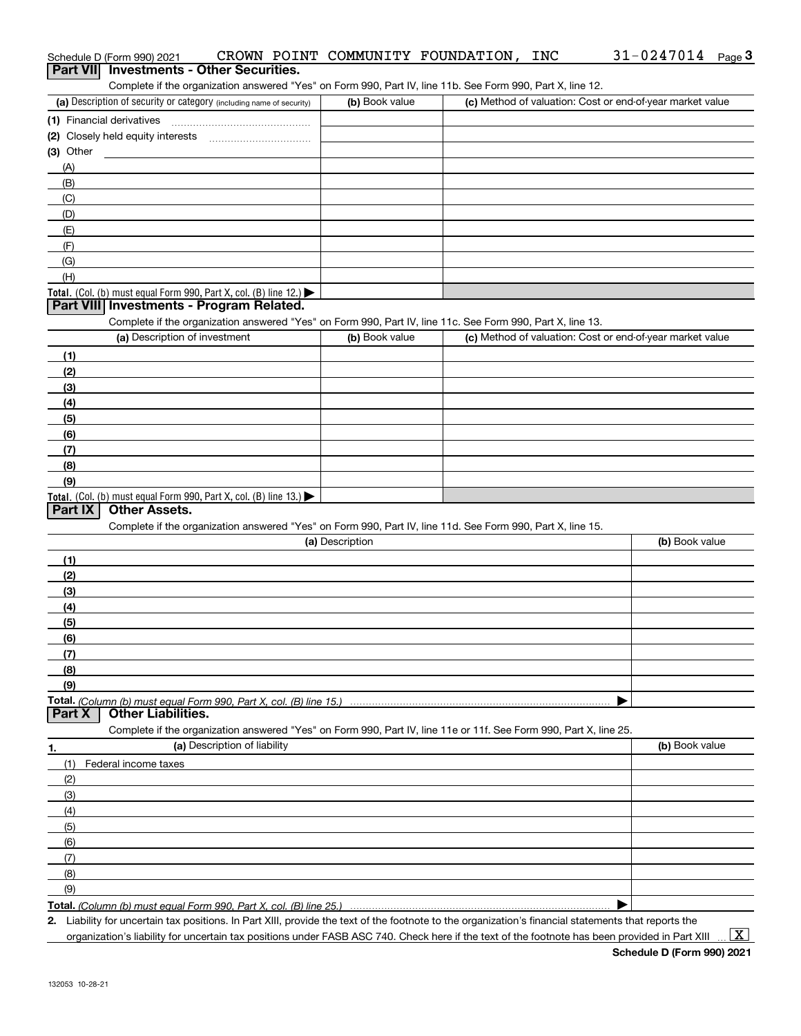Schedule D (Form 990) 2021 CROWN POINT COMMUNITY FOUNDATION, INC 31-0247014 Page 3

## Part VII Investments - Other Securities.

Complete if the organization answered "Yes" on Form 990, Part IV, line 11b. See Form 990, Part X, line 12.

| (a) Description of security or category (including name of security) | (b) Book value | (c) Method of valuation: Cost or end-of-year market value |
|---|---|---|
| (1) Financial derivatives | | |
| (2) Closely held equity interests | | |
| (3) Other | | |
| (A) | | |
| (B) | | |
| (C) | | |
| (D) | | |
| (E) | | |
| (F) | | |
| (G) | | |
| (H) | | |
| **Total.** (Col. (b) must equal Form 990, Part X, col. (B) line 12.) ▶ | | |

## Part VIII Investments - Program Related.

Complete if the organization answered "Yes" on Form 990, Part IV, line 11c. See Form 990, Part X, line 13.

| (a) Description of investment | (b) Book value | (c) Method of valuation: Cost or end-of-year market value |
|---|---|---|
| (1) | | |
| (2) | | |
| (3) | | |
| (4) | | |
| (5) | | |
| (6) | | |
| (7) | | |
| (8) | | |
| (9) | | |
| **Total.** (Col. (b) must equal Form 990, Part X, col. (B) line 13.) ▶ | | |

## Part IX Other Assets.

Complete if the organization answered "Yes" on Form 990, Part IV, line 11d. See Form 990, Part X, line 15.

| (a) Description | (b) Book value |
|---|---|
| (1) | |
| (2) | |
| (3) | |
| (4) | |
| (5) | |
| (6) | |
| (7) | |
| (8) | |
| (9) | |
| **Total.** *(Column (b) must equal Form 990, Part X, col. (B) line 15.)* ▶ | |

## Part X Other Liabilities.

Complete if the organization answered "Yes" on Form 990, Part IV, line 11e or 11f. See Form 990, Part X, line 25.

| 1. (a) Description of liability | (b) Book value |
|---|---|
| (1) Federal income taxes | |
| (2) | |
| (3) | |
| (4) | |
| (5) | |
| (6) | |
| (7) | |
| (8) | |
| (9) | |
| **Total.** *(Column (b) must equal Form 990, Part X, col. (B) line 25.)* ▶ | |

2. Liability for uncertain tax positions. In Part XIII, provide the text of the footnote to the organization's financial statements that reports the organization's liability for uncertain tax positions under FASB ASC 740. Check here if the text of the footnote has been provided in Part XIII ... [X]

**Schedule D (Form 990) 2021**

132053 10-28-21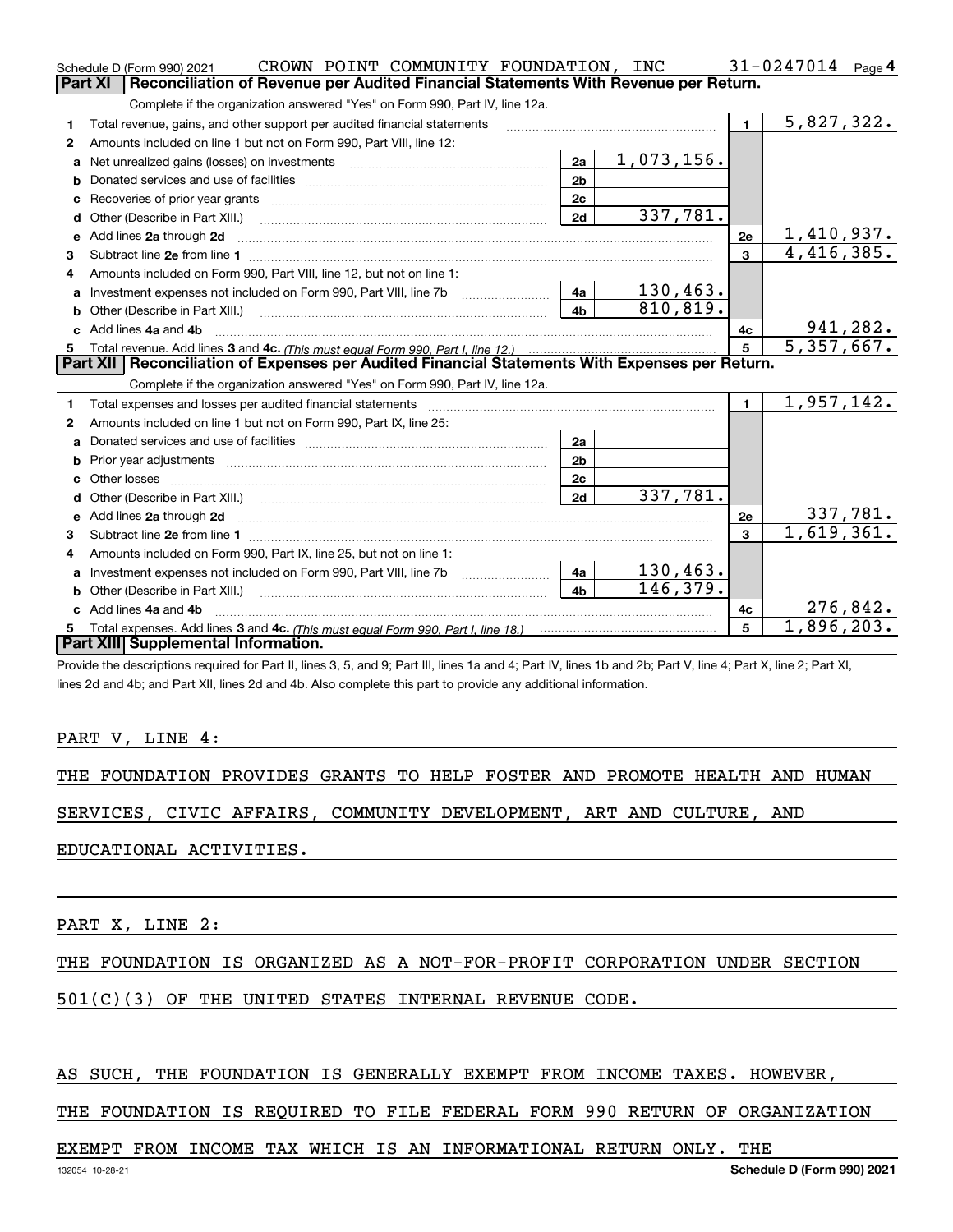Schedule D (Form 990) 2021 CROWN POINT COMMUNITY FOUNDATION, INC 31-0247014 Page 4

## Part XI Reconciliation of Revenue per Audited Financial Statements With Revenue per Return.

Complete if the organization answered "Yes" on Form 990, Part IV, line 12a.

| | | | | | |
|---|---|---|---|---|---|
| 1 | Total revenue, gains, and other support per audited financial statements | | | 1 | 5,827,322. |
| 2 | Amounts included on line 1 but not on Form 990, Part VIII, line 12: | | | | |
| a | Net unrealized gains (losses) on investments | 2a | 1,073,156. | | |
| b | Donated services and use of facilities | 2b | | | |
| c | Recoveries of prior year grants | 2c | | | |
| d | Other (Describe in Part XIII.) | 2d | 337,781. | | |
| e | Add lines 2a through 2d | | | 2e | 1,410,937. |
| 3 | Subtract line 2e from line 1 | | | 3 | 4,416,385. |
| 4 | Amounts included on Form 990, Part VIII, line 12, but not on line 1: | | | | |
| a | Investment expenses not included on Form 990, Part VIII, line 7b | 4a | 130,463. | | |
| b | Other (Describe in Part XIII.) | 4b | 810,819. | | |
| c | Add lines 4a and 4b | | | 4c | 941,282. |
| 5 | Total revenue. Add lines 3 and 4c. *(This must equal Form 990, Part I, line 12.)* | | | 5 | 5,357,667. |

## Part XII Reconciliation of Expenses per Audited Financial Statements With Expenses per Return.

Complete if the organization answered "Yes" on Form 990, Part IV, line 12a.

| | | | | | |
|---|---|---|---|---|---|
| 1 | Total expenses and losses per audited financial statements | | | 1 | 1,957,142. |
| 2 | Amounts included on line 1 but not on Form 990, Part IX, line 25: | | | | |
| a | Donated services and use of facilities | 2a | | | |
| b | Prior year adjustments | 2b | | | |
| c | Other losses | 2c | | | |
| d | Other (Describe in Part XIII.) | 2d | 337,781. | | |
| e | Add lines 2a through 2d | | | 2e | 337,781. |
| 3 | Subtract line 2e from line 1 | | | 3 | 1,619,361. |
| 4 | Amounts included on Form 990, Part IX, line 25, but not on line 1: | | | | |
| a | Investment expenses not included on Form 990, Part VIII, line 7b | 4a | 130,463. | | |
| b | Other (Describe in Part XIII.) | 4b | 146,379. | | |
| c | Add lines 4a and 4b | | | 4c | 276,842. |
| 5 | Total expenses. Add lines 3 and 4c. *(This must equal Form 990, Part I, line 18.)* | | | 5 | 1,896,203. |

## Part XIII Supplemental Information.

Provide the descriptions required for Part II, lines 3, 5, and 9; Part III, lines 1a and 4; Part IV, lines 1b and 2b; Part V, line 4; Part X, line 2; Part XI, lines 2d and 4b; and Part XII, lines 2d and 4b. Also complete this part to provide any additional information.

PART V, LINE 4:

THE FOUNDATION PROVIDES GRANTS TO HELP FOSTER AND PROMOTE HEALTH AND HUMAN SERVICES, CIVIC AFFAIRS, COMMUNITY DEVELOPMENT, ART AND CULTURE, AND EDUCATIONAL ACTIVITIES.

PART X, LINE 2:

THE FOUNDATION IS ORGANIZED AS A NOT-FOR-PROFIT CORPORATION UNDER SECTION 501(C)(3) OF THE UNITED STATES INTERNAL REVENUE CODE.

AS SUCH, THE FOUNDATION IS GENERALLY EXEMPT FROM INCOME TAXES. HOWEVER, THE FOUNDATION IS REQUIRED TO FILE FEDERAL FORM 990 RETURN OF ORGANIZATION EXEMPT FROM INCOME TAX WHICH IS AN INFORMATIONAL RETURN ONLY. THE

132054 10-28-21 Schedule D (Form 990) 2021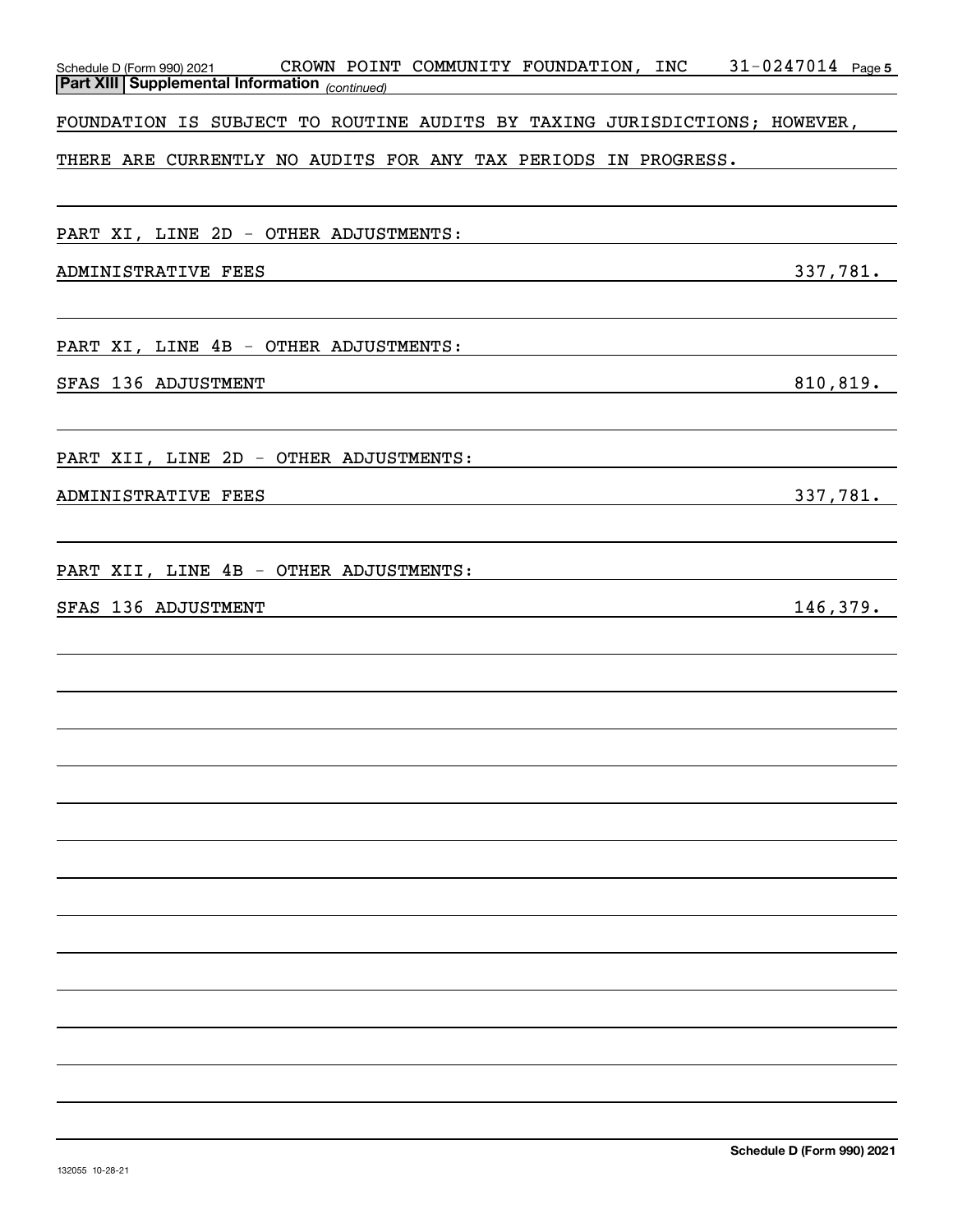Schedule D (Form 990) 2021 CROWN POINT COMMUNITY FOUNDATION, INC 31-0247014 Page 5

**Part XIII Supplemental Information** *(continued)*

FOUNDATION IS SUBJECT TO ROUTINE AUDITS BY TAXING JURISDICTIONS; HOWEVER, THERE ARE CURRENTLY NO AUDITS FOR ANY TAX PERIODS IN PROGRESS.

PART XI, LINE 2D - OTHER ADJUSTMENTS:

| | |
|---|---|
| ADMINISTRATIVE FEES | 337,781. |

PART XI, LINE 4B - OTHER ADJUSTMENTS:

| | |
|---|---|
| SFAS 136 ADJUSTMENT | 810,819. |

PART XII, LINE 2D - OTHER ADJUSTMENTS:

| | |
|---|---|
| ADMINISTRATIVE FEES | 337,781. |

PART XII, LINE 4B - OTHER ADJUSTMENTS:

| | |
|---|---|
| SFAS 136 ADJUSTMENT | 146,379. |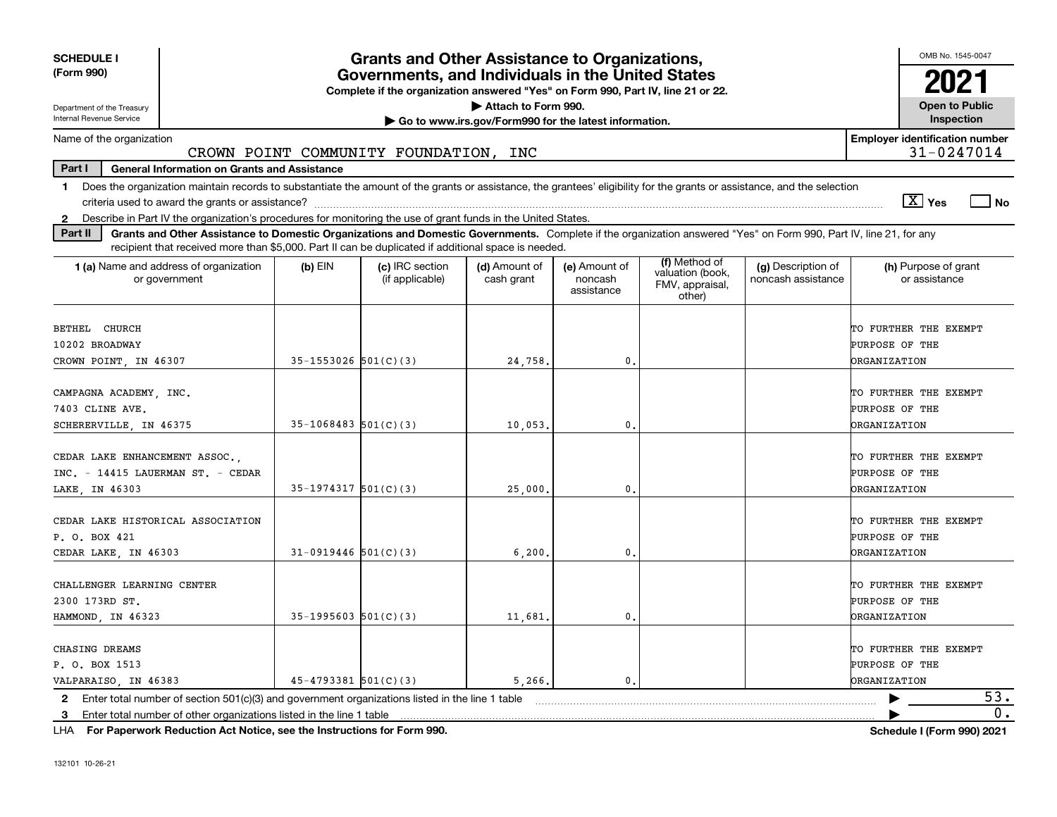**SCHEDULE I (Form 990)**

Department of the Treasury
Internal Revenue Service

# Grants and Other Assistance to Organizations, Governments, and Individuals in the United States

**Complete if the organization answered "Yes" on Form 990, Part IV, line 21 or 22.**
**▶ Attach to Form 990.**
**▶ Go to www.irs.gov/Form990 for the latest information.**

OMB No. 1545-0047

**2021**

**Open to Public Inspection**

Name of the organization: CROWN POINT COMMUNITY FOUNDATION, INC

**Employer identification number**: 31-0247014

**Part I — General Information on Grants and Assistance**

1 Does the organization maintain records to substantiate the amount of the grants or assistance, the grantees' eligibility for the grants or assistance, and the selection criteria used to award the grants or assistance? [X] Yes [ ] No

2 Describe in Part IV the organization's procedures for monitoring the use of grant funds in the United States.

**Part II — Grants and Other Assistance to Domestic Organizations and Domestic Governments.** Complete if the organization answered "Yes" on Form 990, Part IV, line 21, for any recipient that received more than $5,000. Part II can be duplicated if additional space is needed.

| 1 (a) Name and address of organization or government | (b) EIN | (c) IRC section (if applicable) | (d) Amount of cash grant | (e) Amount of noncash assistance | (f) Method of valuation (book, FMV, appraisal, other) | (g) Description of noncash assistance | (h) Purpose of grant or assistance |
|---|---|---|---|---|---|---|---|
| BETHEL CHURCH 10202 BROADWAY CROWN POINT, IN 46307 | 35-1553026 | 501(C)(3) | 24,758. | 0. | | | TO FURTHER THE EXEMPT PURPOSE OF THE ORGANIZATION |
| CAMPAGNA ACADEMY, INC. 7403 CLINE AVE. SCHERERVILLE, IN 46375 | 35-1068483 | 501(C)(3) | 10,053. | 0. | | | TO FURTHER THE EXEMPT PURPOSE OF THE ORGANIZATION |
| CEDAR LAKE ENHANCEMENT ASSOC., INC. - 14415 LAUERMAN ST. - CEDAR LAKE, IN 46303 | 35-1974317 | 501(C)(3) | 25,000. | 0. | | | TO FURTHER THE EXEMPT PURPOSE OF THE ORGANIZATION |
| CEDAR LAKE HISTORICAL ASSOCIATION P. O. BOX 421 CEDAR LAKE, IN 46303 | 31-0919446 | 501(C)(3) | 6,200. | 0. | | | TO FURTHER THE EXEMPT PURPOSE OF THE ORGANIZATION |
| CHALLENGER LEARNING CENTER 2300 173RD ST. HAMMOND, IN 46323 | 35-1995603 | 501(C)(3) | 11,681. | 0. | | | TO FURTHER THE EXEMPT PURPOSE OF THE ORGANIZATION |
| CHASING DREAMS P. O. BOX 1513 VALPARAISO, IN 46383 | 45-4793381 | 501(C)(3) | 5,266. | 0. | | | TO FURTHER THE EXEMPT PURPOSE OF THE ORGANIZATION |

2 Enter total number of section 501(c)(3) and government organizations listed in the line 1 table ▶ 53.

3 Enter total number of other organizations listed in the line 1 table ▶ 0.

LHA **For Paperwork Reduction Act Notice, see the Instructions for Form 990.** **Schedule I (Form 990) 2021**

132101 10-26-21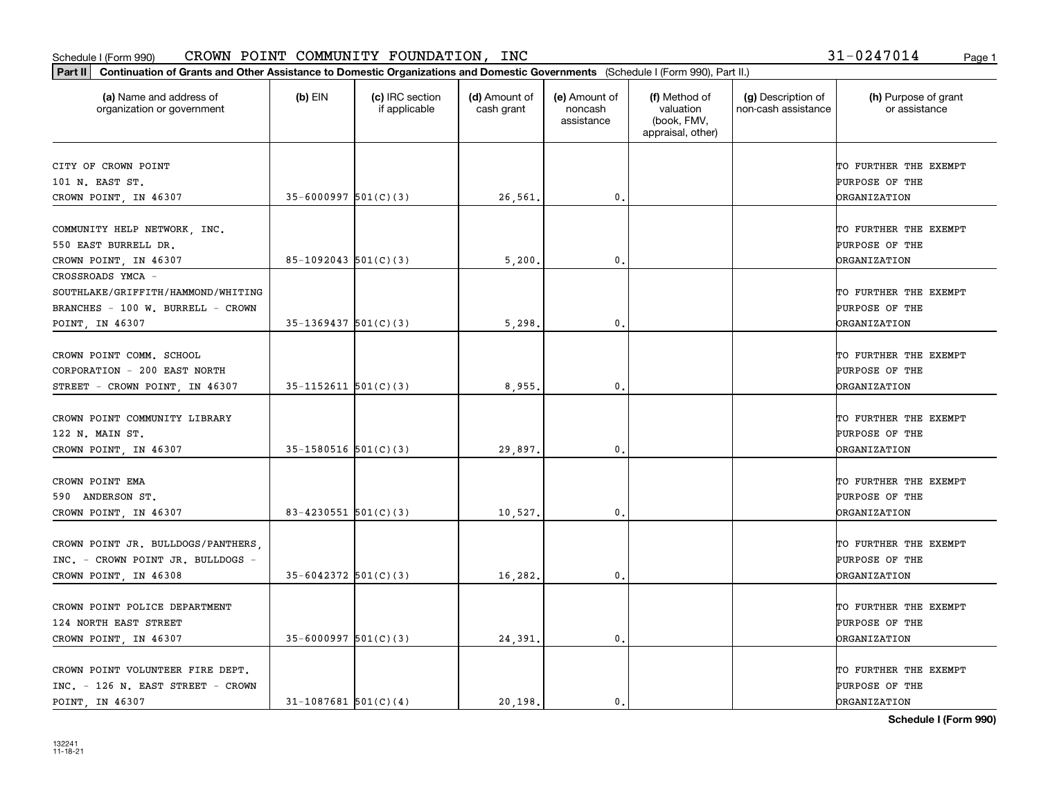Schedule I (Form 990) CROWN POINT COMMUNITY FOUNDATION, INC 31-0247014

**Part II** **Continuation of Grants and Other Assistance to Domestic Organizations and Domestic Governments** (Schedule I (Form 990), Part II.)

| (a) Name and address of organization or government | (b) EIN | (c) IRC section if applicable | (d) Amount of cash grant | (e) Amount of noncash assistance | (f) Method of valuation (book, FMV, appraisal, other) | (g) Description of non-cash assistance | (h) Purpose of grant or assistance |
|---|---|---|---|---|---|---|---|
| CITY OF CROWN POINT 101 N. EAST ST. CROWN POINT, IN 46307 | 35-6000997 | 501(C)(3) | 26,561. | 0. | | | TO FURTHER THE EXEMPT PURPOSE OF THE ORGANIZATION |
| COMMUNITY HELP NETWORK, INC. 550 EAST BURRELL DR. CROWN POINT, IN 46307 | 85-1092043 | 501(C)(3) | 5,200. | 0. | | | TO FURTHER THE EXEMPT PURPOSE OF THE ORGANIZATION |
| CROSSROADS YMCA - SOUTHLAKE/GRIFFITH/HAMMOND/WHITING BRANCHES - 100 W. BURRELL - CROWN POINT, IN 46307 | 35-1369437 | 501(C)(3) | 5,298. | 0. | | | TO FURTHER THE EXEMPT PURPOSE OF THE ORGANIZATION |
| CROWN POINT COMM. SCHOOL CORPORATION - 200 EAST NORTH STREET - CROWN POINT, IN 46307 | 35-1152611 | 501(C)(3) | 8,955. | 0. | | | TO FURTHER THE EXEMPT PURPOSE OF THE ORGANIZATION |
| CROWN POINT COMMUNITY LIBRARY 122 N. MAIN ST. CROWN POINT, IN 46307 | 35-1580516 | 501(C)(3) | 29,897. | 0. | | | TO FURTHER THE EXEMPT PURPOSE OF THE ORGANIZATION |
| CROWN POINT EMA 590 ANDERSON ST. CROWN POINT, IN 46307 | 83-4230551 | 501(C)(3) | 10,527. | 0. | | | TO FURTHER THE EXEMPT PURPOSE OF THE ORGANIZATION |
| CROWN POINT JR. BULLDOGS/PANTHERS, INC. - CROWN POINT JR. BULLDOGS - CROWN POINT, IN 46308 | 35-6042372 | 501(C)(3) | 16,282. | 0. | | | TO FURTHER THE EXEMPT PURPOSE OF THE ORGANIZATION |
| CROWN POINT POLICE DEPARTMENT 124 NORTH EAST STREET CROWN POINT, IN 46307 | 35-6000997 | 501(C)(3) | 24,391. | 0. | | | TO FURTHER THE EXEMPT PURPOSE OF THE ORGANIZATION |
| CROWN POINT VOLUNTEER FIRE DEPT. INC. - 126 N. EAST STREET - CROWN POINT, IN 46307 | 31-1087681 | 501(C)(4) | 20,198. | 0. | | | TO FURTHER THE EXEMPT PURPOSE OF THE ORGANIZATION |

132241 11-18-21

**Schedule I (Form 990)**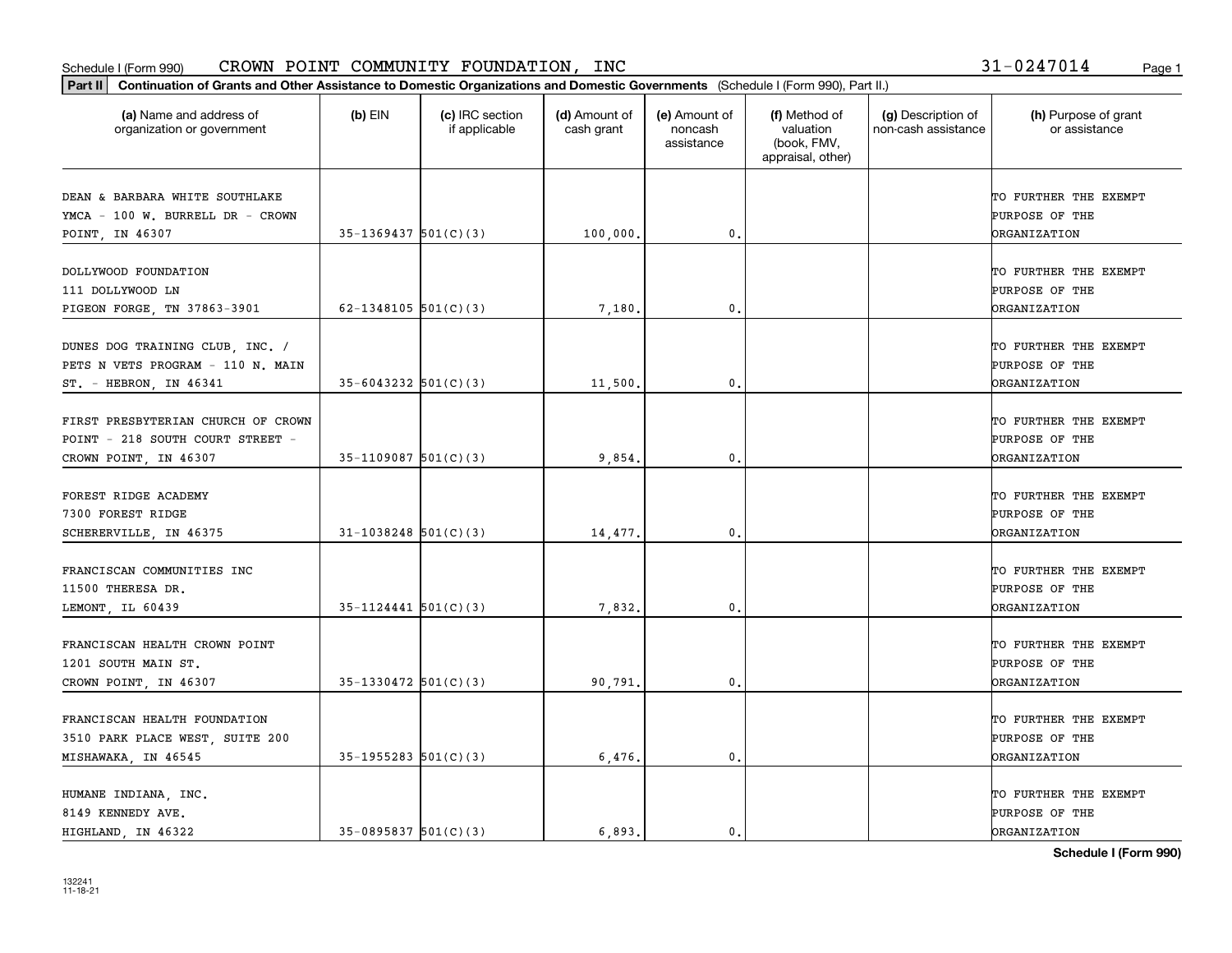Schedule I (Form 990) CROWN POINT COMMUNITY FOUNDATION, INC 31-0247014

**Part II** **Continuation of Grants and Other Assistance to Domestic Organizations and Domestic Governments** (Schedule I (Form 990), Part II.)

| (a) Name and address of organization or government | (b) EIN | (c) IRC section if applicable | (d) Amount of cash grant | (e) Amount of noncash assistance | (f) Method of valuation (book, FMV, appraisal, other) | (g) Description of non-cash assistance | (h) Purpose of grant or assistance |
|---|---|---|---|---|---|---|---|
| DEAN & BARBARA WHITE SOUTHLAKE YMCA - 100 W. BURRELL DR - CROWN POINT, IN 46307 | 35-1369437 | 501(C)(3) | 100,000. | 0. | | | TO FURTHER THE EXEMPT PURPOSE OF THE ORGANIZATION |
| DOLLYWOOD FOUNDATION 111 DOLLYWOOD LN PIGEON FORGE, TN 37863-3901 | 62-1348105 | 501(C)(3) | 7,180. | 0. | | | TO FURTHER THE EXEMPT PURPOSE OF THE ORGANIZATION |
| DUNES DOG TRAINING CLUB, INC. / PETS N VETS PROGRAM - 110 N. MAIN ST. - HEBRON, IN 46341 | 35-6043232 | 501(C)(3) | 11,500. | 0. | | | TO FURTHER THE EXEMPT PURPOSE OF THE ORGANIZATION |
| FIRST PRESBYTERIAN CHURCH OF CROWN POINT - 218 SOUTH COURT STREET - CROWN POINT, IN 46307 | 35-1109087 | 501(C)(3) | 9,854. | 0. | | | TO FURTHER THE EXEMPT PURPOSE OF THE ORGANIZATION |
| FOREST RIDGE ACADEMY 7300 FOREST RIDGE SCHERERVILLE, IN 46375 | 31-1038248 | 501(C)(3) | 14,477. | 0. | | | TO FURTHER THE EXEMPT PURPOSE OF THE ORGANIZATION |
| FRANCISCAN COMMUNITIES INC 11500 THERESA DR. LEMONT, IL 60439 | 35-1124441 | 501(C)(3) | 7,832. | 0. | | | TO FURTHER THE EXEMPT PURPOSE OF THE ORGANIZATION |
| FRANCISCAN HEALTH CROWN POINT 1201 SOUTH MAIN ST. CROWN POINT, IN 46307 | 35-1330472 | 501(C)(3) | 90,791. | 0. | | | TO FURTHER THE EXEMPT PURPOSE OF THE ORGANIZATION |
| FRANCISCAN HEALTH FOUNDATION 3510 PARK PLACE WEST, SUITE 200 MISHAWAKA, IN 46545 | 35-1955283 | 501(C)(3) | 6,476. | 0. | | | TO FURTHER THE EXEMPT PURPOSE OF THE ORGANIZATION |
| HUMANE INDIANA, INC. 8149 KENNEDY AVE. HIGHLAND, IN 46322 | 35-0895837 | 501(C)(3) | 6,893. | 0. | | | TO FURTHER THE EXEMPT PURPOSE OF THE ORGANIZATION |

Schedule I (Form 990)

132241 11-18-21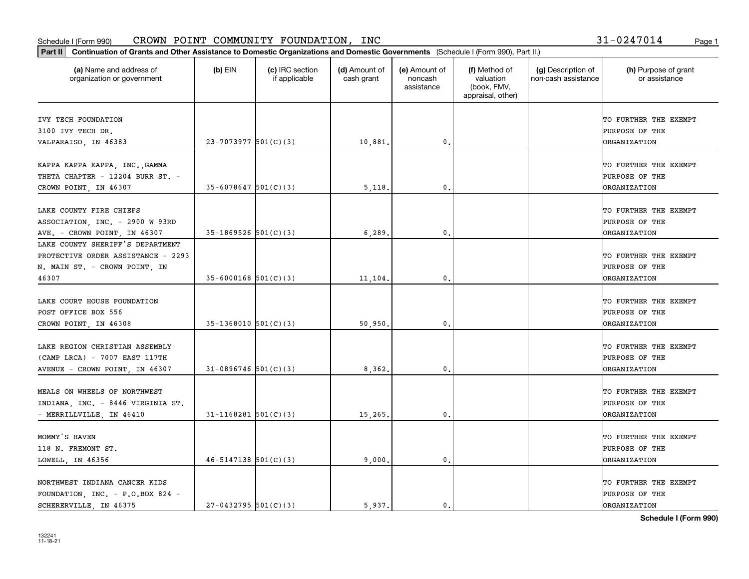Schedule I (Form 990) CROWN POINT COMMUNITY FOUNDATION, INC 31-0247014

**Part II** **Continuation of Grants and Other Assistance to Domestic Organizations and Domestic Governments** (Schedule I (Form 990), Part II.)

| (a) Name and address of organization or government | (b) EIN | (c) IRC section if applicable | (d) Amount of cash grant | (e) Amount of noncash assistance | (f) Method of valuation (book, FMV, appraisal, other) | (g) Description of non-cash assistance | (h) Purpose of grant or assistance |
|---|---|---|---|---|---|---|---|
| IVY TECH FOUNDATION 3100 IVY TECH DR. VALPARAISO, IN 46383 | 23-7073977 | 501(C)(3) | 10,881. | 0. | | | TO FURTHER THE EXEMPT PURPOSE OF THE ORGANIZATION |
| KAPPA KAPPA KAPPA, INC.,GAMMA THETA CHAPTER - 12204 BURR ST. - CROWN POINT, IN 46307 | 35-6078647 | 501(C)(3) | 5,118. | 0. | | | TO FURTHER THE EXEMPT PURPOSE OF THE ORGANIZATION |
| LAKE COUNTY FIRE CHIEFS ASSOCIATION, INC. - 2900 W 93RD AVE. - CROWN POINT, IN 46307 | 35-1869526 | 501(C)(3) | 6,289. | 0. | | | TO FURTHER THE EXEMPT PURPOSE OF THE ORGANIZATION |
| LAKE COUNTY SHERIFF'S DEPARTMENT PROTECTIVE ORDER ASSISTANCE - 2293 N. MAIN ST. - CROWN POINT, IN 46307 | 35-6000168 | 501(C)(3) | 11,104. | 0. | | | TO FURTHER THE EXEMPT PURPOSE OF THE ORGANIZATION |
| LAKE COURT HOUSE FOUNDATION POST OFFICE BOX 556 CROWN POINT, IN 46308 | 35-1368010 | 501(C)(3) | 50,950. | 0. | | | TO FURTHER THE EXEMPT PURPOSE OF THE ORGANIZATION |
| LAKE REGION CHRISTIAN ASSEMBLY (CAMP LRCA) - 7007 EAST 117TH AVENUE - CROWN POINT, IN 46307 | 31-0896746 | 501(C)(3) | 8,362. | 0. | | | TO FURTHER THE EXEMPT PURPOSE OF THE ORGANIZATION |
| MEALS ON WHEELS OF NORTHWEST INDIANA, INC. - 8446 VIRGINIA ST. - MERRILLVILLE, IN 46410 | 31-1168281 | 501(C)(3) | 15,265. | 0. | | | TO FURTHER THE EXEMPT PURPOSE OF THE ORGANIZATION |
| MOMMY'S HAVEN 118 N. FREMONT ST. LOWELL, IN 46356 | 46-5147138 | 501(C)(3) | 9,000. | 0. | | | TO FURTHER THE EXEMPT PURPOSE OF THE ORGANIZATION |
| NORTHWEST INDIANA CANCER KIDS FOUNDATION, INC. - P.O.BOX 824 - SCHERERVILLE, IN 46375 | 27-0432795 | 501(C)(3) | 5,937. | 0. | | | TO FURTHER THE EXEMPT PURPOSE OF THE ORGANIZATION |

Schedule I (Form 990)

132241 11-18-21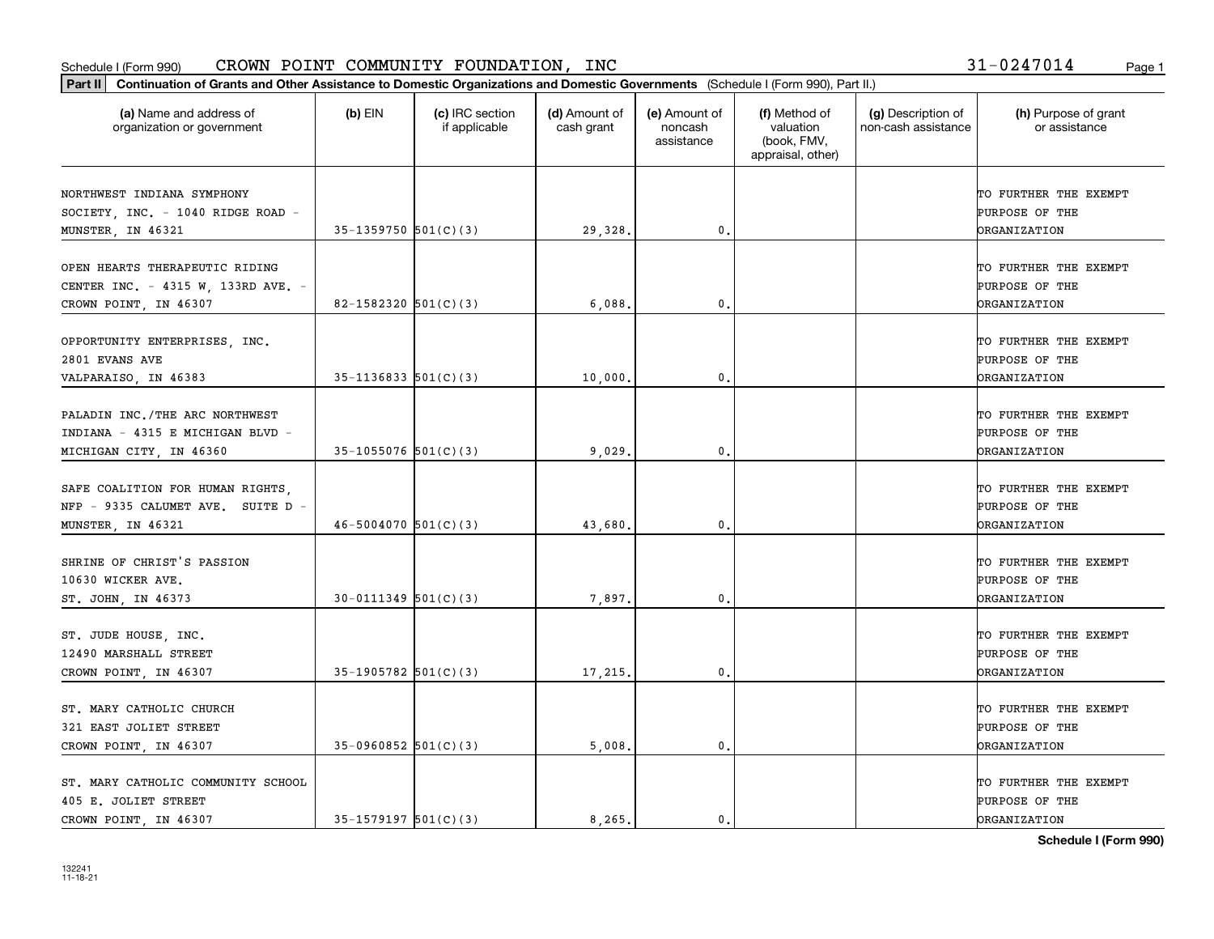Schedule I (Form 990) CROWN POINT COMMUNITY FOUNDATION, INC 31-0247014

**Part II** **Continuation of Grants and Other Assistance to Domestic Organizations and Domestic Governments** (Schedule I (Form 990), Part II.)

| (a) Name and address of organization or government | (b) EIN | (c) IRC section if applicable | (d) Amount of cash grant | (e) Amount of noncash assistance | (f) Method of valuation (book, FMV, appraisal, other) | (g) Description of non-cash assistance | (h) Purpose of grant or assistance |
|---|---|---|---|---|---|---|---|
| NORTHWEST INDIANA SYMPHONY SOCIETY, INC. - 1040 RIDGE ROAD - MUNSTER, IN 46321 | 35-1359750 | 501(C)(3) | 29,328. | 0. | | | TO FURTHER THE EXEMPT PURPOSE OF THE ORGANIZATION |
| OPEN HEARTS THERAPEUTIC RIDING CENTER INC. - 4315 W, 133RD AVE. - CROWN POINT, IN 46307 | 82-1582320 | 501(C)(3) | 6,088. | 0. | | | TO FURTHER THE EXEMPT PURPOSE OF THE ORGANIZATION |
| OPPORTUNITY ENTERPRISES, INC. 2801 EVANS AVE VALPARAISO, IN 46383 | 35-1136833 | 501(C)(3) | 10,000. | 0. | | | TO FURTHER THE EXEMPT PURPOSE OF THE ORGANIZATION |
| PALADIN INC./THE ARC NORTHWEST INDIANA - 4315 E MICHIGAN BLVD - MICHIGAN CITY, IN 46360 | 35-1055076 | 501(C)(3) | 9,029. | 0. | | | TO FURTHER THE EXEMPT PURPOSE OF THE ORGANIZATION |
| SAFE COALITION FOR HUMAN RIGHTS, NFP - 9335 CALUMET AVE. SUITE D - MUNSTER, IN 46321 | 46-5004070 | 501(C)(3) | 43,680. | 0. | | | TO FURTHER THE EXEMPT PURPOSE OF THE ORGANIZATION |
| SHRINE OF CHRIST'S PASSION 10630 WICKER AVE. ST. JOHN, IN 46373 | 30-0111349 | 501(C)(3) | 7,897. | 0. | | | TO FURTHER THE EXEMPT PURPOSE OF THE ORGANIZATION |
| ST. JUDE HOUSE, INC. 12490 MARSHALL STREET CROWN POINT, IN 46307 | 35-1905782 | 501(C)(3) | 17,215. | 0. | | | TO FURTHER THE EXEMPT PURPOSE OF THE ORGANIZATION |
| ST. MARY CATHOLIC CHURCH 321 EAST JOLIET STREET CROWN POINT, IN 46307 | 35-0960852 | 501(C)(3) | 5,008. | 0. | | | TO FURTHER THE EXEMPT PURPOSE OF THE ORGANIZATION |
| ST. MARY CATHOLIC COMMUNITY SCHOOL 405 E. JOLIET STREET CROWN POINT, IN 46307 | 35-1579197 | 501(C)(3) | 8,265. | 0. | | | TO FURTHER THE EXEMPT PURPOSE OF THE ORGANIZATION |

132241 11-18-21

**Schedule I (Form 990)**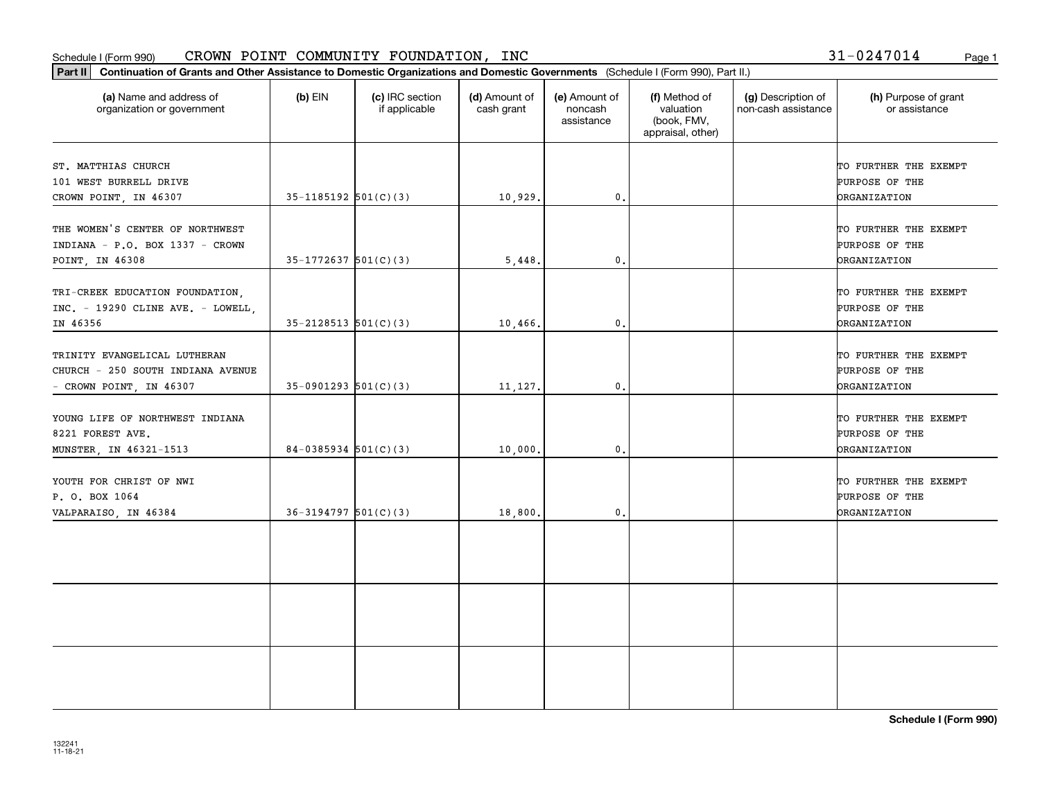Schedule I (Form 990) CROWN POINT COMMUNITY FOUNDATION, INC 31-0247014

**Part II** **Continuation of Grants and Other Assistance to Domestic Organizations and Domestic Governments** (Schedule I (Form 990), Part II.)

| (a) Name and address of organization or government | (b) EIN | (c) IRC section if applicable | (d) Amount of cash grant | (e) Amount of noncash assistance | (f) Method of valuation (book, FMV, appraisal, other) | (g) Description of non-cash assistance | (h) Purpose of grant or assistance |
|---|---|---|---|---|---|---|---|
| ST. MATTHIAS CHURCH 101 WEST BURRELL DRIVE CROWN POINT, IN 46307 | 35-1185192 | 501(C)(3) | 10,929. | 0. | | | TO FURTHER THE EXEMPT PURPOSE OF THE ORGANIZATION |
| THE WOMEN'S CENTER OF NORTHWEST INDIANA - P.O. BOX 1337 - CROWN POINT, IN 46308 | 35-1772637 | 501(C)(3) | 5,448. | 0. | | | TO FURTHER THE EXEMPT PURPOSE OF THE ORGANIZATION |
| TRI-CREEK EDUCATION FOUNDATION, INC. - 19290 CLINE AVE. - LOWELL, IN 46356 | 35-2128513 | 501(C)(3) | 10,466. | 0. | | | TO FURTHER THE EXEMPT PURPOSE OF THE ORGANIZATION |
| TRINITY EVANGELICAL LUTHERAN CHURCH - 250 SOUTH INDIANA AVENUE - CROWN POINT, IN 46307 | 35-0901293 | 501(C)(3) | 11,127. | 0. | | | TO FURTHER THE EXEMPT PURPOSE OF THE ORGANIZATION |
| YOUNG LIFE OF NORTHWEST INDIANA 8221 FOREST AVE. MUNSTER, IN 46321-1513 | 84-0385934 | 501(C)(3) | 10,000. | 0. | | | TO FURTHER THE EXEMPT PURPOSE OF THE ORGANIZATION |
| YOUTH FOR CHRIST OF NWI P. O. BOX 1064 VALPARAISO, IN 46384 | 36-3194797 | 501(C)(3) | 18,800. | 0. | | | TO FURTHER THE EXEMPT PURPOSE OF THE ORGANIZATION |
| | | | | | | | |
| | | | | | | | |
| | | | | | | | |

**Schedule I (Form 990)**

132241 11-18-21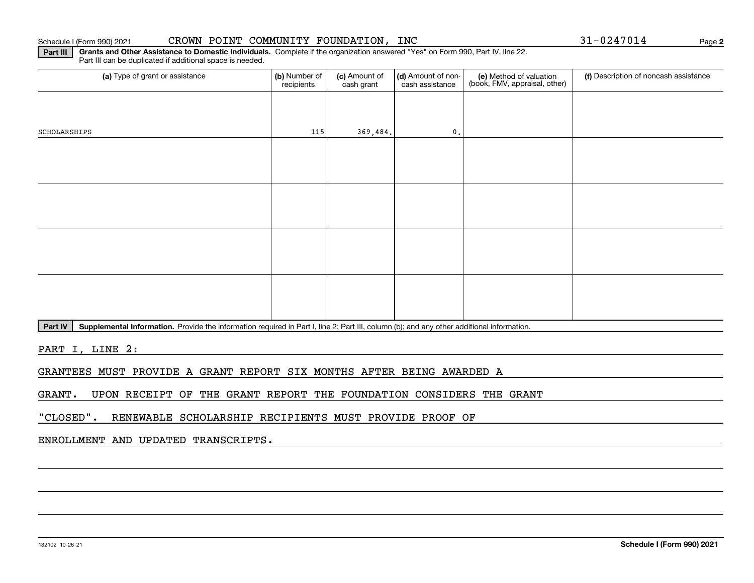Schedule I (Form 990) 2021 CROWN POINT COMMUNITY FOUNDATION, INC 31-0247014

**Part III** **Grants and Other Assistance to Domestic Individuals.** Complete if the organization answered "Yes" on Form 990, Part IV, line 22. Part III can be duplicated if additional space is needed.

| (a) Type of grant or assistance | (b) Number of recipients | (c) Amount of cash grant | (d) Amount of non-cash assistance | (e) Method of valuation (book, FMV, appraisal, other) | (f) Description of noncash assistance |
|---|---|---|---|---|---|
| SCHOLARSHIPS | 115 | 369,484. | 0. | | |
| | | | | | |
| | | | | | |
| | | | | | |
| | | | | | |

**Part IV** **Supplemental Information.** Provide the information required in Part I, line 2; Part III, column (b); and any other additional information.

PART I, LINE 2:

GRANTEES MUST PROVIDE A GRANT REPORT SIX MONTHS AFTER BEING AWARDED A GRANT. UPON RECEIPT OF THE GRANT REPORT THE FOUNDATION CONSIDERS THE GRANT "CLOSED". RENEWABLE SCHOLARSHIP RECIPIENTS MUST PROVIDE PROOF OF ENROLLMENT AND UPDATED TRANSCRIPTS.

132102 10-26-21 **Schedule I (Form 990) 2021**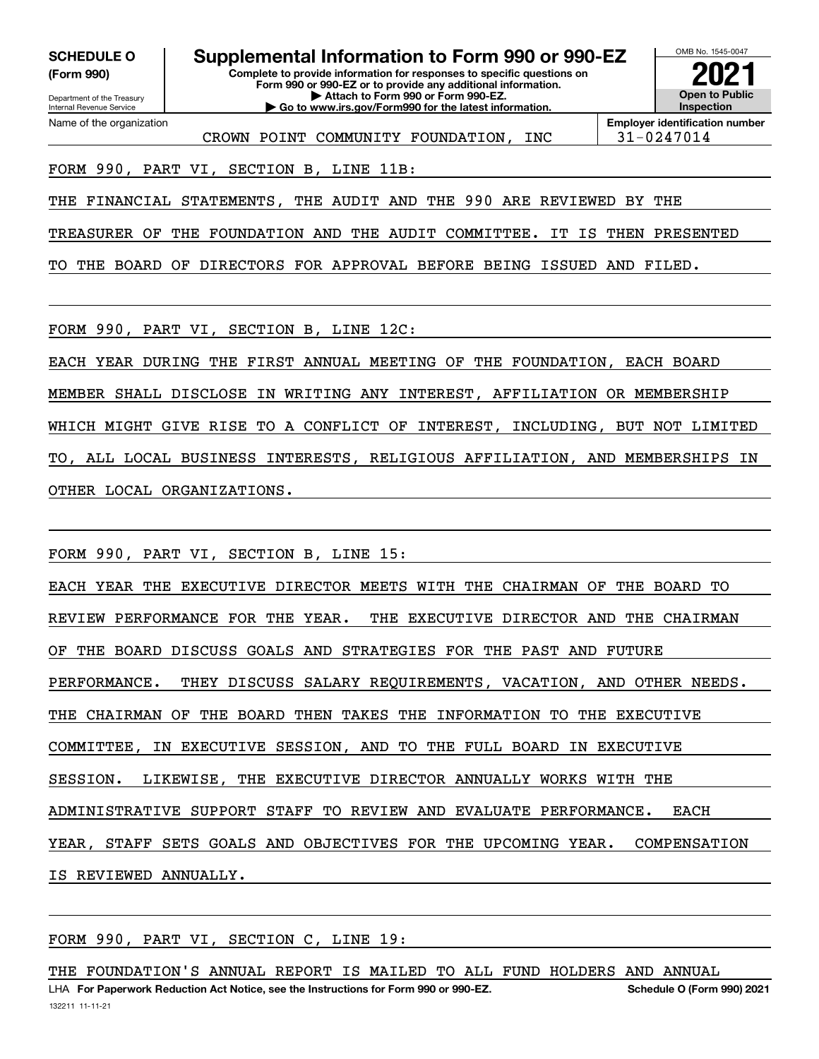**SCHEDULE O (Form 990)**

Department of the Treasury
Internal Revenue Service

# Supplemental Information to Form 990 or 990-EZ

**Complete to provide information for responses to specific questions on Form 990 or 990-EZ or to provide any additional information.**
**▶ Attach to Form 990 or Form 990-EZ.**
**▶ Go to www.irs.gov/Form990 for the latest information.**

OMB No. 1545-0047

**2021**

**Open to Public Inspection**

Name of the organization: CROWN POINT COMMUNITY FOUNDATION, INC

**Employer identification number:** 31-0247014

FORM 990, PART VI, SECTION B, LINE 11B:

THE FINANCIAL STATEMENTS, THE AUDIT AND THE 990 ARE REVIEWED BY THE TREASURER OF THE FOUNDATION AND THE AUDIT COMMITTEE. IT IS THEN PRESENTED TO THE BOARD OF DIRECTORS FOR APPROVAL BEFORE BEING ISSUED AND FILED.

FORM 990, PART VI, SECTION B, LINE 12C:

EACH YEAR DURING THE FIRST ANNUAL MEETING OF THE FOUNDATION, EACH BOARD MEMBER SHALL DISCLOSE IN WRITING ANY INTEREST, AFFILIATION OR MEMBERSHIP WHICH MIGHT GIVE RISE TO A CONFLICT OF INTEREST, INCLUDING, BUT NOT LIMITED TO, ALL LOCAL BUSINESS INTERESTS, RELIGIOUS AFFILIATION, AND MEMBERSHIPS IN OTHER LOCAL ORGANIZATIONS.

FORM 990, PART VI, SECTION B, LINE 15:

EACH YEAR THE EXECUTIVE DIRECTOR MEETS WITH THE CHAIRMAN OF THE BOARD TO REVIEW PERFORMANCE FOR THE YEAR. THE EXECUTIVE DIRECTOR AND THE CHAIRMAN OF THE BOARD DISCUSS GOALS AND STRATEGIES FOR THE PAST AND FUTURE PERFORMANCE. THEY DISCUSS SALARY REQUIREMENTS, VACATION, AND OTHER NEEDS. THE CHAIRMAN OF THE BOARD THEN TAKES THE INFORMATION TO THE EXECUTIVE COMMITTEE, IN EXECUTIVE SESSION, AND TO THE FULL BOARD IN EXECUTIVE SESSION. LIKEWISE, THE EXECUTIVE DIRECTOR ANNUALLY WORKS WITH THE ADMINISTRATIVE SUPPORT STAFF TO REVIEW AND EVALUATE PERFORMANCE. EACH YEAR, STAFF SETS GOALS AND OBJECTIVES FOR THE UPCOMING YEAR. COMPENSATION IS REVIEWED ANNUALLY.

FORM 990, PART VI, SECTION C, LINE 19:

THE FOUNDATION'S ANNUAL REPORT IS MAILED TO ALL FUND HOLDERS AND ANNUAL

LHA **For Paperwork Reduction Act Notice, see the Instructions for Form 990 or 990-EZ.** **Schedule O (Form 990) 2021**

132211 11-11-21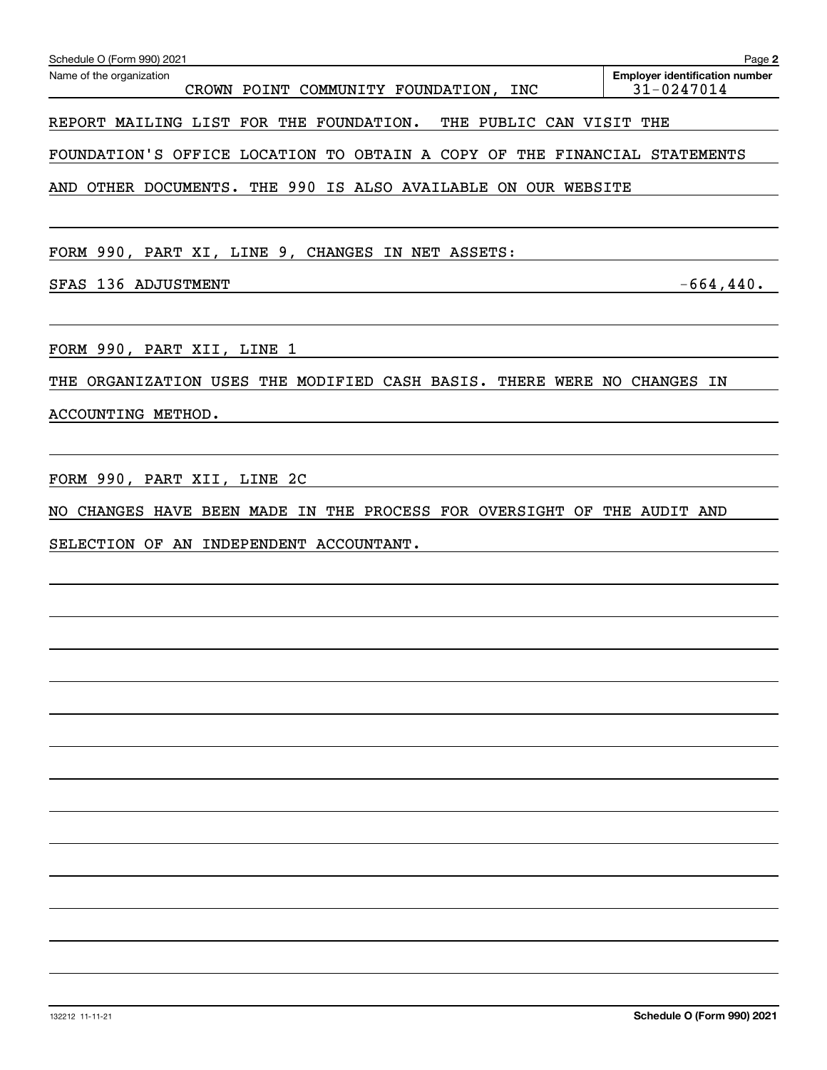Schedule O (Form 990) 2021

Name of the organization: CROWN POINT COMMUNITY FOUNDATION, INC

Employer identification number: 31-0247014

REPORT MAILING LIST FOR THE FOUNDATION. THE PUBLIC CAN VISIT THE FOUNDATION'S OFFICE LOCATION TO OBTAIN A COPY OF THE FINANCIAL STATEMENTS AND OTHER DOCUMENTS. THE 990 IS ALSO AVAILABLE ON OUR WEBSITE

FORM 990, PART XI, LINE 9, CHANGES IN NET ASSETS:

| | |
|---|---|
| SFAS 136 ADJUSTMENT | -664,440. |

FORM 990, PART XII, LINE 1

THE ORGANIZATION USES THE MODIFIED CASH BASIS. THERE WERE NO CHANGES IN ACCOUNTING METHOD.

FORM 990, PART XII, LINE 2C

NO CHANGES HAVE BEEN MADE IN THE PROCESS FOR OVERSIGHT OF THE AUDIT AND SELECTION OF AN INDEPENDENT ACCOUNTANT.